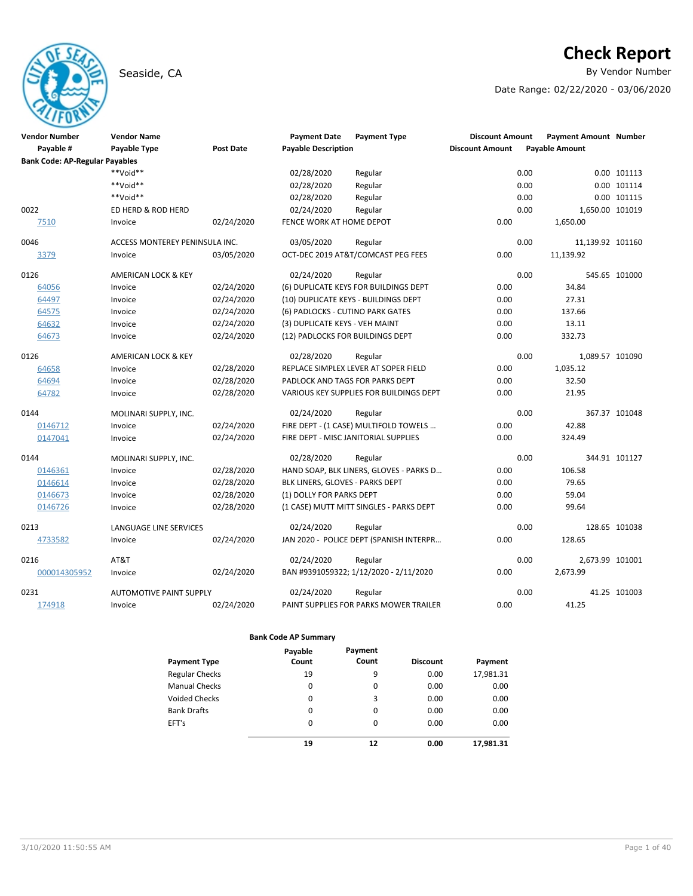# Check Report

Seaside, CA

By Vendor Number

Date Range: 02/22/2020 - 03/06/2020

| Vendor Number | Vendor Name | | Payment Date | Payment Type | Discount Amount | Payment Amount | Number |
|---|---|---|---|---|---|---|---|
| Payable # | Payable Type | Post Date | Payable Description | | Discount Amount | Payable Amount | |
| **Bank Code: AP-Regular Payables** | | | | | | | |
| | **Void** | | 02/28/2020 | Regular | 0.00 | 0.00 | 101113 |
| | **Void** | | 02/28/2020 | Regular | 0.00 | 0.00 | 101114 |
| | **Void** | | 02/28/2020 | Regular | 0.00 | 0.00 | 101115 |
| 0022 | ED HERD & ROD HERD | | 02/24/2020 | Regular | 0.00 | 1,650.00 | 101019 |
| 7510 | Invoice | 02/24/2020 | FENCE WORK AT HOME DEPOT | | 0.00 | 1,650.00 | |
| 0046 | ACCESS MONTEREY PENINSULA INC. | | 03/05/2020 | Regular | 0.00 | 11,139.92 | 101160 |
| 3379 | Invoice | 03/05/2020 | OCT-DEC 2019 AT&T/COMCAST PEG FEES | | 0.00 | 11,139.92 | |
| 0126 | AMERICAN LOCK & KEY | | 02/24/2020 | Regular | 0.00 | 545.65 | 101000 |
| 64056 | Invoice | 02/24/2020 | (6) DUPLICATE KEYS FOR BUILDINGS DEPT | | 0.00 | 34.84 | |
| 64497 | Invoice | 02/24/2020 | (10) DUPLICATE KEYS - BUILDINGS DEPT | | 0.00 | 27.31 | |
| 64575 | Invoice | 02/24/2020 | (6) PADLOCKS - CUTINO PARK GATES | | 0.00 | 137.66 | |
| 64632 | Invoice | 02/24/2020 | (3) DUPLICATE KEYS - VEH MAINT | | 0.00 | 13.11 | |
| 64673 | Invoice | 02/24/2020 | (12) PADLOCKS FOR BUILDINGS DEPT | | 0.00 | 332.73 | |
| 0126 | AMERICAN LOCK & KEY | | 02/28/2020 | Regular | 0.00 | 1,089.57 | 101090 |
| 64658 | Invoice | 02/28/2020 | REPLACE SIMPLEX LEVER AT SOPER FIELD | | 0.00 | 1,035.12 | |
| 64694 | Invoice | 02/28/2020 | PADLOCK AND TAGS FOR PARKS DEPT | | 0.00 | 32.50 | |
| 64782 | Invoice | 02/28/2020 | VARIOUS KEY SUPPLIES FOR BUILDINGS DEPT | | 0.00 | 21.95 | |
| 0144 | MOLINARI SUPPLY, INC. | | 02/24/2020 | Regular | 0.00 | 367.37 | 101048 |
| 0146712 | Invoice | 02/24/2020 | FIRE DEPT - (1 CASE) MULTIFOLD TOWELS ... | | 0.00 | 42.88 | |
| 0147041 | Invoice | 02/24/2020 | FIRE DEPT - MISC JANITORIAL SUPPLIES | | 0.00 | 324.49 | |
| 0144 | MOLINARI SUPPLY, INC. | | 02/28/2020 | Regular | 0.00 | 344.91 | 101127 |
| 0146361 | Invoice | 02/28/2020 | HAND SOAP, BLK LINERS, GLOVES - PARKS D... | | 0.00 | 106.58 | |
| 0146614 | Invoice | 02/28/2020 | BLK LINERS, GLOVES - PARKS DEPT | | 0.00 | 79.65 | |
| 0146673 | Invoice | 02/28/2020 | (1) DOLLY FOR PARKS DEPT | | 0.00 | 59.04 | |
| 0146726 | Invoice | 02/28/2020 | (1 CASE) MUTT MITT SINGLES - PARKS DEPT | | 0.00 | 99.64 | |
| 0213 | LANGUAGE LINE SERVICES | | 02/24/2020 | Regular | 0.00 | 128.65 | 101038 |
| 4733582 | Invoice | 02/24/2020 | JAN 2020 - POLICE DEPT (SPANISH INTERPR... | | 0.00 | 128.65 | |
| 0216 | AT&T | | 02/24/2020 | Regular | 0.00 | 2,673.99 | 101001 |
| 000014305952 | Invoice | 02/24/2020 | BAN #9391059322; 1/12/2020 - 2/11/2020 | | 0.00 | 2,673.99 | |
| 0231 | AUTOMOTIVE PAINT SUPPLY | | 02/24/2020 | Regular | 0.00 | 41.25 | 101003 |
| 174918 | Invoice | 02/24/2020 | PAINT SUPPLIES FOR PARKS MOWER TRAILER | | 0.00 | 41.25 | |

### Bank Code AP Summary

| Payment Type | Payable Count | Payment Count | Discount | Payment |
|---|---|---|---|---|
| Regular Checks | 19 | 9 | 0.00 | 17,981.31 |
| Manual Checks | 0 | 0 | 0.00 | 0.00 |
| Voided Checks | 0 | 3 | 0.00 | 0.00 |
| Bank Drafts | 0 | 0 | 0.00 | 0.00 |
| EFT's | 0 | 0 | 0.00 | 0.00 |
| | **19** | **12** | **0.00** | **17,981.31** |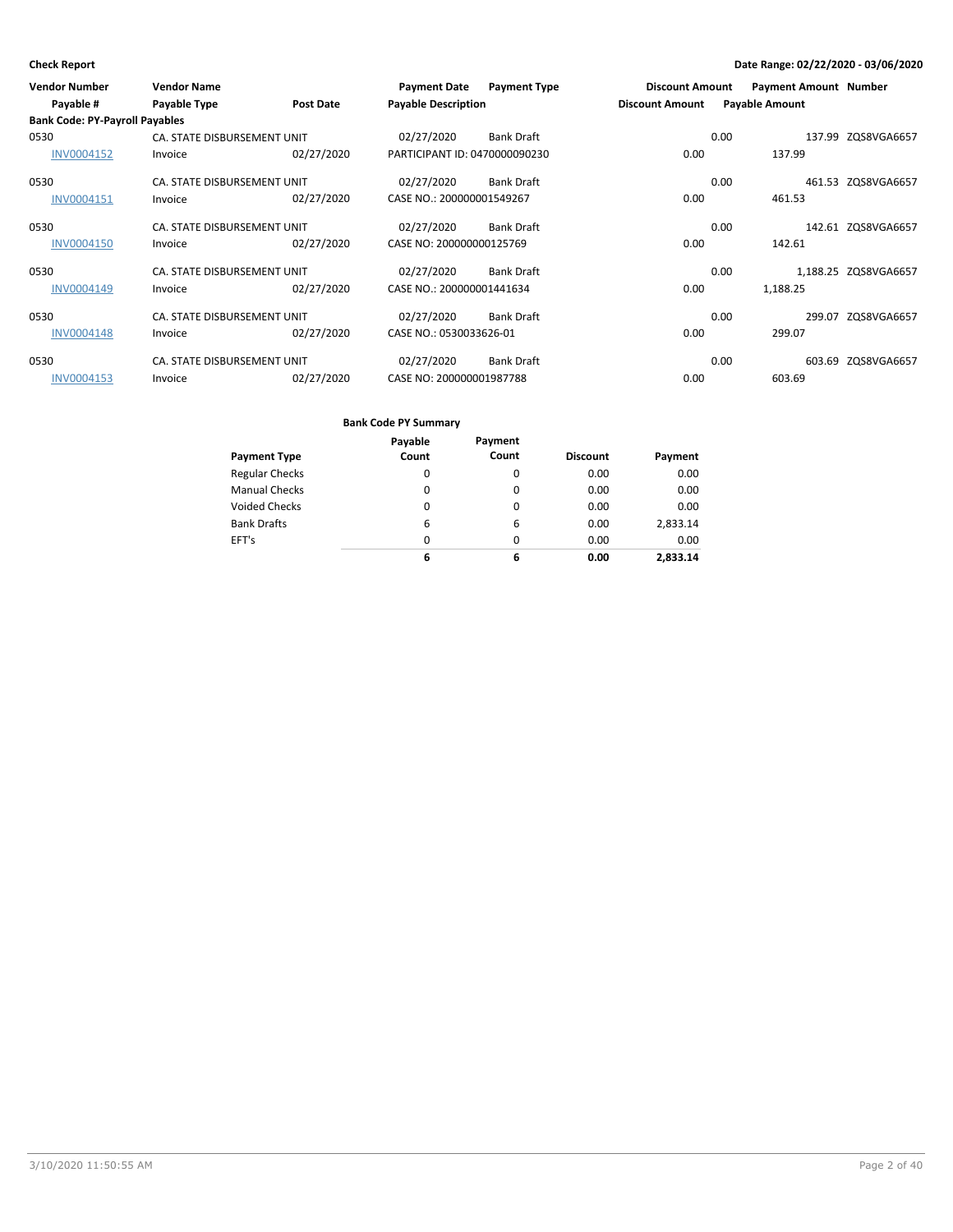**Check Report**

**Date Range: 02/22/2020 - 03/06/2020**

| Vendor Number | Vendor Name | | Payment Date | Payment Type | Discount Amount | Payment Amount | Number |
|---|---|---|---|---|---|---|---|
| Payable # | Payable Type | Post Date | Payable Description | | Discount Amount | Payable Amount | |
| **Bank Code: PY-Payroll Payables** | | | | | | | |
| 0530 | CA. STATE DISBURSEMENT UNIT | | 02/27/2020 | Bank Draft | 0.00 | 137.99 | ZQS8VGA6657 |
| INV0004152 | Invoice | 02/27/2020 | PARTICIPANT ID: 0470000090230 | | 0.00 | 137.99 | |
| 0530 | CA. STATE DISBURSEMENT UNIT | | 02/27/2020 | Bank Draft | 0.00 | 461.53 | ZQS8VGA6657 |
| INV0004151 | Invoice | 02/27/2020 | CASE NO.: 200000001549267 | | 0.00 | 461.53 | |
| 0530 | CA. STATE DISBURSEMENT UNIT | | 02/27/2020 | Bank Draft | 0.00 | 142.61 | ZQS8VGA6657 |
| INV0004150 | Invoice | 02/27/2020 | CASE NO: 200000000125769 | | 0.00 | 142.61 | |
| 0530 | CA. STATE DISBURSEMENT UNIT | | 02/27/2020 | Bank Draft | 0.00 | 1,188.25 | ZQS8VGA6657 |
| INV0004149 | Invoice | 02/27/2020 | CASE NO.: 200000001441634 | | 0.00 | 1,188.25 | |
| 0530 | CA. STATE DISBURSEMENT UNIT | | 02/27/2020 | Bank Draft | 0.00 | 299.07 | ZQS8VGA6657 |
| INV0004148 | Invoice | 02/27/2020 | CASE NO.: 0530033626-01 | | 0.00 | 299.07 | |
| 0530 | CA. STATE DISBURSEMENT UNIT | | 02/27/2020 | Bank Draft | 0.00 | 603.69 | ZQS8VGA6657 |
| INV0004153 | Invoice | 02/27/2020 | CASE NO: 200000001987788 | | 0.00 | 603.69 | |

**Bank Code PY Summary**

| Payment Type | Payable Count | Payment Count | Discount | Payment |
|---|---|---|---|---|
| Regular Checks | 0 | 0 | 0.00 | 0.00 |
| Manual Checks | 0 | 0 | 0.00 | 0.00 |
| Voided Checks | 0 | 0 | 0.00 | 0.00 |
| Bank Drafts | 6 | 6 | 0.00 | 2,833.14 |
| EFT's | 0 | 0 | 0.00 | 0.00 |
| | **6** | **6** | **0.00** | **2,833.14** |

3/10/2020 11:50:55 AM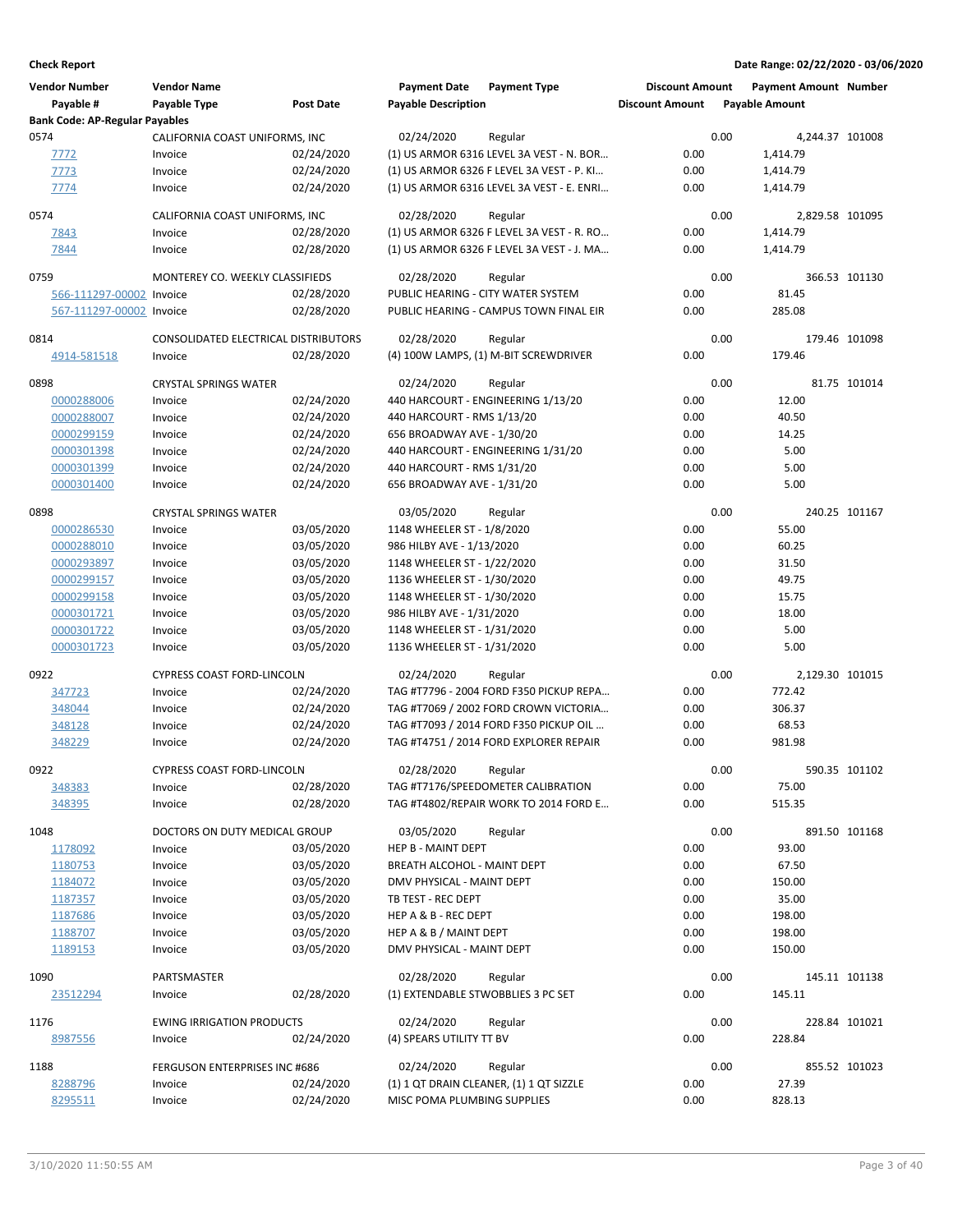**Check Report**

**Date Range: 02/22/2020 - 03/06/2020**

| Vendor Number | Vendor Name | | Payment Date | Payment Type | Discount Amount | Payment Amount | Number |
|---|---|---|---|---|---|---|---|
| Payable # | Payable Type | Post Date | Payable Description | | Discount Amount | Payable Amount | |
| **Bank Code: AP-Regular Payables** | | | | | | | |
| 0574 | CALIFORNIA COAST UNIFORMS, INC | | 02/24/2020 | Regular | 0.00 | 4,244.37 | 101008 |
| 7772 | Invoice | 02/24/2020 | (1) US ARMOR 6316 LEVEL 3A VEST - N. BOR… | | 0.00 | 1,414.79 | |
| 7773 | Invoice | 02/24/2020 | (1) US ARMOR 6326 F LEVEL 3A VEST - P. KI… | | 0.00 | 1,414.79 | |
| 7774 | Invoice | 02/24/2020 | (1) US ARMOR 6316 LEVEL 3A VEST - E. ENRI… | | 0.00 | 1,414.79 | |
| 0574 | CALIFORNIA COAST UNIFORMS, INC | | 02/28/2020 | Regular | 0.00 | 2,829.58 | 101095 |
| 7843 | Invoice | 02/28/2020 | (1) US ARMOR 6326 F LEVEL 3A VEST - R. RO… | | 0.00 | 1,414.79 | |
| 7844 | Invoice | 02/28/2020 | (1) US ARMOR 6326 F LEVEL 3A VEST - J. MA… | | 0.00 | 1,414.79 | |
| 0759 | MONTEREY CO. WEEKLY CLASSIFIEDS | | 02/28/2020 | Regular | 0.00 | 366.53 | 101130 |
| 566-111297-00002 | Invoice | 02/28/2020 | PUBLIC HEARING - CITY WATER SYSTEM | | 0.00 | 81.45 | |
| 567-111297-00002 | Invoice | 02/28/2020 | PUBLIC HEARING - CAMPUS TOWN FINAL EIR | | 0.00 | 285.08 | |
| 0814 | CONSOLIDATED ELECTRICAL DISTRIBUTORS | | 02/28/2020 | Regular | 0.00 | 179.46 | 101098 |
| 4914-581518 | Invoice | 02/28/2020 | (4) 100W LAMPS, (1) M-BIT SCREWDRIVER | | 0.00 | 179.46 | |
| 0898 | CRYSTAL SPRINGS WATER | | 02/24/2020 | Regular | 0.00 | 81.75 | 101014 |
| 0000288006 | Invoice | 02/24/2020 | 440 HARCOURT - ENGINEERING 1/13/20 | | 0.00 | 12.00 | |
| 0000288007 | Invoice | 02/24/2020 | 440 HARCOURT - RMS 1/13/20 | | 0.00 | 40.50 | |
| 0000299159 | Invoice | 02/24/2020 | 656 BROADWAY AVE - 1/30/20 | | 0.00 | 14.25 | |
| 0000301398 | Invoice | 02/24/2020 | 440 HARCOURT - ENGINEERING 1/31/20 | | 0.00 | 5.00 | |
| 0000301399 | Invoice | 02/24/2020 | 440 HARCOURT - RMS 1/31/20 | | 0.00 | 5.00 | |
| 0000301400 | Invoice | 02/24/2020 | 656 BROADWAY AVE - 1/31/20 | | 0.00 | 5.00 | |
| 0898 | CRYSTAL SPRINGS WATER | | 03/05/2020 | Regular | 0.00 | 240.25 | 101167 |
| 0000286530 | Invoice | 03/05/2020 | 1148 WHEELER ST - 1/8/2020 | | 0.00 | 55.00 | |
| 0000288010 | Invoice | 03/05/2020 | 986 HILBY AVE - 1/13/2020 | | 0.00 | 60.25 | |
| 0000293897 | Invoice | 03/05/2020 | 1148 WHEELER ST - 1/22/2020 | | 0.00 | 31.50 | |
| 0000299157 | Invoice | 03/05/2020 | 1136 WHEELER ST - 1/30/2020 | | 0.00 | 49.75 | |
| 0000299158 | Invoice | 03/05/2020 | 1148 WHEELER ST - 1/30/2020 | | 0.00 | 15.75 | |
| 0000301721 | Invoice | 03/05/2020 | 986 HILBY AVE - 1/31/2020 | | 0.00 | 18.00 | |
| 0000301722 | Invoice | 03/05/2020 | 1148 WHEELER ST - 1/31/2020 | | 0.00 | 5.00 | |
| 0000301723 | Invoice | 03/05/2020 | 1136 WHEELER ST - 1/31/2020 | | 0.00 | 5.00 | |
| 0922 | CYPRESS COAST FORD-LINCOLN | | 02/24/2020 | Regular | 0.00 | 2,129.30 | 101015 |
| 347723 | Invoice | 02/24/2020 | TAG #T7796 - 2004 FORD F350 PICKUP REPA… | | 0.00 | 772.42 | |
| 348044 | Invoice | 02/24/2020 | TAG #T7069 / 2002 FORD CROWN VICTORIA… | | 0.00 | 306.37 | |
| 348128 | Invoice | 02/24/2020 | TAG #T7093 / 2014 FORD F350 PICKUP OIL … | | 0.00 | 68.53 | |
| 348229 | Invoice | 02/24/2020 | TAG #T4751 / 2014 FORD EXPLORER REPAIR | | 0.00 | 981.98 | |
| 0922 | CYPRESS COAST FORD-LINCOLN | | 02/28/2020 | Regular | 0.00 | 590.35 | 101102 |
| 348383 | Invoice | 02/28/2020 | TAG #T7176/SPEEDOMETER CALIBRATION | | 0.00 | 75.00 | |
| 348395 | Invoice | 02/28/2020 | TAG #T4802/REPAIR WORK TO 2014 FORD E… | | 0.00 | 515.35 | |
| 1048 | DOCTORS ON DUTY MEDICAL GROUP | | 03/05/2020 | Regular | 0.00 | 891.50 | 101168 |
| 1178092 | Invoice | 03/05/2020 | HEP B - MAINT DEPT | | 0.00 | 93.00 | |
| 1180753 | Invoice | 03/05/2020 | BREATH ALCOHOL - MAINT DEPT | | 0.00 | 67.50 | |
| 1184072 | Invoice | 03/05/2020 | DMV PHYSICAL - MAINT DEPT | | 0.00 | 150.00 | |
| 1187357 | Invoice | 03/05/2020 | TB TEST - REC DEPT | | 0.00 | 35.00 | |
| 1187686 | Invoice | 03/05/2020 | HEP A & B - REC DEPT | | 0.00 | 198.00 | |
| 1188707 | Invoice | 03/05/2020 | HEP A & B / MAINT DEPT | | 0.00 | 198.00 | |
| 1189153 | Invoice | 03/05/2020 | DMV PHYSICAL - MAINT DEPT | | 0.00 | 150.00 | |
| 1090 | PARTSMASTER | | 02/28/2020 | Regular | 0.00 | 145.11 | 101138 |
| 23512294 | Invoice | 02/28/2020 | (1) EXTENDABLE STWOBBLIES 3 PC SET | | 0.00 | 145.11 | |
| 1176 | EWING IRRIGATION PRODUCTS | | 02/24/2020 | Regular | 0.00 | 228.84 | 101021 |
| 8987556 | Invoice | 02/24/2020 | (4) SPEARS UTILITY TT BV | | 0.00 | 228.84 | |
| 1188 | FERGUSON ENTERPRISES INC #686 | | 02/24/2020 | Regular | 0.00 | 855.52 | 101023 |
| 8288796 | Invoice | 02/24/2020 | (1) 1 QT DRAIN CLEANER, (1) 1 QT SIZZLE | | 0.00 | 27.39 | |
| 8295511 | Invoice | 02/24/2020 | MISC POMA PLUMBING SUPPLIES | | 0.00 | 828.13 | |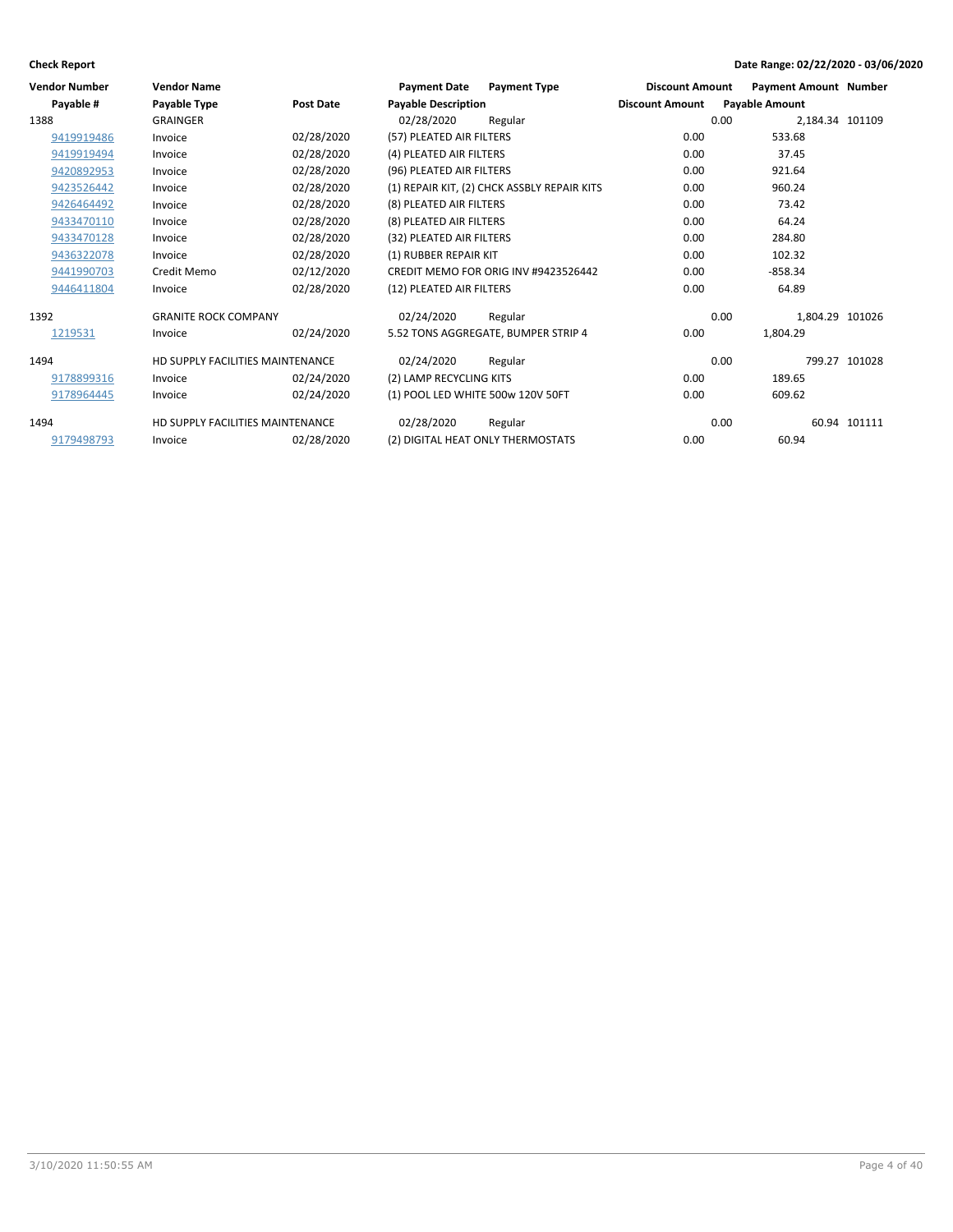**Check Report** — Date Range: 02/22/2020 - 03/06/2020

| Vendor Number | Vendor Name | | Payment Date | Payment Type | Discount Amount | Payment Amount | Number |
|---|---|---|---|---|---|---|---|
| Payable # | Payable Type | Post Date | Payable Description | | Discount Amount | Payable Amount | |
| 1388 | GRAINGER | | 02/28/2020 | Regular | 0.00 | 2,184.34 | 101109 |
| 9419919486 | Invoice | 02/28/2020 | (57) PLEATED AIR FILTERS | | 0.00 | 533.68 | |
| 9419919494 | Invoice | 02/28/2020 | (4) PLEATED AIR FILTERS | | 0.00 | 37.45 | |
| 9420892953 | Invoice | 02/28/2020 | (96) PLEATED AIR FILTERS | | 0.00 | 921.64 | |
| 9423526442 | Invoice | 02/28/2020 | (1) REPAIR KIT, (2) CHCK ASSBLY REPAIR KITS | | 0.00 | 960.24 | |
| 9426464492 | Invoice | 02/28/2020 | (8) PLEATED AIR FILTERS | | 0.00 | 73.42 | |
| 9433470110 | Invoice | 02/28/2020 | (8) PLEATED AIR FILTERS | | 0.00 | 64.24 | |
| 9433470128 | Invoice | 02/28/2020 | (32) PLEATED AIR FILTERS | | 0.00 | 284.80 | |
| 9436322078 | Invoice | 02/28/2020 | (1) RUBBER REPAIR KIT | | 0.00 | 102.32 | |
| 9441990703 | Credit Memo | 02/12/2020 | CREDIT MEMO FOR ORIG INV #9423526442 | | 0.00 | -858.34 | |
| 9446411804 | Invoice | 02/28/2020 | (12) PLEATED AIR FILTERS | | 0.00 | 64.89 | |
| 1392 | GRANITE ROCK COMPANY | | 02/24/2020 | Regular | 0.00 | 1,804.29 | 101026 |
| 1219531 | Invoice | 02/24/2020 | 5.52 TONS AGGREGATE, BUMPER STRIP 4 | | 0.00 | 1,804.29 | |
| 1494 | HD SUPPLY FACILITIES MAINTENANCE | | 02/24/2020 | Regular | 0.00 | 799.27 | 101028 |
| 9178899316 | Invoice | 02/24/2020 | (2) LAMP RECYCLING KITS | | 0.00 | 189.65 | |
| 9178964445 | Invoice | 02/24/2020 | (1) POOL LED WHITE 500w 120V 50FT | | 0.00 | 609.62 | |
| 1494 | HD SUPPLY FACILITIES MAINTENANCE | | 02/28/2020 | Regular | 0.00 | 60.94 | 101111 |
| 9179498793 | Invoice | 02/28/2020 | (2) DIGITAL HEAT ONLY THERMOSTATS | | 0.00 | 60.94 | |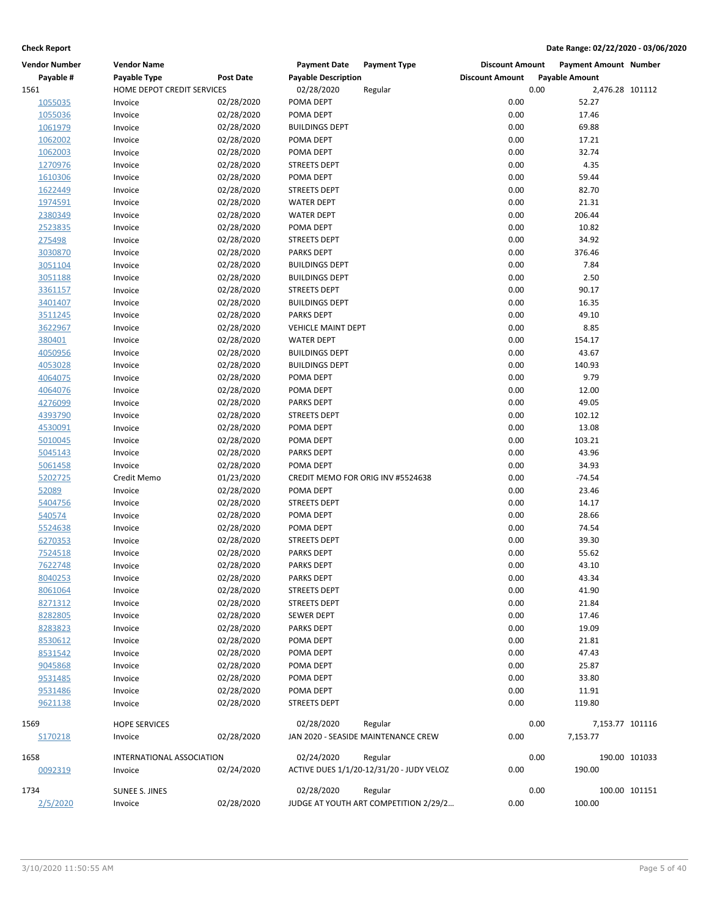**Check Report**

**Date Range: 02/22/2020 - 03/06/2020**

| Vendor Number | Vendor Name | | Payment Date | Payment Type | Discount Amount | Payment Amount | Number |
|---|---|---|---|---|---|---|---|
| **Payable #** | **Payable Type** | **Post Date** | **Payable Description** | | **Discount Amount** | **Payable Amount** | |
| 1561 | HOME DEPOT CREDIT SERVICES | | 02/28/2020 | Regular | 0.00 | 2,476.28 | 101112 |
| 1055035 | Invoice | 02/28/2020 | POMA DEPT | | 0.00 | 52.27 | |
| 1055036 | Invoice | 02/28/2020 | POMA DEPT | | 0.00 | 17.46 | |
| 1061979 | Invoice | 02/28/2020 | BUILDINGS DEPT | | 0.00 | 69.88 | |
| 1062002 | Invoice | 02/28/2020 | POMA DEPT | | 0.00 | 17.21 | |
| 1062003 | Invoice | 02/28/2020 | POMA DEPT | | 0.00 | 32.74 | |
| 1270976 | Invoice | 02/28/2020 | STREETS DEPT | | 0.00 | 4.35 | |
| 1610306 | Invoice | 02/28/2020 | POMA DEPT | | 0.00 | 59.44 | |
| 1622449 | Invoice | 02/28/2020 | STREETS DEPT | | 0.00 | 82.70 | |
| 1974591 | Invoice | 02/28/2020 | WATER DEPT | | 0.00 | 21.31 | |
| 2380349 | Invoice | 02/28/2020 | WATER DEPT | | 0.00 | 206.44 | |
| 2523835 | Invoice | 02/28/2020 | POMA DEPT | | 0.00 | 10.82 | |
| 275498 | Invoice | 02/28/2020 | STREETS DEPT | | 0.00 | 34.92 | |
| 3030870 | Invoice | 02/28/2020 | PARKS DEPT | | 0.00 | 376.46 | |
| 3051104 | Invoice | 02/28/2020 | BUILDINGS DEPT | | 0.00 | 7.84 | |
| 3051188 | Invoice | 02/28/2020 | BUILDINGS DEPT | | 0.00 | 2.50 | |
| 3361157 | Invoice | 02/28/2020 | STREETS DEPT | | 0.00 | 90.17 | |
| 3401407 | Invoice | 02/28/2020 | BUILDINGS DEPT | | 0.00 | 16.35 | |
| 3511245 | Invoice | 02/28/2020 | PARKS DEPT | | 0.00 | 49.10 | |
| 3622967 | Invoice | 02/28/2020 | VEHICLE MAINT DEPT | | 0.00 | 8.85 | |
| 380401 | Invoice | 02/28/2020 | WATER DEPT | | 0.00 | 154.17 | |
| 4050956 | Invoice | 02/28/2020 | BUILDINGS DEPT | | 0.00 | 43.67 | |
| 4053028 | Invoice | 02/28/2020 | BUILDINGS DEPT | | 0.00 | 140.93 | |
| 4064075 | Invoice | 02/28/2020 | POMA DEPT | | 0.00 | 9.79 | |
| 4064076 | Invoice | 02/28/2020 | POMA DEPT | | 0.00 | 12.00 | |
| 4276099 | Invoice | 02/28/2020 | PARKS DEPT | | 0.00 | 49.05 | |
| 4393790 | Invoice | 02/28/2020 | STREETS DEPT | | 0.00 | 102.12 | |
| 4530091 | Invoice | 02/28/2020 | POMA DEPT | | 0.00 | 13.08 | |
| 5010045 | Invoice | 02/28/2020 | POMA DEPT | | 0.00 | 103.21 | |
| 5045143 | Invoice | 02/28/2020 | PARKS DEPT | | 0.00 | 43.96 | |
| 5061458 | Invoice | 02/28/2020 | POMA DEPT | | 0.00 | 34.93 | |
| 5202725 | Credit Memo | 01/23/2020 | CREDIT MEMO FOR ORIG INV #5524638 | | 0.00 | -74.54 | |
| 52089 | Invoice | 02/28/2020 | POMA DEPT | | 0.00 | 23.46 | |
| 5404756 | Invoice | 02/28/2020 | STREETS DEPT | | 0.00 | 14.17 | |
| 540574 | Invoice | 02/28/2020 | POMA DEPT | | 0.00 | 28.66 | |
| 5524638 | Invoice | 02/28/2020 | POMA DEPT | | 0.00 | 74.54 | |
| 6270353 | Invoice | 02/28/2020 | STREETS DEPT | | 0.00 | 39.30 | |
| 7524518 | Invoice | 02/28/2020 | PARKS DEPT | | 0.00 | 55.62 | |
| 7622748 | Invoice | 02/28/2020 | PARKS DEPT | | 0.00 | 43.10 | |
| 8040253 | Invoice | 02/28/2020 | PARKS DEPT | | 0.00 | 43.34 | |
| 8061064 | Invoice | 02/28/2020 | STREETS DEPT | | 0.00 | 41.90 | |
| 8271312 | Invoice | 02/28/2020 | STREETS DEPT | | 0.00 | 21.84 | |
| 8282805 | Invoice | 02/28/2020 | SEWER DEPT | | 0.00 | 17.46 | |
| 8283823 | Invoice | 02/28/2020 | PARKS DEPT | | 0.00 | 19.09 | |
| 8530612 | Invoice | 02/28/2020 | POMA DEPT | | 0.00 | 21.81 | |
| 8531542 | Invoice | 02/28/2020 | POMA DEPT | | 0.00 | 47.43 | |
| 9045868 | Invoice | 02/28/2020 | POMA DEPT | | 0.00 | 25.87 | |
| 9531485 | Invoice | 02/28/2020 | POMA DEPT | | 0.00 | 33.80 | |
| 9531486 | Invoice | 02/28/2020 | POMA DEPT | | 0.00 | 11.91 | |
| 9621138 | Invoice | 02/28/2020 | STREETS DEPT | | 0.00 | 119.80 | |
| 1569 | HOPE SERVICES | | 02/28/2020 | Regular | 0.00 | 7,153.77 | 101116 |
| S170218 | Invoice | 02/28/2020 | JAN 2020 - SEASIDE MAINTENANCE CREW | | 0.00 | 7,153.77 | |
| 1658 | INTERNATIONAL ASSOCIATION | | 02/24/2020 | Regular | 0.00 | 190.00 | 101033 |
| 0092319 | Invoice | 02/24/2020 | ACTIVE DUES 1/1/20-12/31/20 - JUDY VELOZ | | 0.00 | 190.00 | |
| 1734 | SUNEE S. JINES | | 02/28/2020 | Regular | 0.00 | 100.00 | 101151 |
| 2/5/2020 | Invoice | 02/28/2020 | JUDGE AT YOUTH ART COMPETITION 2/29/2... | | 0.00 | 100.00 | |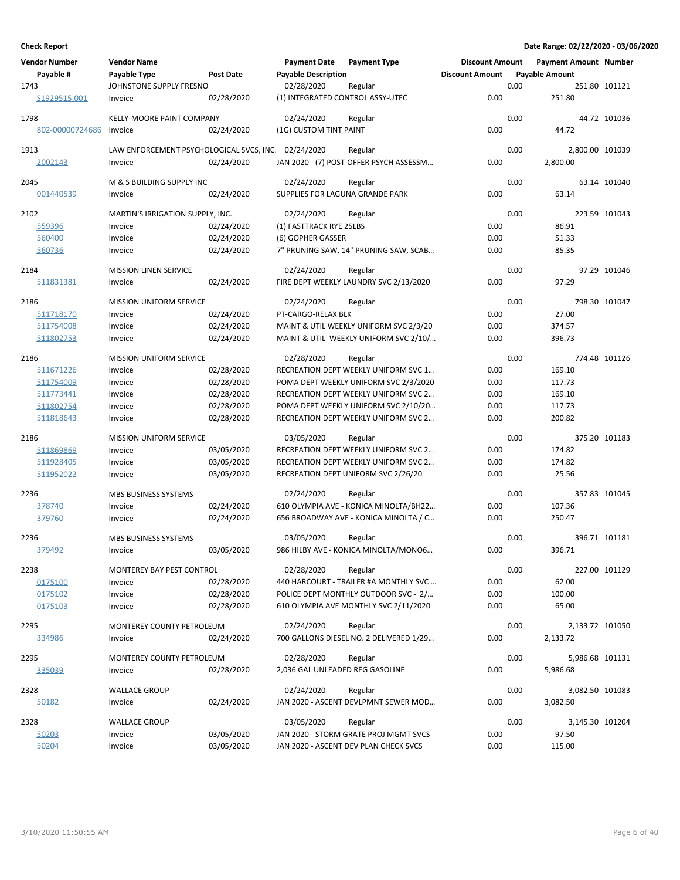**Check Report**

**Date Range: 02/22/2020 - 03/06/2020**

| Vendor Number | Vendor Name | | Payment Date | Payment Type | Discount Amount | Payment Amount | Number |
|---|---|---|---|---|---|---|---|
| Payable # | Payable Type | Post Date | Payable Description | | Discount Amount | Payable Amount | |
| 1743 | JOHNSTONE SUPPLY FRESNO | | 02/28/2020 | Regular | 0.00 | 251.80 | 101121 |
| S1929515.001 | Invoice | 02/28/2020 | (1) INTEGRATED CONTROL ASSY-UTEC | | 0.00 | 251.80 | |
| 1798 | KELLY-MOORE PAINT COMPANY | | 02/24/2020 | Regular | 0.00 | 44.72 | 101036 |
| 802-00000724686 | Invoice | 02/24/2020 | (1G) CUSTOM TINT PAINT | | 0.00 | 44.72 | |
| 1913 | LAW ENFORCEMENT PSYCHOLOGICAL SVCS, INC. | | 02/24/2020 | Regular | 0.00 | 2,800.00 | 101039 |
| 2002143 | Invoice | 02/24/2020 | JAN 2020 - (7) POST-OFFER PSYCH ASSESSM… | | 0.00 | 2,800.00 | |
| 2045 | M & S BUILDING SUPPLY INC | | 02/24/2020 | Regular | 0.00 | 63.14 | 101040 |
| 001440539 | Invoice | 02/24/2020 | SUPPLIES FOR LAGUNA GRANDE PARK | | 0.00 | 63.14 | |
| 2102 | MARTIN'S IRRIGATION SUPPLY, INC. | | 02/24/2020 | Regular | 0.00 | 223.59 | 101043 |
| 559396 | Invoice | 02/24/2020 | (1) FASTTRACK RYE 25LBS | | 0.00 | 86.91 | |
| 560400 | Invoice | 02/24/2020 | (6) GOPHER GASSER | | 0.00 | 51.33 | |
| 560736 | Invoice | 02/24/2020 | 7" PRUNING SAW, 14" PRUNING SAW, SCAB… | | 0.00 | 85.35 | |
| 2184 | MISSION LINEN SERVICE | | 02/24/2020 | Regular | 0.00 | 97.29 | 101046 |
| 511831381 | Invoice | 02/24/2020 | FIRE DEPT WEEKLY LAUNDRY SVC 2/13/2020 | | 0.00 | 97.29 | |
| 2186 | MISSION UNIFORM SERVICE | | 02/24/2020 | Regular | 0.00 | 798.30 | 101047 |
| 511718170 | Invoice | 02/24/2020 | PT-CARGO-RELAX BLK | | 0.00 | 27.00 | |
| 511754008 | Invoice | 02/24/2020 | MAINT & UTIL WEEKLY UNIFORM SVC 2/3/20 | | 0.00 | 374.57 | |
| 511802753 | Invoice | 02/24/2020 | MAINT & UTIL WEEKLY UNIFORM SVC 2/10/… | | 0.00 | 396.73 | |
| 2186 | MISSION UNIFORM SERVICE | | 02/28/2020 | Regular | 0.00 | 774.48 | 101126 |
| 511671226 | Invoice | 02/28/2020 | RECREATION DEPT WEEKLY UNIFORM SVC 1… | | 0.00 | 169.10 | |
| 511754009 | Invoice | 02/28/2020 | POMA DEPT WEEKLY UNIFORM SVC 2/3/2020 | | 0.00 | 117.73 | |
| 511773441 | Invoice | 02/28/2020 | RECREATION DEPT WEEKLY UNIFORM SVC 2… | | 0.00 | 169.10 | |
| 511802754 | Invoice | 02/28/2020 | POMA DEPT WEEKLY UNIFORM SVC 2/10/20… | | 0.00 | 117.73 | |
| 511818643 | Invoice | 02/28/2020 | RECREATION DEPT WEEKLY UNIFORM SVC 2… | | 0.00 | 200.82 | |
| 2186 | MISSION UNIFORM SERVICE | | 03/05/2020 | Regular | 0.00 | 375.20 | 101183 |
| 511869869 | Invoice | 03/05/2020 | RECREATION DEPT WEEKLY UNIFORM SVC 2… | | 0.00 | 174.82 | |
| 511928405 | Invoice | 03/05/2020 | RECREATION DEPT WEEKLY UNIFORM SVC 2… | | 0.00 | 174.82 | |
| 511952022 | Invoice | 03/05/2020 | RECREATION DEPT UNIFORM SVC 2/26/20 | | 0.00 | 25.56 | |
| 2236 | MBS BUSINESS SYSTEMS | | 02/24/2020 | Regular | 0.00 | 357.83 | 101045 |
| 378740 | Invoice | 02/24/2020 | 610 OLYMPIA AVE - KONICA MINOLTA/BH22… | | 0.00 | 107.36 | |
| 379760 | Invoice | 02/24/2020 | 656 BROADWAY AVE - KONICA MINOLTA / C… | | 0.00 | 250.47 | |
| 2236 | MBS BUSINESS SYSTEMS | | 03/05/2020 | Regular | 0.00 | 396.71 | 101181 |
| 379492 | Invoice | 03/05/2020 | 986 HILBY AVE - KONICA MINOLTA/MONO6… | | 0.00 | 396.71 | |
| 2238 | MONTEREY BAY PEST CONTROL | | 02/28/2020 | Regular | 0.00 | 227.00 | 101129 |
| 0175100 | Invoice | 02/28/2020 | 440 HARCOURT - TRAILER #A MONTHLY SVC … | | 0.00 | 62.00 | |
| 0175102 | Invoice | 02/28/2020 | POLICE DEPT MONTHLY OUTDOOR SVC - 2/… | | 0.00 | 100.00 | |
| 0175103 | Invoice | 02/28/2020 | 610 OLYMPIA AVE MONTHLY SVC 2/11/2020 | | 0.00 | 65.00 | |
| 2295 | MONTEREY COUNTY PETROLEUM | | 02/24/2020 | Regular | 0.00 | 2,133.72 | 101050 |
| 334986 | Invoice | 02/24/2020 | 700 GALLONS DIESEL NO. 2 DELIVERED 1/29… | | 0.00 | 2,133.72 | |
| 2295 | MONTEREY COUNTY PETROLEUM | | 02/28/2020 | Regular | 0.00 | 5,986.68 | 101131 |
| 335039 | Invoice | 02/28/2020 | 2,036 GAL UNLEADED REG GASOLINE | | 0.00 | 5,986.68 | |
| 2328 | WALLACE GROUP | | 02/24/2020 | Regular | 0.00 | 3,082.50 | 101083 |
| 50182 | Invoice | 02/24/2020 | JAN 2020 - ASCENT DEVLPMNT SEWER MOD… | | 0.00 | 3,082.50 | |
| 2328 | WALLACE GROUP | | 03/05/2020 | Regular | 0.00 | 3,145.30 | 101204 |
| 50203 | Invoice | 03/05/2020 | JAN 2020 - STORM GRATE PROJ MGMT SVCS | | 0.00 | 97.50 | |
| 50204 | Invoice | 03/05/2020 | JAN 2020 - ASCENT DEV PLAN CHECK SVCS | | 0.00 | 115.00 | |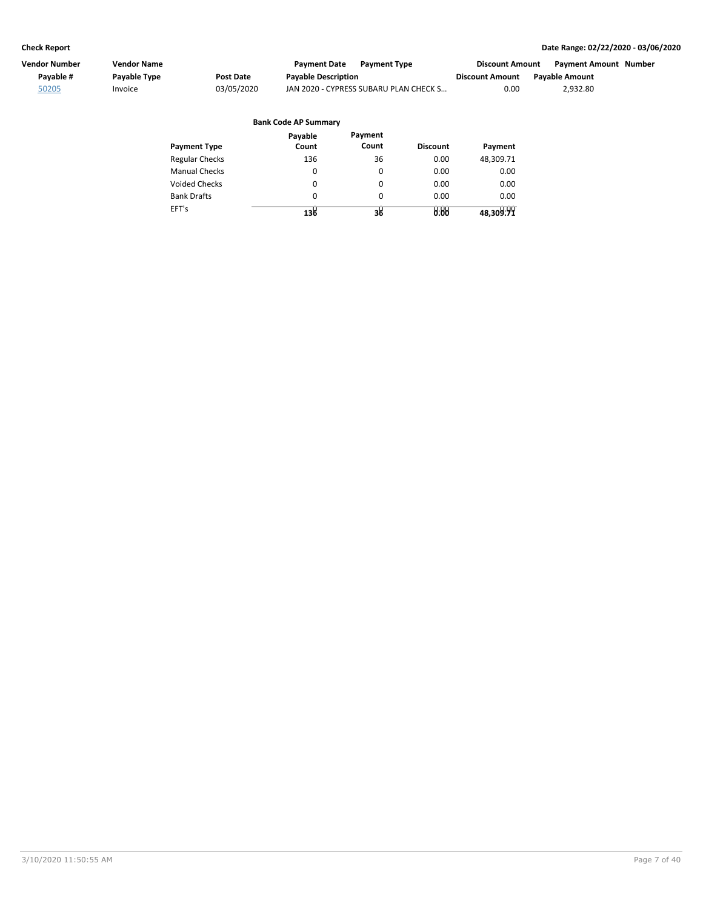**Check Report** — **Date Range: 02/22/2020 - 03/06/2020**

| Vendor Number | Vendor Name | | Payment Date | Payment Type | Discount Amount | Payment Amount | Number |
|---|---|---|---|---|---|---|---|
| **Payable #** | **Payable Type** | **Post Date** | **Payable Description** | | **Discount Amount** | **Payable Amount** | |
| 50205 | Invoice | 03/05/2020 | JAN 2020 - CYPRESS SUBARU PLAN CHECK S… | | 0.00 | 2,932.80 | |

**Bank Code AP Summary**

| Payment Type | Payable Count | Payment Count | Discount | Payment |
|---|---|---|---|---|
| Regular Checks | 136 | 36 | 0.00 | 48,309.71 |
| Manual Checks | 0 | 0 | 0.00 | 0.00 |
| Voided Checks | 0 | 0 | 0.00 | 0.00 |
| Bank Drafts | 0 | 0 | 0.00 | 0.00 |
| EFT's | 0 | 0 | 0.00 | 0.00 |
| | **136** | **36** | **0.00** | **48,309.71** |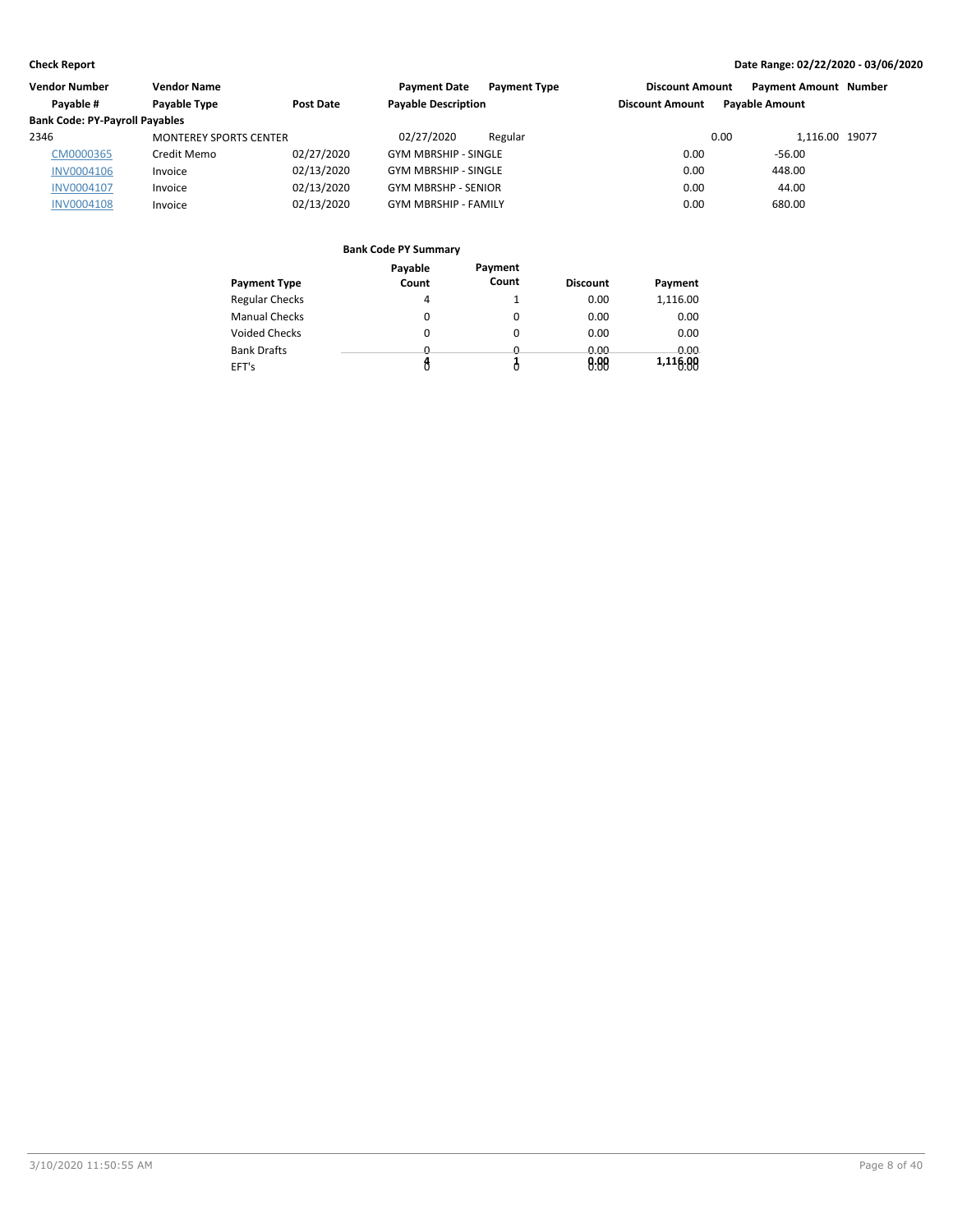**Check Report** — Date Range: 02/22/2020 - 03/06/2020

| Vendor Number | Vendor Name | | Payment Date | Payment Type | Discount Amount | Payment Amount | Number |
|---|---|---|---|---|---|---|---|
| Payable # | Payable Type | Post Date | Payable Description | | Discount Amount | Payable Amount | |
| **Bank Code: PY-Payroll Payables** | | | | | | | |
| 2346 | MONTEREY SPORTS CENTER | | 02/27/2020 | Regular | 0.00 | 1,116.00 | 19077 |
| CM0000365 | Credit Memo | 02/27/2020 | GYM MBRSHIP - SINGLE | | 0.00 | -56.00 | |
| INV0004106 | Invoice | 02/13/2020 | GYM MBRSHIP - SINGLE | | 0.00 | 448.00 | |
| INV0004107 | Invoice | 02/13/2020 | GYM MBRSHP - SENIOR | | 0.00 | 44.00 | |
| INV0004108 | Invoice | 02/13/2020 | GYM MBRSHIP - FAMILY | | 0.00 | 680.00 | |

**Bank Code PY Summary**

| Payment Type | Payable Count | Payment Count | Discount | Payment |
|---|---|---|---|---|
| Regular Checks | 4 | 1 | 0.00 | 1,116.00 |
| Manual Checks | 0 | 0 | 0.00 | 0.00 |
| Voided Checks | 0 | 0 | 0.00 | 0.00 |
| Bank Drafts | 0 | 0 | 0.00 | 0.00 |
| EFT's | 0 | 0 | 0.00 | 0.00 |
| | **4** | **1** | **0.00** | **1,116.00** |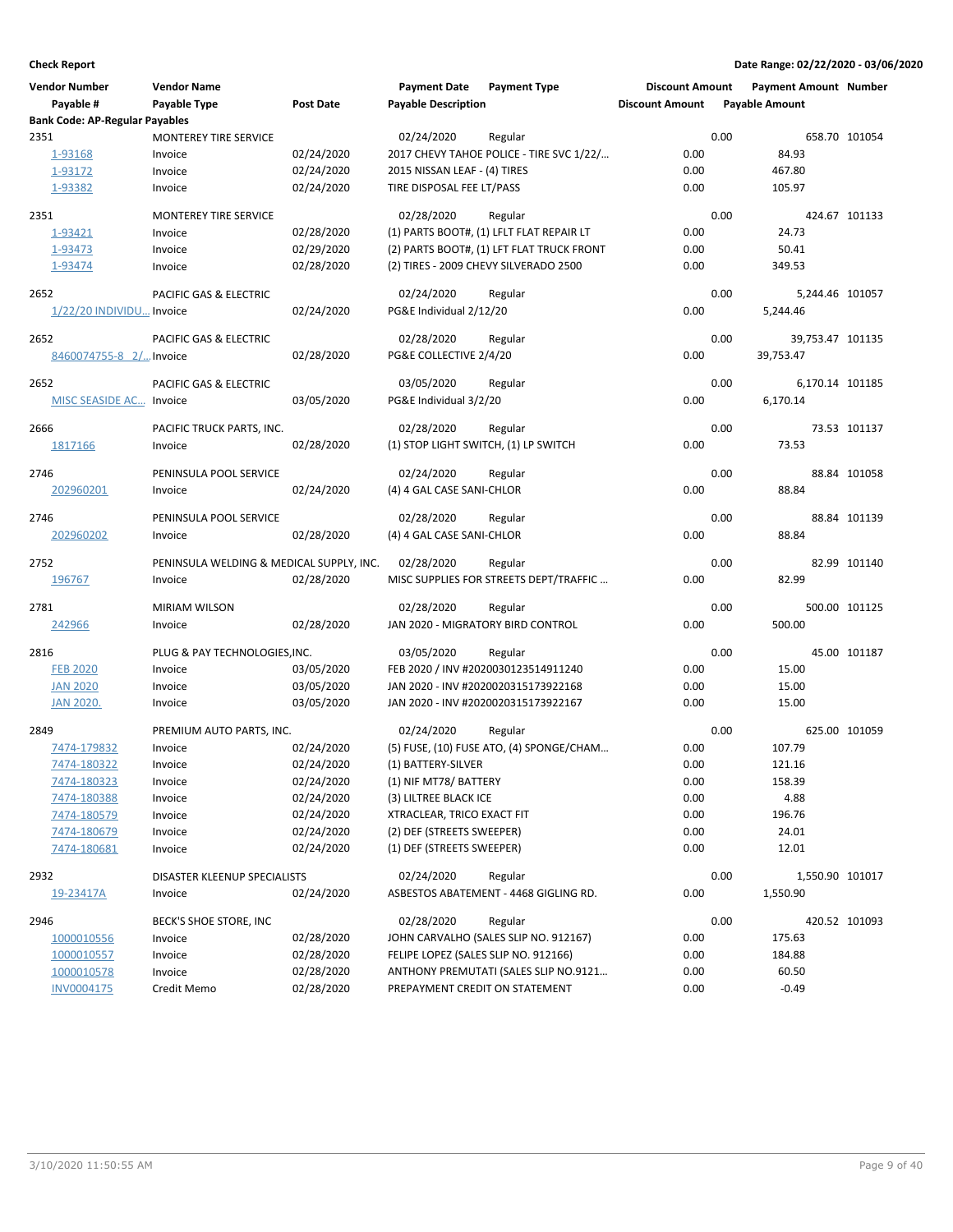**Check Report**

**Date Range: 02/22/2020 - 03/06/2020**

| Vendor Number | Vendor Name | | Payment Date | Payment Type | Discount Amount | Payment Amount | Number |
|---|---|---|---|---|---|---|---|
| Payable # | Payable Type | Post Date | Payable Description | | Discount Amount | Payable Amount | |
| **Bank Code: AP-Regular Payables** | | | | | | | |
| 2351 | MONTEREY TIRE SERVICE | | 02/24/2020 | Regular | 0.00 | 658.70 | 101054 |
| 1-93168 | Invoice | 02/24/2020 | 2017 CHEVY TAHOE POLICE - TIRE SVC 1/22/... | | 0.00 | 84.93 | |
| 1-93172 | Invoice | 02/24/2020 | 2015 NISSAN LEAF - (4) TIRES | | 0.00 | 467.80 | |
| 1-93382 | Invoice | 02/24/2020 | TIRE DISPOSAL FEE LT/PASS | | 0.00 | 105.97 | |
| 2351 | MONTEREY TIRE SERVICE | | 02/28/2020 | Regular | 0.00 | 424.67 | 101133 |
| 1-93421 | Invoice | 02/28/2020 | (1) PARTS BOOT#, (1) LFLT FLAT REPAIR LT | | 0.00 | 24.73 | |
| 1-93473 | Invoice | 02/29/2020 | (2) PARTS BOOT#, (1) LFT FLAT TRUCK FRONT | | 0.00 | 50.41 | |
| 1-93474 | Invoice | 02/28/2020 | (2) TIRES - 2009 CHEVY SILVERADO 2500 | | 0.00 | 349.53 | |
| 2652 | PACIFIC GAS & ELECTRIC | | 02/24/2020 | Regular | 0.00 | 5,244.46 | 101057 |
| 1/22/20 INDIVIDU... | Invoice | 02/24/2020 | PG&E Individual 2/12/20 | | 0.00 | 5,244.46 | |
| 2652 | PACIFIC GAS & ELECTRIC | | 02/28/2020 | Regular | 0.00 | 39,753.47 | 101135 |
| 8460074755-8 2/... | Invoice | 02/28/2020 | PG&E COLLECTIVE 2/4/20 | | 0.00 | 39,753.47 | |
| 2652 | PACIFIC GAS & ELECTRIC | | 03/05/2020 | Regular | 0.00 | 6,170.14 | 101185 |
| MISC SEASIDE AC... | Invoice | 03/05/2020 | PG&E Individual 3/2/20 | | 0.00 | 6,170.14 | |
| 2666 | PACIFIC TRUCK PARTS, INC. | | 02/28/2020 | Regular | 0.00 | 73.53 | 101137 |
| 1817166 | Invoice | 02/28/2020 | (1) STOP LIGHT SWITCH, (1) LP SWITCH | | 0.00 | 73.53 | |
| 2746 | PENINSULA POOL SERVICE | | 02/24/2020 | Regular | 0.00 | 88.84 | 101058 |
| 202960201 | Invoice | 02/24/2020 | (4) 4 GAL CASE SANI-CHLOR | | 0.00 | 88.84 | |
| 2746 | PENINSULA POOL SERVICE | | 02/28/2020 | Regular | 0.00 | 88.84 | 101139 |
| 202960202 | Invoice | 02/28/2020 | (4) 4 GAL CASE SANI-CHLOR | | 0.00 | 88.84 | |
| 2752 | PENINSULA WELDING & MEDICAL SUPPLY, INC. | | 02/28/2020 | Regular | 0.00 | 82.99 | 101140 |
| 196767 | Invoice | 02/28/2020 | MISC SUPPLIES FOR STREETS DEPT/TRAFFIC ... | | 0.00 | 82.99 | |
| 2781 | MIRIAM WILSON | | 02/28/2020 | Regular | 0.00 | 500.00 | 101125 |
| 242966 | Invoice | 02/28/2020 | JAN 2020 - MIGRATORY BIRD CONTROL | | 0.00 | 500.00 | |
| 2816 | PLUG & PAY TECHNOLOGIES,INC. | | 03/05/2020 | Regular | 0.00 | 45.00 | 101187 |
| FEB 2020 | Invoice | 03/05/2020 | FEB 2020 / INV #2020030123514911240 | | 0.00 | 15.00 | |
| JAN 2020 | Invoice | 03/05/2020 | JAN 2020 - INV #2020020315173922168 | | 0.00 | 15.00 | |
| JAN 2020. | Invoice | 03/05/2020 | JAN 2020 - INV #2020020315173922167 | | 0.00 | 15.00 | |
| 2849 | PREMIUM AUTO PARTS, INC. | | 02/24/2020 | Regular | 0.00 | 625.00 | 101059 |
| 7474-179832 | Invoice | 02/24/2020 | (5) FUSE, (10) FUSE ATO, (4) SPONGE/CHAM... | | 0.00 | 107.79 | |
| 7474-180322 | Invoice | 02/24/2020 | (1) BATTERY-SILVER | | 0.00 | 121.16 | |
| 7474-180323 | Invoice | 02/24/2020 | (1) NIF MT78/ BATTERY | | 0.00 | 158.39 | |
| 7474-180388 | Invoice | 02/24/2020 | (3) LILTREE BLACK ICE | | 0.00 | 4.88 | |
| 7474-180579 | Invoice | 02/24/2020 | XTRACLEAR, TRICO EXACT FIT | | 0.00 | 196.76 | |
| 7474-180679 | Invoice | 02/24/2020 | (2) DEF (STREETS SWEEPER) | | 0.00 | 24.01 | |
| 7474-180681 | Invoice | 02/24/2020 | (1) DEF (STREETS SWEEPER) | | 0.00 | 12.01 | |
| 2932 | DISASTER KLEENUP SPECIALISTS | | 02/24/2020 | Regular | 0.00 | 1,550.90 | 101017 |
| 19-23417A | Invoice | 02/24/2020 | ASBESTOS ABATEMENT - 4468 GIGLING RD. | | 0.00 | 1,550.90 | |
| 2946 | BECK'S SHOE STORE, INC | | 02/28/2020 | Regular | 0.00 | 420.52 | 101093 |
| 1000010556 | Invoice | 02/28/2020 | JOHN CARVALHO (SALES SLIP NO. 912167) | | 0.00 | 175.63 | |
| 1000010557 | Invoice | 02/28/2020 | FELIPE LOPEZ (SALES SLIP NO. 912166) | | 0.00 | 184.88 | |
| 1000010578 | Invoice | 02/28/2020 | ANTHONY PREMUTATI (SALES SLIP NO.9121... | | 0.00 | 60.50 | |
| INV0004175 | Credit Memo | 02/28/2020 | PREPAYMENT CREDIT ON STATEMENT | | 0.00 | -0.49 | |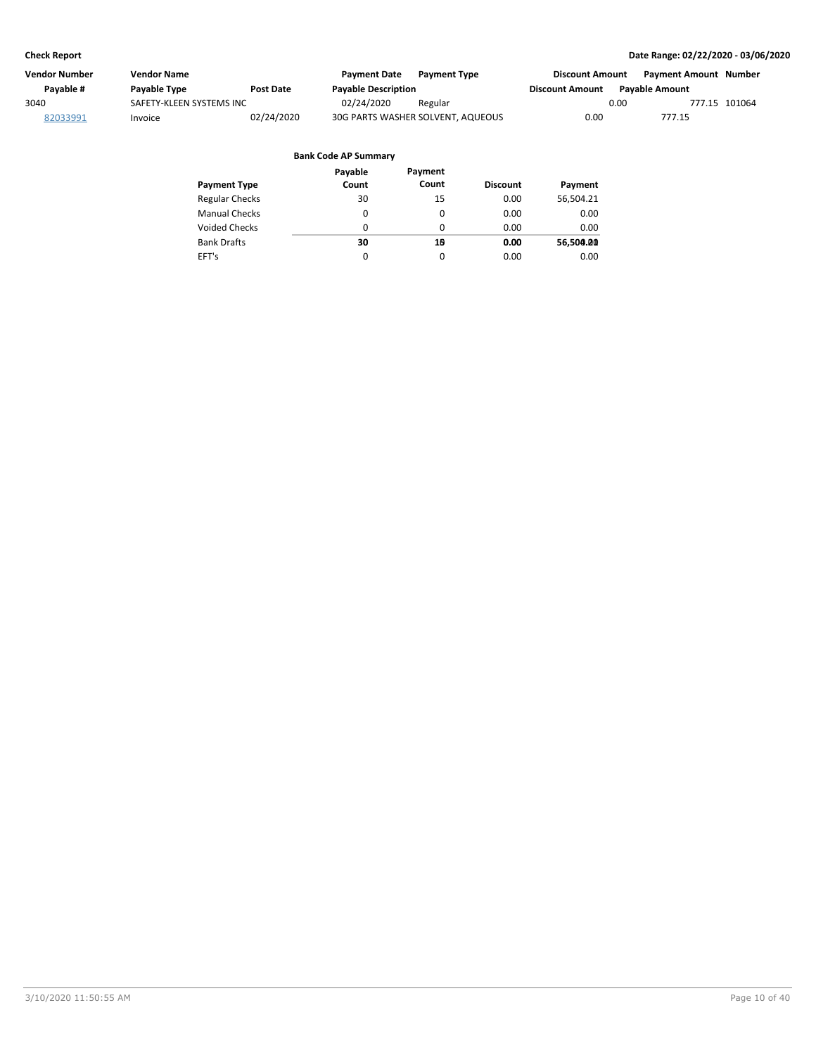**Check Report** **Date Range: 02/22/2020 - 03/06/2020**

| Vendor Number | Vendor Name | | Payment Date | Payment Type | Discount Amount | Payment Amount | Number |
|---|---|---|---|---|---|---|---|
| Payable # | Payable Type | Post Date | Payable Description | | Discount Amount | Payable Amount | |
| 3040 | SAFETY-KLEEN SYSTEMS INC | | 02/24/2020 | Regular | 0.00 | 777.15 | 101064 |
| 82033991 | Invoice | 02/24/2020 | 30G PARTS WASHER SOLVENT, AQUEOUS | | 0.00 | 777.15 | |

**Bank Code AP Summary**

| Payment Type | Payable Count | Payment Count | Discount | Payment |
|---|---|---|---|---|
| Regular Checks | 30 | 15 | 0.00 | 56,504.21 |
| Manual Checks | 0 | 0 | 0.00 | 0.00 |
| Voided Checks | 0 | 0 | 0.00 | 0.00 |
| Bank Drafts | 0 | 0 | 0.00 | 0.00 |
| EFT's | 0 | 0 | 0.00 | 0.00 |
| | **30** | **15** | **0.00** | **56,504.21** |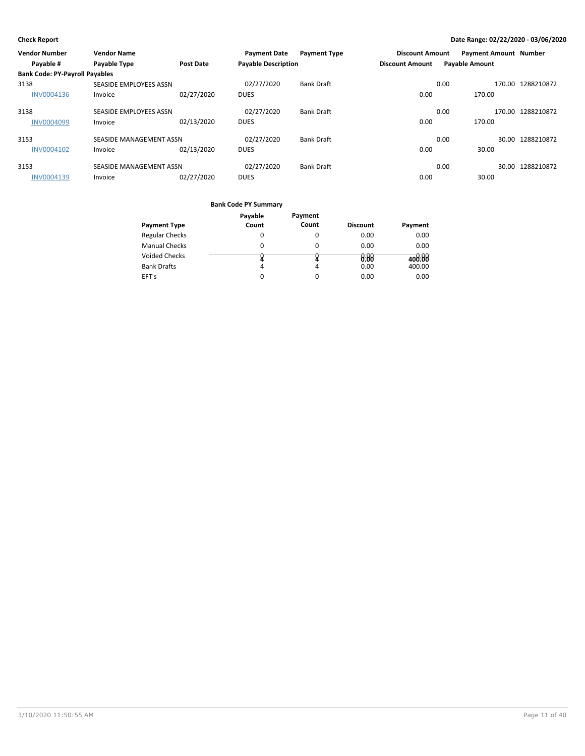**Check Report** — **Date Range: 02/22/2020 - 03/06/2020**

| Vendor Number / Payable # | Vendor Name / Payable Type | Post Date | Payment Date / Payable Description | Payment Type | Discount Amount | Payment Amount / Payable Amount | Number |
|---|---|---|---|---|---|---|---|
| **Bank Code: PY-Payroll Payables** | | | | | | | |
| 3138 | SEASIDE EMPLOYEES ASSN | | 02/27/2020 | Bank Draft | 0.00 | 170.00 | 1288210872 |
| INV0004136 | Invoice | 02/27/2020 | DUES | | 0.00 | 170.00 | |
| 3138 | SEASIDE EMPLOYEES ASSN | | 02/27/2020 | Bank Draft | 0.00 | 170.00 | 1288210872 |
| INV0004099 | Invoice | 02/13/2020 | DUES | | 0.00 | 170.00 | |
| 3153 | SEASIDE MANAGEMENT ASSN | | 02/27/2020 | Bank Draft | 0.00 | 30.00 | 1288210872 |
| INV0004102 | Invoice | 02/13/2020 | DUES | | 0.00 | 30.00 | |
| 3153 | SEASIDE MANAGEMENT ASSN | | 02/27/2020 | Bank Draft | 0.00 | 30.00 | 1288210872 |
| INV0004139 | Invoice | 02/27/2020 | DUES | | 0.00 | 30.00 | |

**Bank Code PY Summary**

| Payment Type | Payable Count | Payment Count | Discount | Payment |
|---|---|---|---|---|
| Regular Checks | 0 | 0 | 0.00 | 0.00 |
| Manual Checks | 0 | 0 | 0.00 | 0.00 |
| Voided Checks | 0 | 0 | 0.00 | 0.00 |
| Bank Drafts | 4 | 4 | 0.00 | 400.00 |
| EFT's | 0 | 0 | 0.00 | 0.00 |
| | 4 | 4 | 0.00 | 400.00 |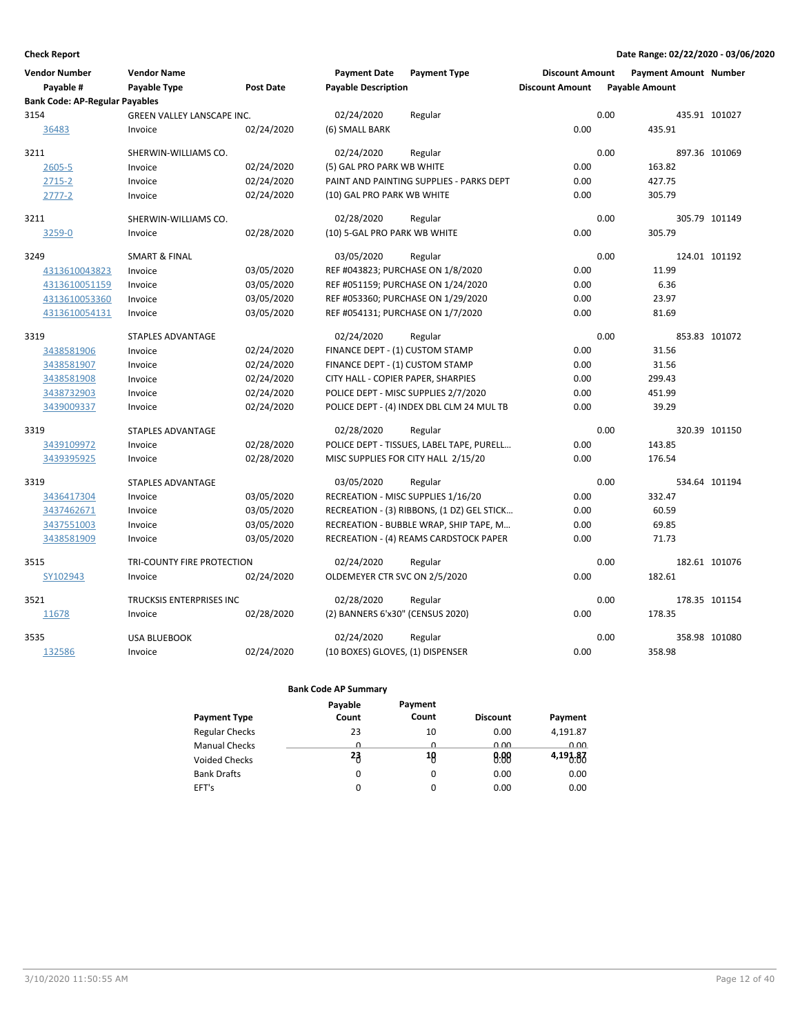**Check Report** **Date Range: 02/22/2020 - 03/06/2020**

| Vendor Number | Vendor Name | | Payment Date | Payment Type | Discount Amount | Payment Amount | Number |
|---|---|---|---|---|---|---|---|
| Payable # | Payable Type | Post Date | Payable Description | | Discount Amount | Payable Amount | |
| **Bank Code: AP-Regular Payables** | | | | | | | |
| 3154 | GREEN VALLEY LANSCAPE INC. | | 02/24/2020 | Regular | 0.00 | 435.91 | 101027 |
| 36483 | Invoice | 02/24/2020 | (6) SMALL BARK | | 0.00 | 435.91 | |
| 3211 | SHERWIN-WILLIAMS CO. | | 02/24/2020 | Regular | 0.00 | 897.36 | 101069 |
| 2605-5 | Invoice | 02/24/2020 | (5) GAL PRO PARK WB WHITE | | 0.00 | 163.82 | |
| 2715-2 | Invoice | 02/24/2020 | PAINT AND PAINTING SUPPLIES - PARKS DEPT | | 0.00 | 427.75 | |
| 2777-2 | Invoice | 02/24/2020 | (10) GAL PRO PARK WB WHITE | | 0.00 | 305.79 | |
| 3211 | SHERWIN-WILLIAMS CO. | | 02/28/2020 | Regular | 0.00 | 305.79 | 101149 |
| 3259-0 | Invoice | 02/28/2020 | (10) 5-GAL PRO PARK WB WHITE | | 0.00 | 305.79 | |
| 3249 | SMART & FINAL | | 03/05/2020 | Regular | 0.00 | 124.01 | 101192 |
| 4313610043823 | Invoice | 03/05/2020 | REF #043823; PURCHASE ON 1/8/2020 | | 0.00 | 11.99 | |
| 4313610051159 | Invoice | 03/05/2020 | REF #051159; PURCHASE ON 1/24/2020 | | 0.00 | 6.36 | |
| 4313610053360 | Invoice | 03/05/2020 | REF #053360; PURCHASE ON 1/29/2020 | | 0.00 | 23.97 | |
| 4313610054131 | Invoice | 03/05/2020 | REF #054131; PURCHASE ON 1/7/2020 | | 0.00 | 81.69 | |
| 3319 | STAPLES ADVANTAGE | | 02/24/2020 | Regular | 0.00 | 853.83 | 101072 |
| 3438581906 | Invoice | 02/24/2020 | FINANCE DEPT - (1) CUSTOM STAMP | | 0.00 | 31.56 | |
| 3438581907 | Invoice | 02/24/2020 | FINANCE DEPT - (1) CUSTOM STAMP | | 0.00 | 31.56 | |
| 3438581908 | Invoice | 02/24/2020 | CITY HALL - COPIER PAPER, SHARPIES | | 0.00 | 299.43 | |
| 3438732903 | Invoice | 02/24/2020 | POLICE DEPT - MISC SUPPLIES 2/7/2020 | | 0.00 | 451.99 | |
| 3439009337 | Invoice | 02/24/2020 | POLICE DEPT - (4) INDEX DBL CLM 24 MUL TB | | 0.00 | 39.29 | |
| 3319 | STAPLES ADVANTAGE | | 02/28/2020 | Regular | 0.00 | 320.39 | 101150 |
| 3439109972 | Invoice | 02/28/2020 | POLICE DEPT - TISSUES, LABEL TAPE, PURELL... | | 0.00 | 143.85 | |
| 3439395925 | Invoice | 02/28/2020 | MISC SUPPLIES FOR CITY HALL 2/15/20 | | 0.00 | 176.54 | |
| 3319 | STAPLES ADVANTAGE | | 03/05/2020 | Regular | 0.00 | 534.64 | 101194 |
| 3436417304 | Invoice | 03/05/2020 | RECREATION - MISC SUPPLIES 1/16/20 | | 0.00 | 332.47 | |
| 3437462671 | Invoice | 03/05/2020 | RECREATION - (3) RIBBONS, (1 DZ) GEL STICK... | | 0.00 | 60.59 | |
| 3437551003 | Invoice | 03/05/2020 | RECREATION - BUBBLE WRAP, SHIP TAPE, M... | | 0.00 | 69.85 | |
| 3438581909 | Invoice | 03/05/2020 | RECREATION - (4) REAMS CARDSTOCK PAPER | | 0.00 | 71.73 | |
| 3515 | TRI-COUNTY FIRE PROTECTION | | 02/24/2020 | Regular | 0.00 | 182.61 | 101076 |
| SY102943 | Invoice | 02/24/2020 | OLDEMEYER CTR SVC ON 2/5/2020 | | 0.00 | 182.61 | |
| 3521 | TRUCKSIS ENTERPRISES INC | | 02/28/2020 | Regular | 0.00 | 178.35 | 101154 |
| 11678 | Invoice | 02/28/2020 | (2) BANNERS 6'x30" (CENSUS 2020) | | 0.00 | 178.35 | |
| 3535 | USA BLUEBOOK | | 02/24/2020 | Regular | 0.00 | 358.98 | 101080 |
| 132586 | Invoice | 02/24/2020 | (10 BOXES) GLOVES, (1) DISPENSER | | 0.00 | 358.98 | |

**Bank Code AP Summary**

| Payment Type | Payable Count | Payment Count | Discount | Payment |
|---|---|---|---|---|
| Regular Checks | 23 | 10 | 0.00 | 4,191.87 |
| Manual Checks | 0 | 0 | 0.00 | 0.00 |
| Voided Checks | 0 | 0 | 0.00 | 0.00 |
| Bank Drafts | 0 | 0 | 0.00 | 0.00 |
| EFT's | 0 | 0 | 0.00 | 0.00 |
| | 23 | 10 | 0.00 | 4,191.87 |

3/10/2020 11:50:55 AM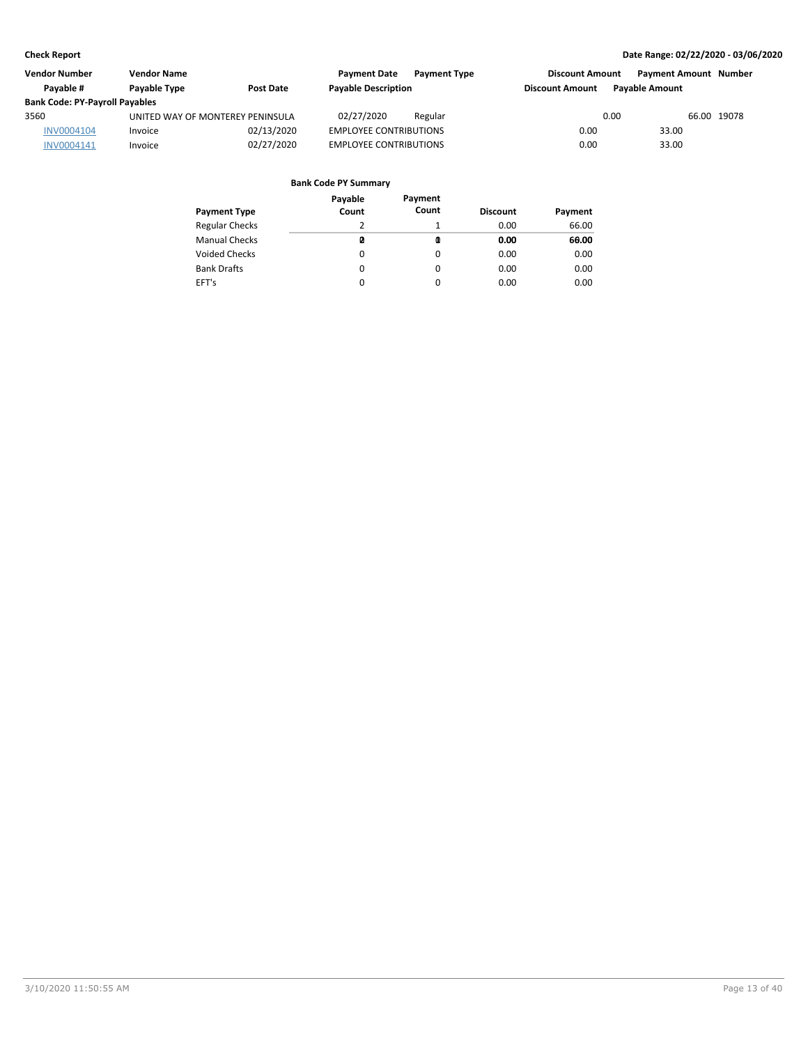**Check Report** | **Date Range: 02/22/2020 - 03/06/2020**

| Vendor Number | Vendor Name | | Payment Date | Payment Type | Discount Amount | Payment Amount | Number |
|---|---|---|---|---|---|---|---|
| Payable # | Payable Type | Post Date | Payable Description | | Discount Amount | Payable Amount | |
| **Bank Code: PY-Payroll Payables** | | | | | | | |
| 3560 | UNITED WAY OF MONTEREY PENINSULA | | 02/27/2020 | Regular | 0.00 | 66.00 | 19078 |
| INV0004104 | Invoice | 02/13/2020 | EMPLOYEE CONTRIBUTIONS | | 0.00 | 33.00 | |
| INV0004141 | Invoice | 02/27/2020 | EMPLOYEE CONTRIBUTIONS | | 0.00 | 33.00 | |

**Bank Code PY Summary**

| Payment Type | Payable Count | Payment Count | Discount | Payment |
|---|---|---|---|---|
| Regular Checks | 2 | 1 | 0.00 | 66.00 |
| Manual Checks | 0 | 0 | 0.00 | 0.00 |
| Voided Checks | 0 | 0 | 0.00 | 0.00 |
| Bank Drafts | 0 | 0 | 0.00 | 0.00 |
| EFT's | 0 | 0 | 0.00 | 0.00 |
| | **2** | **1** | **0.00** | **66.00** |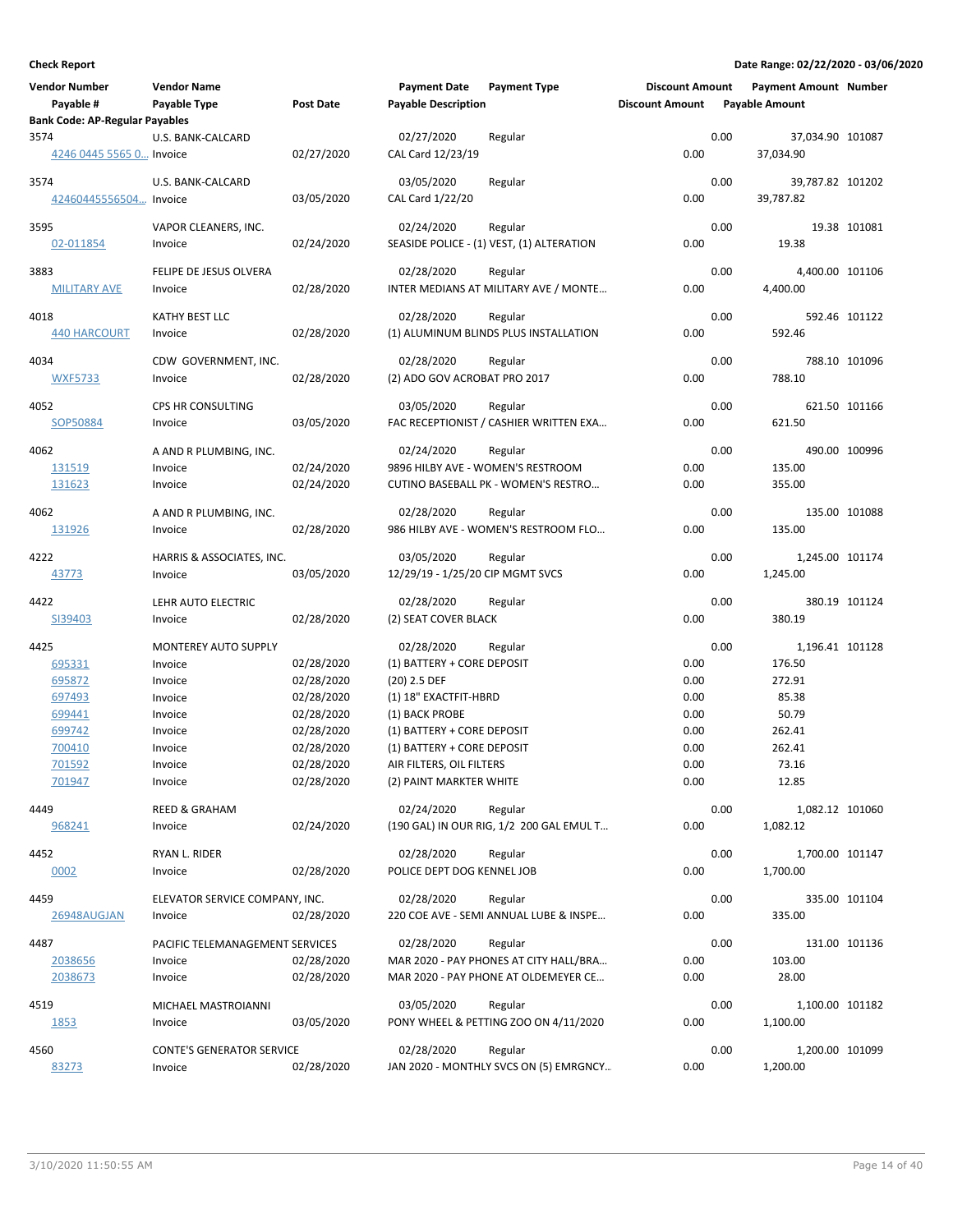**Check Report** **Date Range: 02/22/2020 - 03/06/2020**

| Vendor Number / Payable # | Vendor Name / Payable Type | Post Date | Payment Date / Payable Description | Payment Type | Discount Amount / Discount Amount | Payment Amount / Payable Amount | Number |
|---|---|---|---|---|---|---|---|
| **Bank Code: AP-Regular Payables** | | | | | | | |
| 3574 | U.S. BANK-CALCARD | | 02/27/2020 | Regular | 0.00 | 37,034.90 | 101087 |
| 4246 0445 5565 0... | Invoice | 02/27/2020 | CAL Card 12/23/19 | | 0.00 | 37,034.90 | |
| 3574 | U.S. BANK-CALCARD | | 03/05/2020 | Regular | 0.00 | 39,787.82 | 101202 |
| 42460445556504... | Invoice | 03/05/2020 | CAL Card 1/22/20 | | 0.00 | 39,787.82 | |
| 3595 | VAPOR CLEANERS, INC. | | 02/24/2020 | Regular | 0.00 | 19.38 | 101081 |
| 02-011854 | Invoice | 02/24/2020 | SEASIDE POLICE - (1) VEST, (1) ALTERATION | | 0.00 | 19.38 | |
| 3883 | FELIPE DE JESUS OLVERA | | 02/28/2020 | Regular | 0.00 | 4,400.00 | 101106 |
| MILITARY AVE | Invoice | 02/28/2020 | INTER MEDIANS AT MILITARY AVE / MONTE... | | 0.00 | 4,400.00 | |
| 4018 | KATHY BEST LLC | | 02/28/2020 | Regular | 0.00 | 592.46 | 101122 |
| 440 HARCOURT | Invoice | 02/28/2020 | (1) ALUMINUM BLINDS PLUS INSTALLATION | | 0.00 | 592.46 | |
| 4034 | CDW GOVERNMENT, INC. | | 02/28/2020 | Regular | 0.00 | 788.10 | 101096 |
| WXF5733 | Invoice | 02/28/2020 | (2) ADO GOV ACROBAT PRO 2017 | | 0.00 | 788.10 | |
| 4052 | CPS HR CONSULTING | | 03/05/2020 | Regular | 0.00 | 621.50 | 101166 |
| SOP50884 | Invoice | 03/05/2020 | FAC RECEPTIONIST / CASHIER WRITTEN EXA... | | 0.00 | 621.50 | |
| 4062 | A AND R PLUMBING, INC. | | 02/24/2020 | Regular | 0.00 | 490.00 | 100996 |
| 131519 | Invoice | 02/24/2020 | 9896 HILBY AVE - WOMEN'S RESTROOM | | 0.00 | 135.00 | |
| 131623 | Invoice | 02/24/2020 | CUTINO BASEBALL PK - WOMEN'S RESTRO... | | 0.00 | 355.00 | |
| 4062 | A AND R PLUMBING, INC. | | 02/28/2020 | Regular | 0.00 | 135.00 | 101088 |
| 131926 | Invoice | 02/28/2020 | 986 HILBY AVE - WOMEN'S RESTROOM FLO... | | 0.00 | 135.00 | |
| 4222 | HARRIS & ASSOCIATES, INC. | | 03/05/2020 | Regular | 0.00 | 1,245.00 | 101174 |
| 43773 | Invoice | 03/05/2020 | 12/29/19 - 1/25/20 CIP MGMT SVCS | | 0.00 | 1,245.00 | |
| 4422 | LEHR AUTO ELECTRIC | | 02/28/2020 | Regular | 0.00 | 380.19 | 101124 |
| SI39403 | Invoice | 02/28/2020 | (2) SEAT COVER BLACK | | 0.00 | 380.19 | |
| 4425 | MONTEREY AUTO SUPPLY | | 02/28/2020 | Regular | 0.00 | 1,196.41 | 101128 |
| 695331 | Invoice | 02/28/2020 | (1) BATTERY + CORE DEPOSIT | | 0.00 | 176.50 | |
| 695872 | Invoice | 02/28/2020 | (20) 2.5 DEF | | 0.00 | 272.91 | |
| 697493 | Invoice | 02/28/2020 | (1) 18" EXACTFIT-HBRD | | 0.00 | 85.38 | |
| 699441 | Invoice | 02/28/2020 | (1) BACK PROBE | | 0.00 | 50.79 | |
| 699742 | Invoice | 02/28/2020 | (1) BATTERY + CORE DEPOSIT | | 0.00 | 262.41 | |
| 700410 | Invoice | 02/28/2020 | (1) BATTERY + CORE DEPOSIT | | 0.00 | 262.41 | |
| 701592 | Invoice | 02/28/2020 | AIR FILTERS, OIL FILTERS | | 0.00 | 73.16 | |
| 701947 | Invoice | 02/28/2020 | (2) PAINT MARKTER WHITE | | 0.00 | 12.85 | |
| 4449 | REED & GRAHAM | | 02/24/2020 | Regular | 0.00 | 1,082.12 | 101060 |
| 968241 | Invoice | 02/24/2020 | (190 GAL) IN OUR RIG, 1/2 200 GAL EMUL T... | | 0.00 | 1,082.12 | |
| 4452 | RYAN L. RIDER | | 02/28/2020 | Regular | 0.00 | 1,700.00 | 101147 |
| 0002 | Invoice | 02/28/2020 | POLICE DEPT DOG KENNEL JOB | | 0.00 | 1,700.00 | |
| 4459 | ELEVATOR SERVICE COMPANY, INC. | | 02/28/2020 | Regular | 0.00 | 335.00 | 101104 |
| 26948AUGJAN | Invoice | 02/28/2020 | 220 COE AVE - SEMI ANNUAL LUBE & INSPE... | | 0.00 | 335.00 | |
| 4487 | PACIFIC TELEMANAGEMENT SERVICES | | 02/28/2020 | Regular | 0.00 | 131.00 | 101136 |
| 2038656 | Invoice | 02/28/2020 | MAR 2020 - PAY PHONES AT CITY HALL/BRA... | | 0.00 | 103.00 | |
| 2038673 | Invoice | 02/28/2020 | MAR 2020 - PAY PHONE AT OLDEMEYER CE... | | 0.00 | 28.00 | |
| 4519 | MICHAEL MASTROIANNI | | 03/05/2020 | Regular | 0.00 | 1,100.00 | 101182 |
| 1853 | Invoice | 03/05/2020 | PONY WHEEL & PETTING ZOO ON 4/11/2020 | | 0.00 | 1,100.00 | |
| 4560 | CONTE'S GENERATOR SERVICE | | 02/28/2020 | Regular | 0.00 | 1,200.00 | 101099 |
| 83273 | Invoice | 02/28/2020 | JAN 2020 - MONTHLY SVCS ON (5) EMRGNCY... | | 0.00 | 1,200.00 | |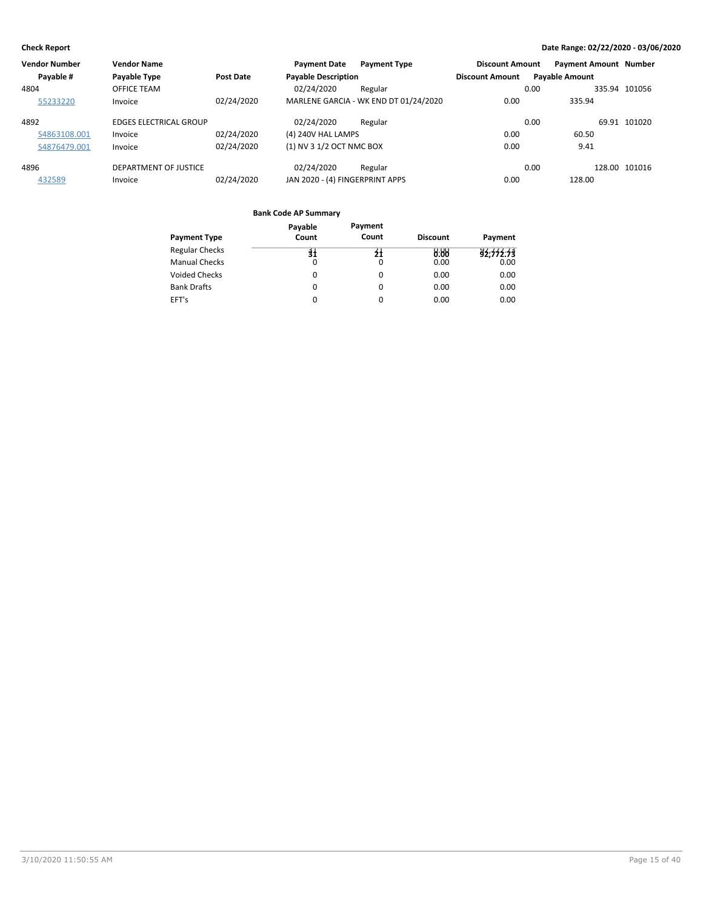**Check Report**

**Date Range: 02/22/2020 - 03/06/2020**

| Vendor Number | Vendor Name | | Payment Date | Payment Type | Discount Amount | Payment Amount | Number |
|---|---|---|---|---|---|---|---|
| Payable # | Payable Type | Post Date | Payable Description | | Discount Amount | Payable Amount | |
| 4804 | OFFICE TEAM | | 02/24/2020 | Regular | 0.00 | 335.94 | 101056 |
| 55233220 | Invoice | 02/24/2020 | MARLENE GARCIA - WK END DT 01/24/2020 | | 0.00 | 335.94 | |
| 4892 | EDGES ELECTRICAL GROUP | | 02/24/2020 | Regular | 0.00 | 69.91 | 101020 |
| S4863108.001 | Invoice | 02/24/2020 | (4) 240V HAL LAMPS | | 0.00 | 60.50 | |
| S4876479.001 | Invoice | 02/24/2020 | (1) NV 3 1/2 OCT NMC BOX | | 0.00 | 9.41 | |
| 4896 | DEPARTMENT OF JUSTICE | | 02/24/2020 | Regular | 0.00 | 128.00 | 101016 |
| 432589 | Invoice | 02/24/2020 | JAN 2020 - (4) FINGERPRINT APPS | | 0.00 | 128.00 | |

**Bank Code AP Summary**

| Payment Type | Payable Count | Payment Count | Discount | Payment |
|---|---|---|---|---|
| Regular Checks | 31 | 21 | 0.00 | 92,772.73 |
| Manual Checks | 0 | 0 | 0.00 | 0.00 |
| Voided Checks | 0 | 0 | 0.00 | 0.00 |
| Bank Drafts | 0 | 0 | 0.00 | 0.00 |
| EFT's | 0 | 0 | 0.00 | 0.00 |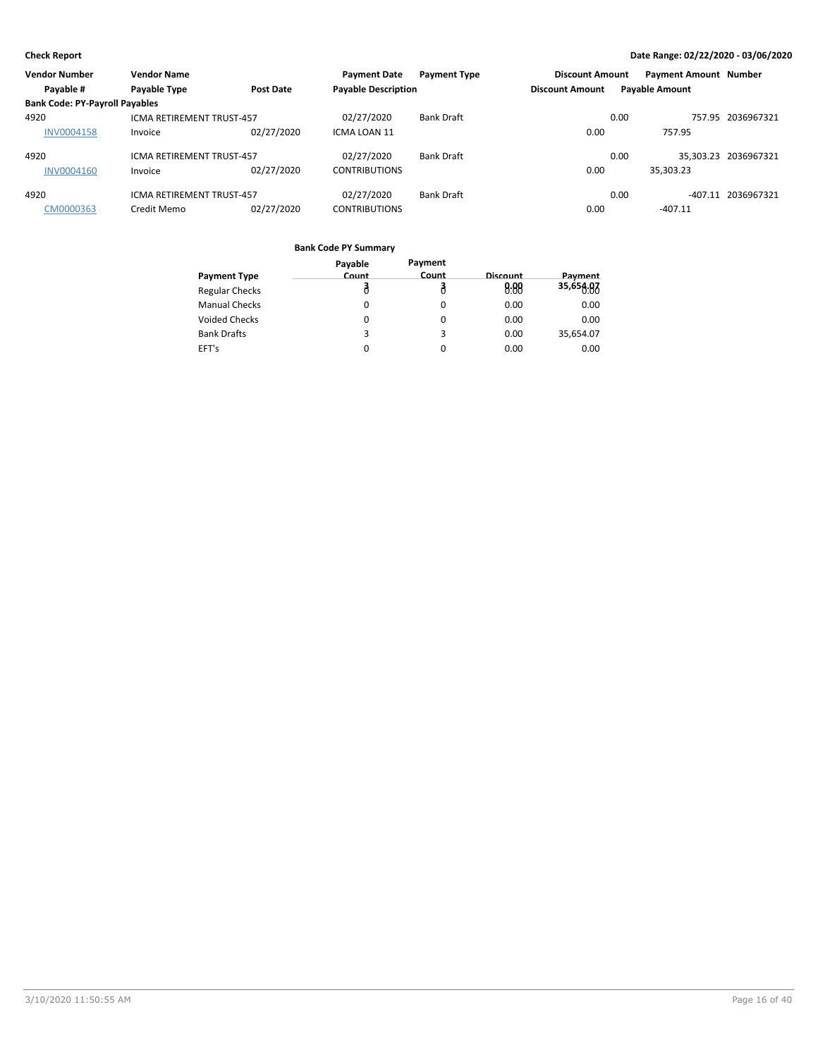**Check Report** | **Date Range: 02/22/2020 - 03/06/2020**

| Vendor Number | Vendor Name | | Payment Date | Payment Type | Discount Amount | Payment Amount | Number |
|---|---|---|---|---|---|---|---|
| Payable # | Payable Type | Post Date | Payable Description | | Discount Amount | Payable Amount | |
| **Bank Code: PY-Payroll Payables** | | | | | | | |
| 4920 | ICMA RETIREMENT TRUST-457 | | 02/27/2020 | Bank Draft | 0.00 | 757.95 | 2036967321 |
| INV0004158 | Invoice | 02/27/2020 | ICMA LOAN 11 | | 0.00 | 757.95 | |
| 4920 | ICMA RETIREMENT TRUST-457 | | 02/27/2020 | Bank Draft | 0.00 | 35,303.23 | 2036967321 |
| INV0004160 | Invoice | 02/27/2020 | CONTRIBUTIONS | | 0.00 | 35,303.23 | |
| 4920 | ICMA RETIREMENT TRUST-457 | | 02/27/2020 | Bank Draft | 0.00 | -407.11 | 2036967321 |
| CM0000363 | Credit Memo | 02/27/2020 | CONTRIBUTIONS | | 0.00 | -407.11 | |

**Bank Code PY Summary**

| Payment Type | Payable Count | Payment Count | Discount | Payment |
|---|---|---|---|---|
| Regular Checks | 0 | 0 | 0.00 | 0.00 |
| Manual Checks | 0 | 0 | 0.00 | 0.00 |
| Voided Checks | 0 | 0 | 0.00 | 0.00 |
| Bank Drafts | 3 | 3 | 0.00 | 35,654.07 |
| EFT's | 0 | 0 | 0.00 | 0.00 |
| | **3** | **3** | **0.00** | **35,654.07** |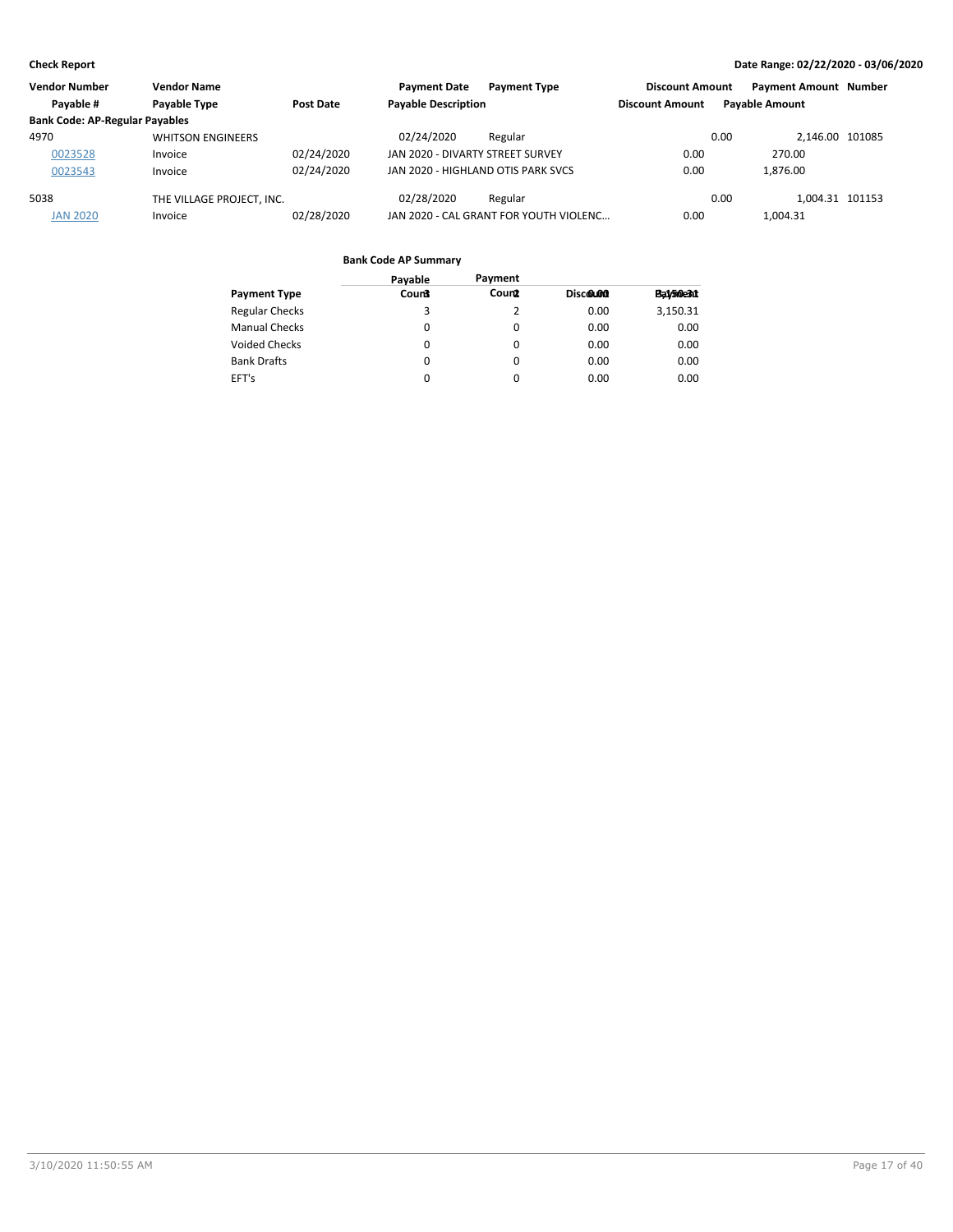**Check Report**

**Date Range: 02/22/2020 - 03/06/2020**

| Vendor Number | Vendor Name | | Payment Date | Payment Type | Discount Amount | Payment Amount | Number |
|---|---|---|---|---|---|---|---|
| Payable # | Payable Type | Post Date | Payable Description | | Discount Amount | Payable Amount | |
| **Bank Code: AP-Regular Payables** | | | | | | | |
| 4970 | WHITSON ENGINEERS | | 02/24/2020 | Regular | 0.00 | 2,146.00 | 101085 |
| 0023528 | Invoice | 02/24/2020 | JAN 2020 - DIVARTY STREET SURVEY | | 0.00 | 270.00 | |
| 0023543 | Invoice | 02/24/2020 | JAN 2020 - HIGHLAND OTIS PARK SVCS | | 0.00 | 1,876.00 | |
| 5038 | THE VILLAGE PROJECT, INC. | | 02/28/2020 | Regular | 0.00 | 1,004.31 | 101153 |
| JAN 2020 | Invoice | 02/28/2020 | JAN 2020 - CAL GRANT FOR YOUTH VIOLENC… | | 0.00 | 1,004.31 | |

**Bank Code AP Summary**

| Payment Type | Payable Count | Payment Count | Discount | Payment |
|---|---|---|---|---|
| Regular Checks | 3 | 2 | 0.00 | 3,150.31 |
| Manual Checks | 0 | 0 | 0.00 | 0.00 |
| Voided Checks | 0 | 0 | 0.00 | 0.00 |
| Bank Drafts | 0 | 0 | 0.00 | 0.00 |
| EFT's | 0 | 0 | 0.00 | 0.00 |
| | 3 | 2 | 0.00 | 3,150.31 |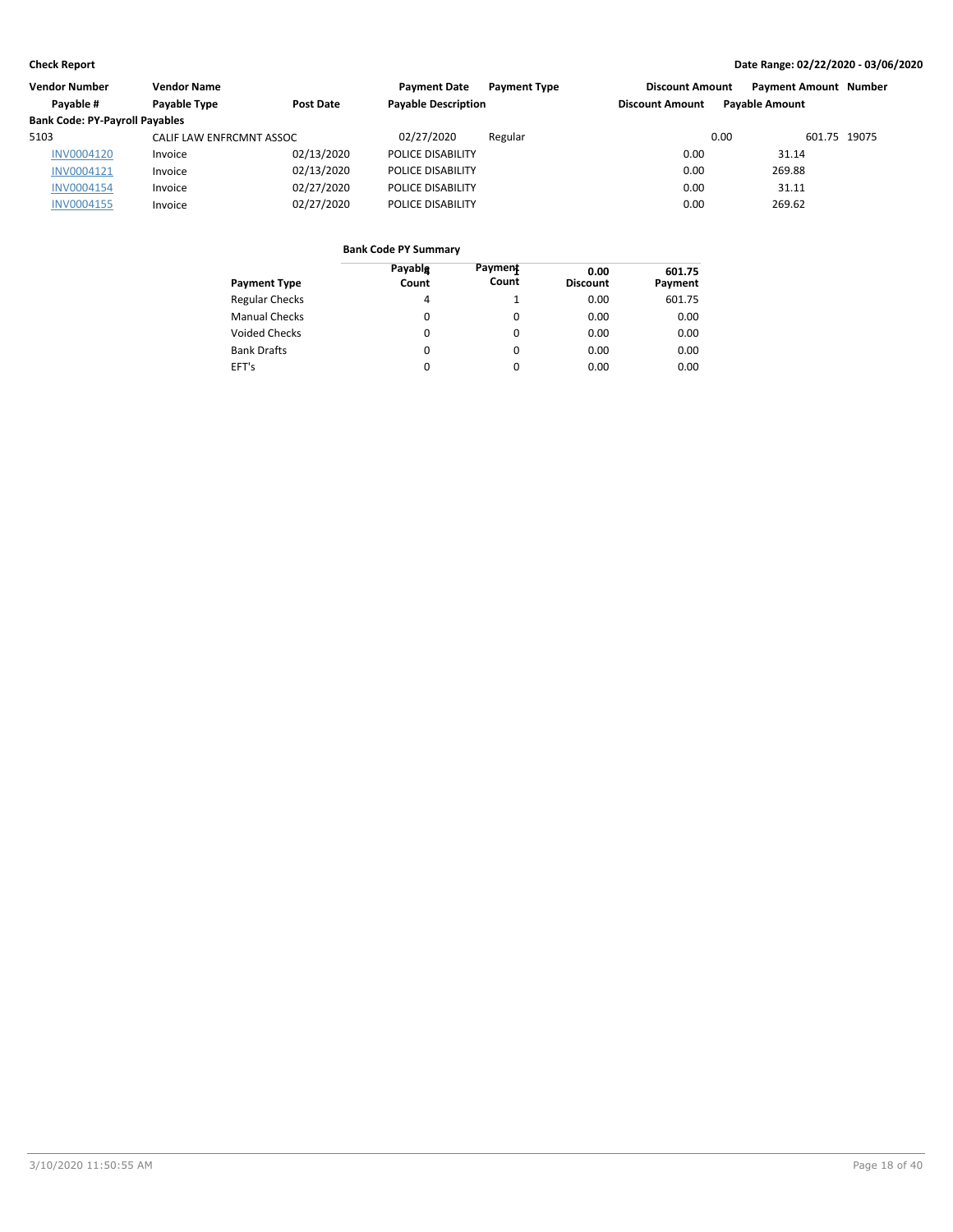**Check Report**

**Date Range: 02/22/2020 - 03/06/2020**

| Vendor Number | Vendor Name | | Payment Date | Payment Type | Discount Amount | Payment Amount | Number |
|---|---|---|---|---|---|---|---|
| Payable # | Payable Type | Post Date | Payable Description | | Discount Amount | Payable Amount | |
| **Bank Code: PY-Payroll Payables** | | | | | | | |
| 5103 | CALIF LAW ENFRCMNT ASSOC | | 02/27/2020 | Regular | 0.00 | 601.75 | 19075 |
| INV0004120 | Invoice | 02/13/2020 | POLICE DISABILITY | | 0.00 | 31.14 | |
| INV0004121 | Invoice | 02/13/2020 | POLICE DISABILITY | | 0.00 | 269.88 | |
| INV0004154 | Invoice | 02/27/2020 | POLICE DISABILITY | | 0.00 | 31.11 | |
| INV0004155 | Invoice | 02/27/2020 | POLICE DISABILITY | | 0.00 | 269.62 | |

**Bank Code PY Summary**

| Payment Type | Payable Count | Payment Count | Discount | Payment |
|---|---|---|---|---|
| Regular Checks | 4 | 1 | 0.00 | 601.75 |
| Manual Checks | 0 | 0 | 0.00 | 0.00 |
| Voided Checks | 0 | 0 | 0.00 | 0.00 |
| Bank Drafts | 0 | 0 | 0.00 | 0.00 |
| EFT's | 0 | 0 | 0.00 | 0.00 |
| | 4 | 1 | 0.00 | 601.75 |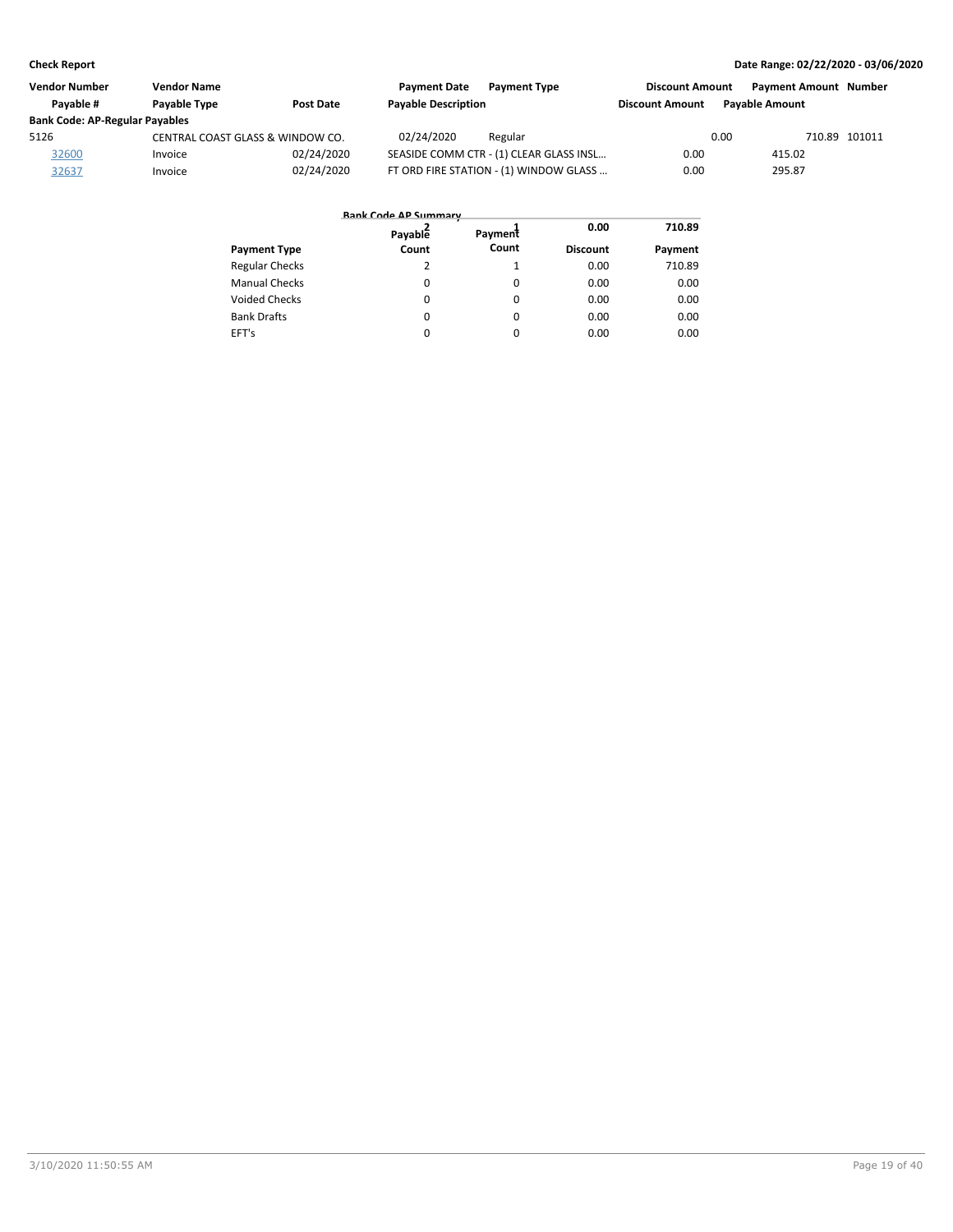| Vendor Number | Vendor Name | | Payment Date | Payment Type | Discount Amount | Payment Amount | Number |
|---|---|---|---|---|---|---|---|
| Payable # | Payable Type | Post Date | Payable Description | | Discount Amount | Payable Amount | |
| **Bank Code: AP-Regular Payables** | | | | | | | |
| 5126 | CENTRAL COAST GLASS & WINDOW CO. | | 02/24/2020 | Regular | 0.00 | 710.89 | 101011 |
| 32600 | Invoice | 02/24/2020 | SEASIDE COMM CTR - (1) CLEAR GLASS INSL... | | 0.00 | 415.02 | |
| 32637 | Invoice | 02/24/2020 | FT ORD FIRE STATION - (1) WINDOW GLASS ... | | 0.00 | 295.87 | |

**Bank Code AP Summary**

| Payment Type | Payable Count | Payment Count | Discount | Payment |
|---|---|---|---|---|
| Regular Checks | 2 | 1 | 0.00 | 710.89 |
| Manual Checks | 0 | 0 | 0.00 | 0.00 |
| Voided Checks | 0 | 0 | 0.00 | 0.00 |
| Bank Drafts | 0 | 0 | 0.00 | 0.00 |
| EFT's | 0 | 0 | 0.00 | 0.00 |
| | 2 | 1 | 0.00 | 710.89 |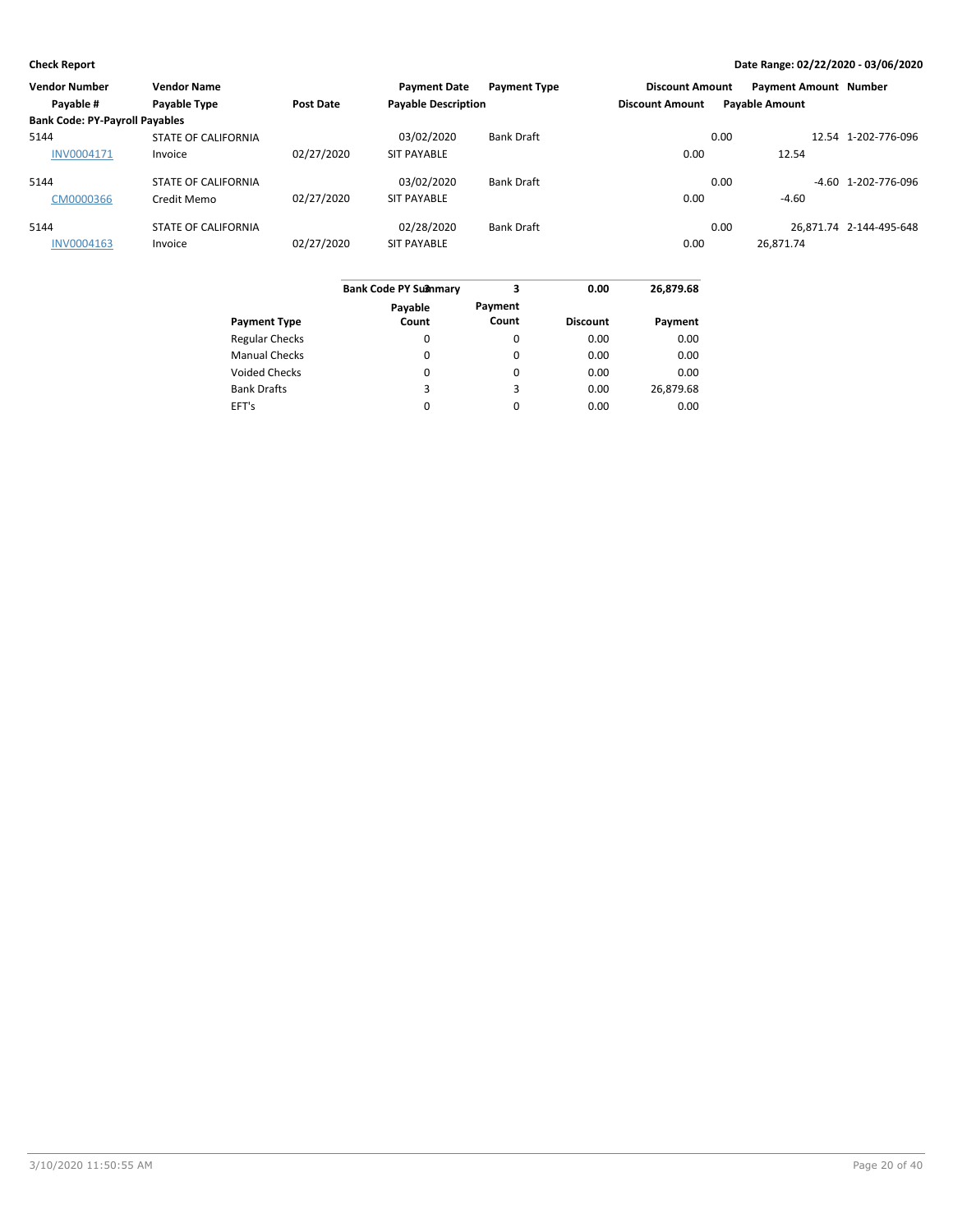**Check Report** **Date Range: 02/22/2020 - 03/06/2020**

| Vendor Number | Vendor Name | | Payment Date | Payment Type | Discount Amount | Payment Amount | Number |
|---|---|---|---|---|---|---|---|
| Payable # | Payable Type | Post Date | Payable Description | | Discount Amount | Payable Amount | |
| **Bank Code: PY-Payroll Payables** | | | | | | | |
| 5144 | STATE OF CALIFORNIA | | 03/02/2020 | Bank Draft | 0.00 | 12.54 | 1-202-776-096 |
| INV0004171 | Invoice | 02/27/2020 | SIT PAYABLE | | 0.00 | 12.54 | |
| 5144 | STATE OF CALIFORNIA | | 03/02/2020 | Bank Draft | 0.00 | -4.60 | 1-202-776-096 |
| CM0000366 | Credit Memo | 02/27/2020 | SIT PAYABLE | | 0.00 | -4.60 | |
| 5144 | STATE OF CALIFORNIA | | 02/28/2020 | Bank Draft | 0.00 | 26,871.74 | 2-144-495-648 |
| INV0004163 | Invoice | 02/27/2020 | SIT PAYABLE | | 0.00 | 26,871.74 | |

| **Bank Code PY Summary** | **3** | **3** | **0.00** | **26,879.68** |
|---|---|---|---|---|
| **Payment Type** | **Payable Count** | **Payment Count** | **Discount** | **Payment** |
| Regular Checks | 0 | 0 | 0.00 | 0.00 |
| Manual Checks | 0 | 0 | 0.00 | 0.00 |
| Voided Checks | 0 | 0 | 0.00 | 0.00 |
| Bank Drafts | 3 | 3 | 0.00 | 26,879.68 |
| EFT's | 0 | 0 | 0.00 | 0.00 |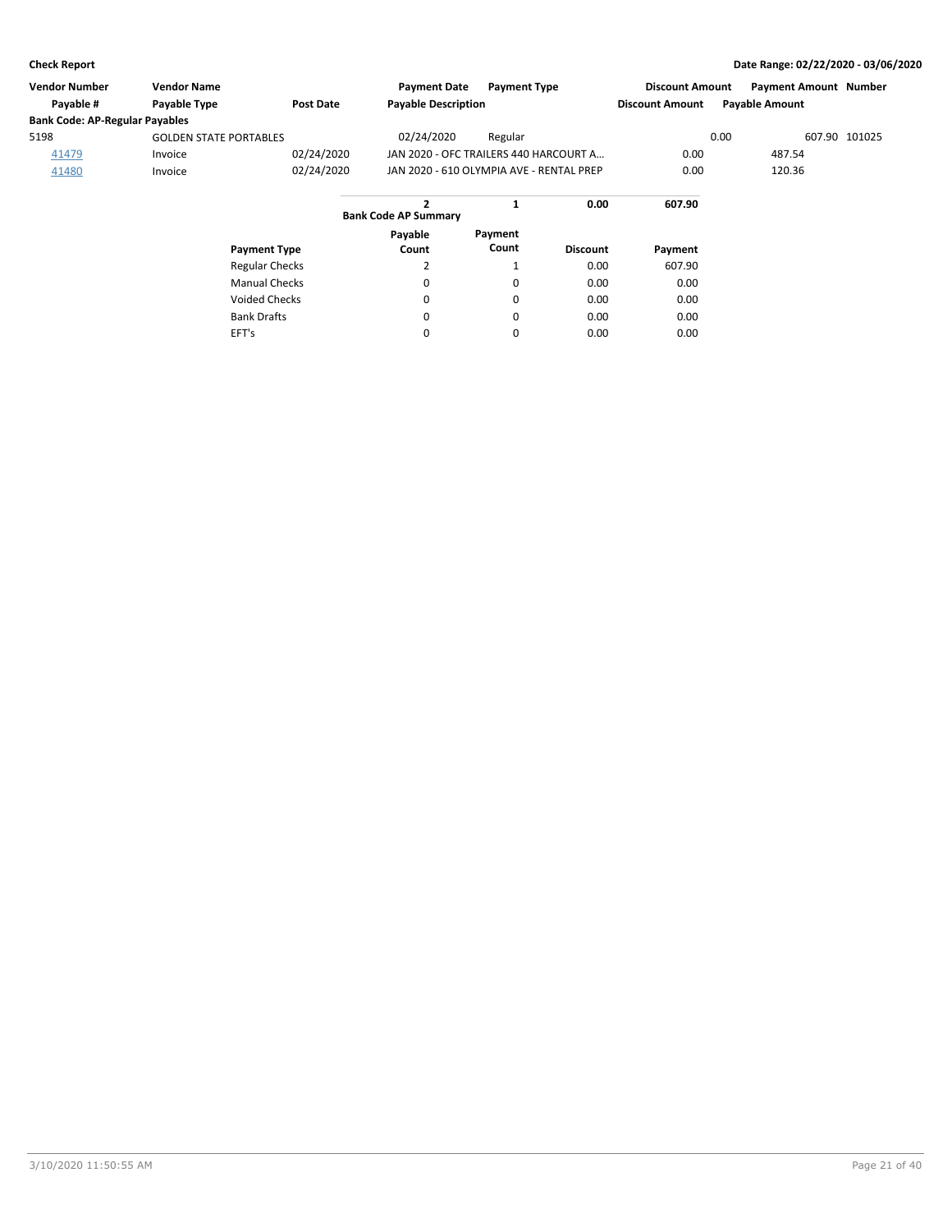**Check Report**

**Date Range: 02/22/2020 - 03/06/2020**

| Vendor Number | Vendor Name | | Payment Date | Payment Type | Discount Amount | Payment Amount | Number |
|---|---|---|---|---|---|---|---|
| Payable # | Payable Type | Post Date | Payable Description | | Discount Amount | Payable Amount | |
| **Bank Code: AP-Regular Payables** | | | | | | | |
| 5198 | GOLDEN STATE PORTABLES | | 02/24/2020 | Regular | 0.00 | 607.90 | 101025 |
| 41479 | Invoice | 02/24/2020 | JAN 2020 - OFC TRAILERS 440 HARCOURT A... | | 0.00 | 487.54 | |
| 41480 | Invoice | 02/24/2020 | JAN 2020 - 610 OLYMPIA AVE - RENTAL PREP | | 0.00 | 120.36 | |

**Bank Code AP Summary**

| Payment Type | Payable Count | Payment Count | Discount | Payment |
|---|---|---|---|---|
| | **2** | **1** | **0.00** | **607.90** |
| Regular Checks | 2 | 1 | 0.00 | 607.90 |
| Manual Checks | 0 | 0 | 0.00 | 0.00 |
| Voided Checks | 0 | 0 | 0.00 | 0.00 |
| Bank Drafts | 0 | 0 | 0.00 | 0.00 |
| EFT's | 0 | 0 | 0.00 | 0.00 |

3/10/2020 11:50:55 AM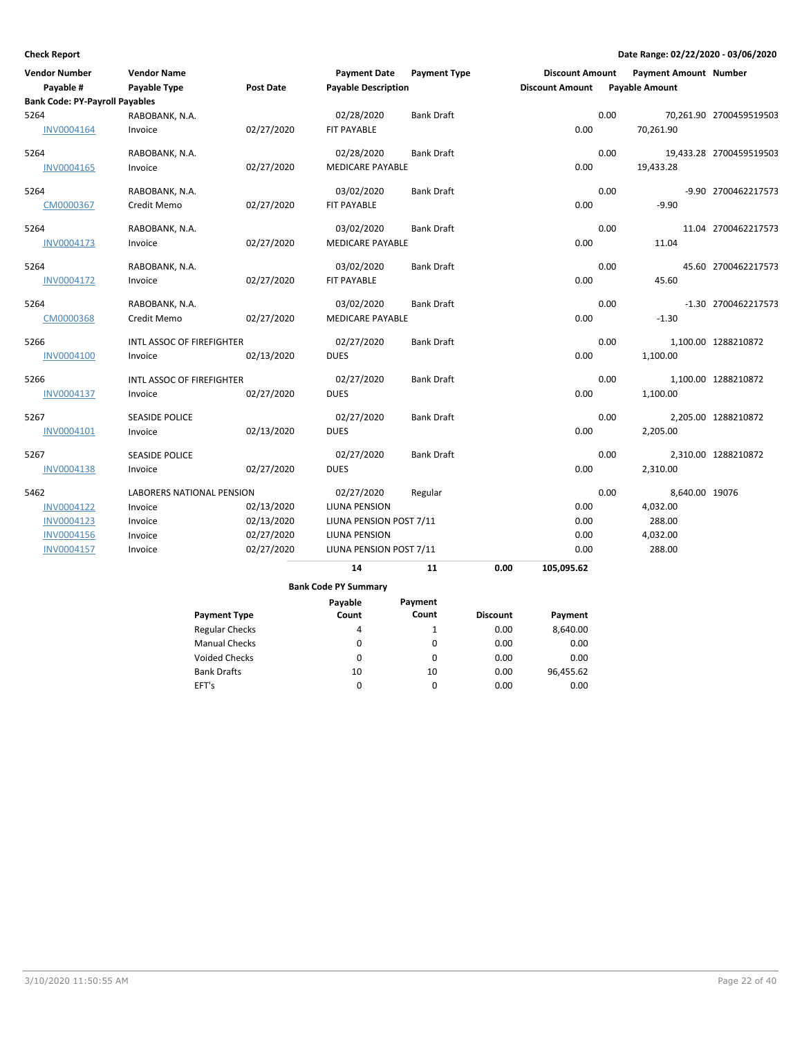**Check Report** | **Date Range: 02/22/2020 - 03/06/2020**

| Vendor Number / Payable # | Vendor Name / Payable Type | Post Date | Payment Date / Payable Description | Payment Type | Discount Amount | Payment Amount | Number |
|---|---|---|---|---|---|---|---|
| **Bank Code: PY-Payroll Payables** | | | | | | | |
| 5264 | RABOBANK, N.A. | | 02/28/2020 | Bank Draft | 0.00 | 70,261.90 | 2700459519503 |
| INV0004164 | Invoice | 02/27/2020 | FIT PAYABLE | | 0.00 | 70,261.90 | |
| 5264 | RABOBANK, N.A. | | 02/28/2020 | Bank Draft | 0.00 | 19,433.28 | 2700459519503 |
| INV0004165 | Invoice | 02/27/2020 | MEDICARE PAYABLE | | 0.00 | 19,433.28 | |
| 5264 | RABOBANK, N.A. | | 03/02/2020 | Bank Draft | 0.00 | -9.90 | 2700462217573 |
| CM0000367 | Credit Memo | 02/27/2020 | FIT PAYABLE | | 0.00 | -9.90 | |
| 5264 | RABOBANK, N.A. | | 03/02/2020 | Bank Draft | 0.00 | 11.04 | 2700462217573 |
| INV0004173 | Invoice | 02/27/2020 | MEDICARE PAYABLE | | 0.00 | 11.04 | |
| 5264 | RABOBANK, N.A. | | 03/02/2020 | Bank Draft | 0.00 | 45.60 | 2700462217573 |
| INV0004172 | Invoice | 02/27/2020 | FIT PAYABLE | | 0.00 | 45.60 | |
| 5264 | RABOBANK, N.A. | | 03/02/2020 | Bank Draft | 0.00 | -1.30 | 2700462217573 |
| CM0000368 | Credit Memo | 02/27/2020 | MEDICARE PAYABLE | | 0.00 | -1.30 | |
| 5266 | INTL ASSOC OF FIREFIGHTER | | 02/27/2020 | Bank Draft | 0.00 | 1,100.00 | 1288210872 |
| INV0004100 | Invoice | 02/13/2020 | DUES | | 0.00 | 1,100.00 | |
| 5266 | INTL ASSOC OF FIREFIGHTER | | 02/27/2020 | Bank Draft | 0.00 | 1,100.00 | 1288210872 |
| INV0004137 | Invoice | 02/27/2020 | DUES | | 0.00 | 1,100.00 | |
| 5267 | SEASIDE POLICE | | 02/27/2020 | Bank Draft | 0.00 | 2,205.00 | 1288210872 |
| INV0004101 | Invoice | 02/13/2020 | DUES | | 0.00 | 2,205.00 | |
| 5267 | SEASIDE POLICE | | 02/27/2020 | Bank Draft | 0.00 | 2,310.00 | 1288210872 |
| INV0004138 | Invoice | 02/27/2020 | DUES | | 0.00 | 2,310.00 | |
| 5462 | LABORERS NATIONAL PENSION | | 02/27/2020 | Regular | 0.00 | 8,640.00 | 19076 |
| INV0004122 | Invoice | 02/13/2020 | LIUNA PENSION | | 0.00 | 4,032.00 | |
| INV0004123 | Invoice | 02/13/2020 | LIUNA PENSION POST 7/11 | | 0.00 | 288.00 | |
| INV0004156 | Invoice | 02/27/2020 | LIUNA PENSION | | 0.00 | 4,032.00 | |
| INV0004157 | Invoice | 02/27/2020 | LIUNA PENSION POST 7/11 | | 0.00 | 288.00 | |
| | | | **14** | **11** | **0.00** | **105,095.62** | |

**Bank Code PY Summary**

| Payment Type | Payable Count | Payment Count | Discount | Payment |
|---|---|---|---|---|
| Regular Checks | 4 | 1 | 0.00 | 8,640.00 |
| Manual Checks | 0 | 0 | 0.00 | 0.00 |
| Voided Checks | 0 | 0 | 0.00 | 0.00 |
| Bank Drafts | 10 | 10 | 0.00 | 96,455.62 |
| EFT's | 0 | 0 | 0.00 | 0.00 |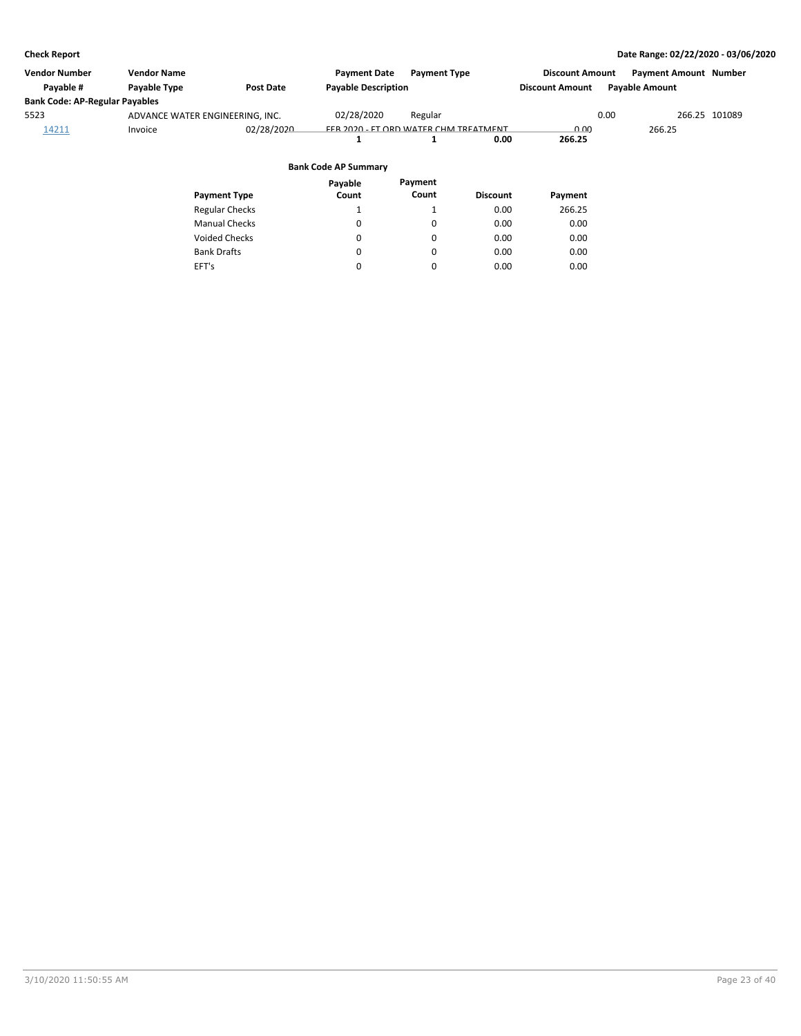**Check Report** | **Date Range: 02/22/2020 - 03/06/2020**

| Vendor Number | Vendor Name | | Payment Date | Payment Type | | Discount Amount | Payment Amount | Number |
|---|---|---|---|---|---|---|---|---|
| Payable # | Payable Type | Post Date | Payable Description | | | Discount Amount | Payable Amount | |
| **Bank Code: AP-Regular Payables** | | | | | | | | |
| 5523 | ADVANCE WATER ENGINEERING, INC. | | 02/28/2020 | Regular | | 0.00 | 266.25 | 101089 |
| 14211 | Invoice | 02/28/2020 | FEB 2020 - FT ORD WATER CHM TREATMENT | | | 0.00 | 266.25 | |
| | | | 1 | 1 | 0.00 | 266.25 | | |

**Bank Code AP Summary**

| Payment Type | Payable Count | Payment Count | Discount | Payment |
|---|---|---|---|---|
| Regular Checks | 1 | 1 | 0.00 | 266.25 |
| Manual Checks | 0 | 0 | 0.00 | 0.00 |
| Voided Checks | 0 | 0 | 0.00 | 0.00 |
| Bank Drafts | 0 | 0 | 0.00 | 0.00 |
| EFT's | 0 | 0 | 0.00 | 0.00 |

3/10/2020 11:50:55 AM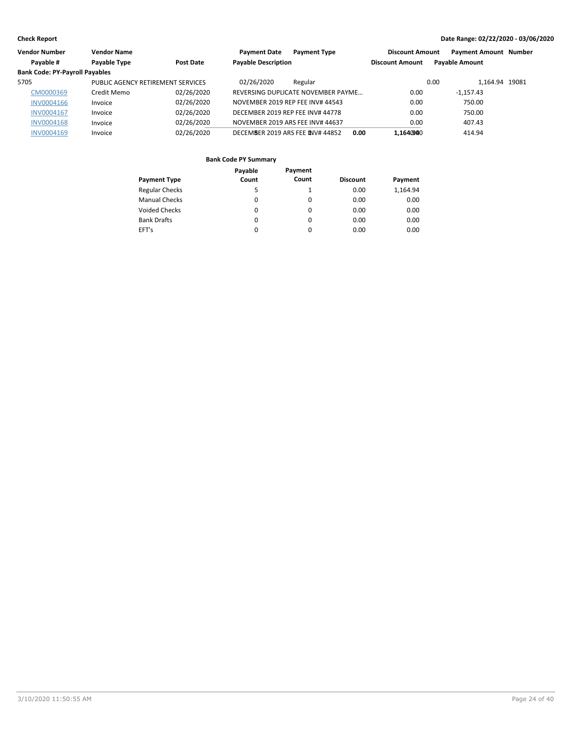**Check Report** — Date Range: 02/22/2020 - 03/06/2020

| Vendor Number | Vendor Name | | Payment Date | Payment Type | Discount Amount | Payment Amount | Number |
|---|---|---|---|---|---|---|---|
| Payable # | Payable Type | Post Date | Payable Description | | Discount Amount | Payable Amount | |
| **Bank Code: PY-Payroll Payables** | | | | | | | |
| 5705 | PUBLIC AGENCY RETIREMENT SERVICES | | 02/26/2020 | Regular | 0.00 | 1,164.94 | 19081 |
| CM0000369 | Credit Memo | 02/26/2020 | REVERSING DUPLICATE NOVEMBER PAYME... | | 0.00 | -1,157.43 | |
| INV0004166 | Invoice | 02/26/2020 | NOVEMBER 2019 REP FEE INV# 44543 | | 0.00 | 750.00 | |
| INV0004167 | Invoice | 02/26/2020 | DECEMBER 2019 REP FEE INV# 44778 | | 0.00 | 750.00 | |
| INV0004168 | Invoice | 02/26/2020 | NOVEMBER 2019 ARS FEE INV# 44637 | | 0.00 | 407.43 | |
| INV0004169 | Invoice | 02/26/2020 | DECEMBER 2019 ARS FEE INV# 44852 | | 0.00 | 414.94 | |

**Bank Code PY Summary**

| Payment Type | Payable Count | Payment Count | Discount | Payment |
|---|---|---|---|---|
| Regular Checks | 5 | 1 | 0.00 | 1,164.94 |
| Manual Checks | 0 | 0 | 0.00 | 0.00 |
| Voided Checks | 0 | 0 | 0.00 | 0.00 |
| Bank Drafts | 0 | 0 | 0.00 | 0.00 |
| EFT's | 0 | 0 | 0.00 | 0.00 |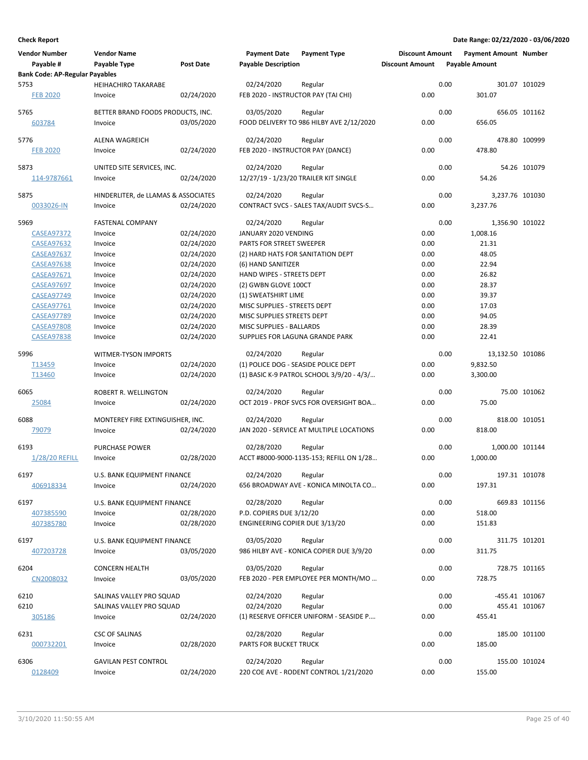**Check Report**

**Date Range: 02/22/2020 - 03/06/2020**

| Vendor Number / Payable # | Vendor Name / Payable Type | Post Date | Payment Date / Payable Description | Payment Type | Discount Amount / Discount Amount | Payment Amount / Payable Amount | Number |
|---|---|---|---|---|---|---|---|
| **Bank Code: AP-Regular Payables** | | | | | | | |
| 5753 | HEIHACHIRO TAKARABE | | 02/24/2020 | Regular | 0.00 | 301.07 | 101029 |
| FEB 2020 | Invoice | 02/24/2020 | FEB 2020 - INSTRUCTOR PAY (TAI CHI) | | 0.00 | 301.07 | |
| 5765 | BETTER BRAND FOODS PRODUCTS, INC. | | 03/05/2020 | Regular | 0.00 | 656.05 | 101162 |
| 603784 | Invoice | 03/05/2020 | FOOD DELIVERY TO 986 HILBY AVE 2/12/2020 | | 0.00 | 656.05 | |
| 5776 | ALENA WAGREICH | | 02/24/2020 | Regular | 0.00 | 478.80 | 100999 |
| FEB 2020 | Invoice | 02/24/2020 | FEB 2020 - INSTRUCTOR PAY (DANCE) | | 0.00 | 478.80 | |
| 5873 | UNITED SITE SERVICES, INC. | | 02/24/2020 | Regular | 0.00 | 54.26 | 101079 |
| 114-9787661 | Invoice | 02/24/2020 | 12/27/19 - 1/23/20 TRAILER KIT SINGLE | | 0.00 | 54.26 | |
| 5875 | HINDERLITER, de LLAMAS & ASSOCIATES | | 02/24/2020 | Regular | 0.00 | 3,237.76 | 101030 |
| 0033026-IN | Invoice | 02/24/2020 | CONTRACT SVCS - SALES TAX/AUDIT SVCS-S… | | 0.00 | 3,237.76 | |
| 5969 | FASTENAL COMPANY | | 02/24/2020 | Regular | 0.00 | 1,356.90 | 101022 |
| CASEA97372 | Invoice | 02/24/2020 | JANUARY 2020 VENDING | | 0.00 | 1,008.16 | |
| CASEA97632 | Invoice | 02/24/2020 | PARTS FOR STREET SWEEPER | | 0.00 | 21.31 | |
| CASEA97637 | Invoice | 02/24/2020 | (2) HARD HATS FOR SANITATION DEPT | | 0.00 | 48.05 | |
| CASEA97638 | Invoice | 02/24/2020 | (6) HAND SANITIZER | | 0.00 | 22.94 | |
| CASEA97671 | Invoice | 02/24/2020 | HAND WIPES - STREETS DEPT | | 0.00 | 26.82 | |
| CASEA97697 | Invoice | 02/24/2020 | (2) GWBN GLOVE 100CT | | 0.00 | 28.37 | |
| CASEA97749 | Invoice | 02/24/2020 | (1) SWEATSHIRT LIME | | 0.00 | 39.37 | |
| CASEA97761 | Invoice | 02/24/2020 | MISC SUPPLIES - STREETS DEPT | | 0.00 | 17.03 | |
| CASEA97789 | Invoice | 02/24/2020 | MISC SUPPLIES STREETS DEPT | | 0.00 | 94.05 | |
| CASEA97808 | Invoice | 02/24/2020 | MISC SUPPLIES - BALLARDS | | 0.00 | 28.39 | |
| CASEA97838 | Invoice | 02/24/2020 | SUPPLIES FOR LAGUNA GRANDE PARK | | 0.00 | 22.41 | |
| 5996 | WITMER-TYSON IMPORTS | | 02/24/2020 | Regular | 0.00 | 13,132.50 | 101086 |
| T13459 | Invoice | 02/24/2020 | (1) POLICE DOG - SEASIDE POLICE DEPT | | 0.00 | 9,832.50 | |
| T13460 | Invoice | 02/24/2020 | (1) BASIC K-9 PATROL SCHOOL 3/9/20 - 4/3/… | | 0.00 | 3,300.00 | |
| 6065 | ROBERT R. WELLINGTON | | 02/24/2020 | Regular | 0.00 | 75.00 | 101062 |
| 25084 | Invoice | 02/24/2020 | OCT 2019 - PROF SVCS FOR OVERSIGHT BOA… | | 0.00 | 75.00 | |
| 6088 | MONTEREY FIRE EXTINGUISHER, INC. | | 02/24/2020 | Regular | 0.00 | 818.00 | 101051 |
| 79079 | Invoice | 02/24/2020 | JAN 2020 - SERVICE AT MULTIPLE LOCATIONS | | 0.00 | 818.00 | |
| 6193 | PURCHASE POWER | | 02/28/2020 | Regular | 0.00 | 1,000.00 | 101144 |
| 1/28/20 REFILL | Invoice | 02/28/2020 | ACCT #8000-9000-1135-153; REFILL ON 1/28… | | 0.00 | 1,000.00 | |
| 6197 | U.S. BANK EQUIPMENT FINANCE | | 02/24/2020 | Regular | 0.00 | 197.31 | 101078 |
| 406918334 | Invoice | 02/24/2020 | 656 BROADWAY AVE - KONICA MINOLTA CO… | | 0.00 | 197.31 | |
| 6197 | U.S. BANK EQUIPMENT FINANCE | | 02/28/2020 | Regular | 0.00 | 669.83 | 101156 |
| 407385590 | Invoice | 02/28/2020 | P.D. COPIERS DUE 3/12/20 | | 0.00 | 518.00 | |
| 407385780 | Invoice | 02/28/2020 | ENGINEERING COPIER DUE 3/13/20 | | 0.00 | 151.83 | |
| 6197 | U.S. BANK EQUIPMENT FINANCE | | 03/05/2020 | Regular | 0.00 | 311.75 | 101201 |
| 407203728 | Invoice | 03/05/2020 | 986 HILBY AVE - KONICA COPIER DUE 3/9/20 | | 0.00 | 311.75 | |
| 6204 | CONCERN HEALTH | | 03/05/2020 | Regular | 0.00 | 728.75 | 101165 |
| CN2008032 | Invoice | 03/05/2020 | FEB 2020 - PER EMPLOYEE PER MONTH/MO … | | 0.00 | 728.75 | |
| 6210 | SALINAS VALLEY PRO SQUAD | | 02/24/2020 | Regular | 0.00 | -455.41 | 101067 |
| 6210 | SALINAS VALLEY PRO SQUAD | | 02/24/2020 | Regular | 0.00 | 455.41 | 101067 |
| 305186 | Invoice | 02/24/2020 | (1) RESERVE OFFICER UNIFORM - SEASIDE P.… | | 0.00 | 455.41 | |
| 6231 | CSC OF SALINAS | | 02/28/2020 | Regular | 0.00 | 185.00 | 101100 |
| 000732201 | Invoice | 02/28/2020 | PARTS FOR BUCKET TRUCK | | 0.00 | 185.00 | |
| 6306 | GAVILAN PEST CONTROL | | 02/24/2020 | Regular | 0.00 | 155.00 | 101024 |
| 0128409 | Invoice | 02/24/2020 | 220 COE AVE - RODENT CONTROL 1/21/2020 | | 0.00 | 155.00 | |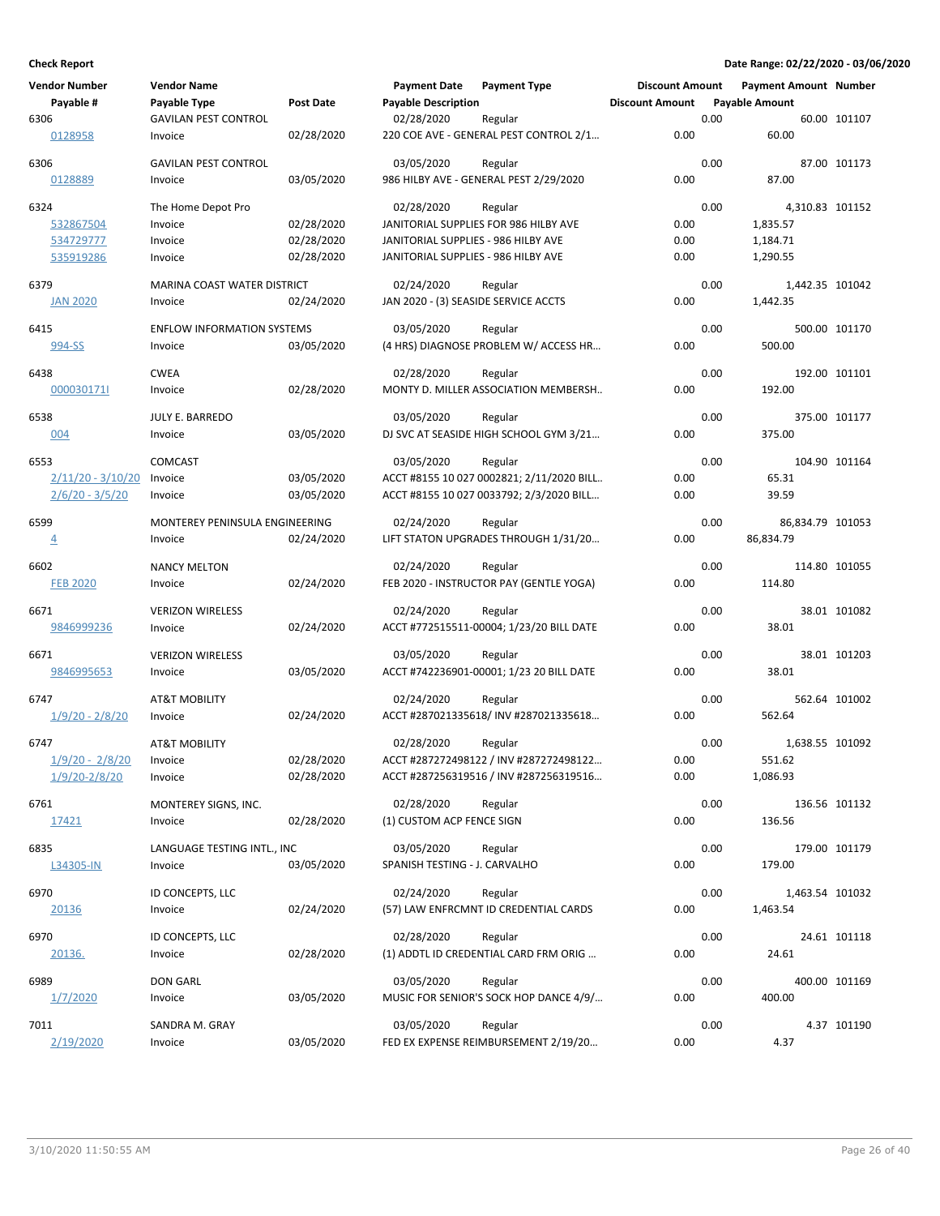**Check Report** **Date Range: 02/22/2020 - 03/06/2020**

| Vendor Number / Payable # | Vendor Name / Payable Type | Post Date | Payment Date / Payable Description | Payment Type | Discount Amount / Discount Amount | Payment Amount / Payable Amount | Number |
|---|---|---|---|---|---|---|---|
| 6306 | GAVILAN PEST CONTROL | | 02/28/2020 | Regular | 0.00 | 60.00 | 101107 |
| 0128958 | Invoice | 02/28/2020 | 220 COE AVE - GENERAL PEST CONTROL 2/1… | | 0.00 | 60.00 | |
| 6306 | GAVILAN PEST CONTROL | | 03/05/2020 | Regular | 0.00 | 87.00 | 101173 |
| 0128889 | Invoice | 03/05/2020 | 986 HILBY AVE - GENERAL PEST 2/29/2020 | | 0.00 | 87.00 | |
| 6324 | The Home Depot Pro | | 02/28/2020 | Regular | 0.00 | 4,310.83 | 101152 |
| 532867504 | Invoice | 02/28/2020 | JANITORIAL SUPPLIES FOR 986 HILBY AVE | | 0.00 | 1,835.57 | |
| 534729777 | Invoice | 02/28/2020 | JANITORIAL SUPPLIES - 986 HILBY AVE | | 0.00 | 1,184.71 | |
| 535919286 | Invoice | 02/28/2020 | JANITORIAL SUPPLIES - 986 HILBY AVE | | 0.00 | 1,290.55 | |
| 6379 | MARINA COAST WATER DISTRICT | | 02/24/2020 | Regular | 0.00 | 1,442.35 | 101042 |
| JAN 2020 | Invoice | 02/24/2020 | JAN 2020 - (3) SEASIDE SERVICE ACCTS | | 0.00 | 1,442.35 | |
| 6415 | ENFLOW INFORMATION SYSTEMS | | 03/05/2020 | Regular | 0.00 | 500.00 | 101170 |
| 994-SS | Invoice | 03/05/2020 | (4 HRS) DIAGNOSE PROBLEM W/ ACCESS HR… | | 0.00 | 500.00 | |
| 6438 | CWEA | | 02/28/2020 | Regular | 0.00 | 192.00 | 101101 |
| 000030171I | Invoice | 02/28/2020 | MONTY D. MILLER ASSOCIATION MEMBERSH… | | 0.00 | 192.00 | |
| 6538 | JULY E. BARREDO | | 03/05/2020 | Regular | 0.00 | 375.00 | 101177 |
| 004 | Invoice | 03/05/2020 | DJ SVC AT SEASIDE HIGH SCHOOL GYM 3/21… | | 0.00 | 375.00 | |
| 6553 | COMCAST | | 03/05/2020 | Regular | 0.00 | 104.90 | 101164 |
| 2/11/20 - 3/10/20 | Invoice | 03/05/2020 | ACCT #8155 10 027 0002821; 2/11/2020 BILL… | | 0.00 | 65.31 | |
| 2/6/20 - 3/5/20 | Invoice | 03/05/2020 | ACCT #8155 10 027 0033792; 2/3/2020 BILL… | | 0.00 | 39.59 | |
| 6599 | MONTEREY PENINSULA ENGINEERING | | 02/24/2020 | Regular | 0.00 | 86,834.79 | 101053 |
| 4 | Invoice | 02/24/2020 | LIFT STATON UPGRADES THROUGH 1/31/20… | | 0.00 | 86,834.79 | |
| 6602 | NANCY MELTON | | 02/24/2020 | Regular | 0.00 | 114.80 | 101055 |
| FEB 2020 | Invoice | 02/24/2020 | FEB 2020 - INSTRUCTOR PAY (GENTLE YOGA) | | 0.00 | 114.80 | |
| 6671 | VERIZON WIRELESS | | 02/24/2020 | Regular | 0.00 | 38.01 | 101082 |
| 9846999236 | Invoice | 02/24/2020 | ACCT #772515511-00004; 1/23/20 BILL DATE | | 0.00 | 38.01 | |
| 6671 | VERIZON WIRELESS | | 03/05/2020 | Regular | 0.00 | 38.01 | 101203 |
| 9846995653 | Invoice | 03/05/2020 | ACCT #742236901-00001; 1/23 20 BILL DATE | | 0.00 | 38.01 | |
| 6747 | AT&T MOBILITY | | 02/24/2020 | Regular | 0.00 | 562.64 | 101002 |
| 1/9/20 - 2/8/20 | Invoice | 02/24/2020 | ACCT #287021335618/ INV #287021335618… | | 0.00 | 562.64 | |
| 6747 | AT&T MOBILITY | | 02/28/2020 | Regular | 0.00 | 1,638.55 | 101092 |
| 1/9/20 - 2/8/20 | Invoice | 02/28/2020 | ACCT #287272498122 / INV #287272498122… | | 0.00 | 551.62 | |
| 1/9/20-2/8/20 | Invoice | 02/28/2020 | ACCT #287256319516 / INV #287256319516… | | 0.00 | 1,086.93 | |
| 6761 | MONTEREY SIGNS, INC. | | 02/28/2020 | Regular | 0.00 | 136.56 | 101132 |
| 17421 | Invoice | 02/28/2020 | (1) CUSTOM ACP FENCE SIGN | | 0.00 | 136.56 | |
| 6835 | LANGUAGE TESTING INTL., INC | | 03/05/2020 | Regular | 0.00 | 179.00 | 101179 |
| L34305-IN | Invoice | 03/05/2020 | SPANISH TESTING - J. CARVALHO | | 0.00 | 179.00 | |
| 6970 | ID CONCEPTS, LLC | | 02/24/2020 | Regular | 0.00 | 1,463.54 | 101032 |
| 20136 | Invoice | 02/24/2020 | (57) LAW ENFRCMNT ID CREDENTIAL CARDS | | 0.00 | 1,463.54 | |
| 6970 | ID CONCEPTS, LLC | | 02/28/2020 | Regular | 0.00 | 24.61 | 101118 |
| 20136. | Invoice | 02/28/2020 | (1) ADDTL ID CREDENTIAL CARD FRM ORIG … | | 0.00 | 24.61 | |
| 6989 | DON GARL | | 03/05/2020 | Regular | 0.00 | 400.00 | 101169 |
| 1/7/2020 | Invoice | 03/05/2020 | MUSIC FOR SENIOR'S SOCK HOP DANCE 4/9/… | | 0.00 | 400.00 | |
| 7011 | SANDRA M. GRAY | | 03/05/2020 | Regular | 0.00 | 4.37 | 101190 |
| 2/19/2020 | Invoice | 03/05/2020 | FED EX EXPENSE REIMBURSEMENT 2/19/20… | | 0.00 | 4.37 | |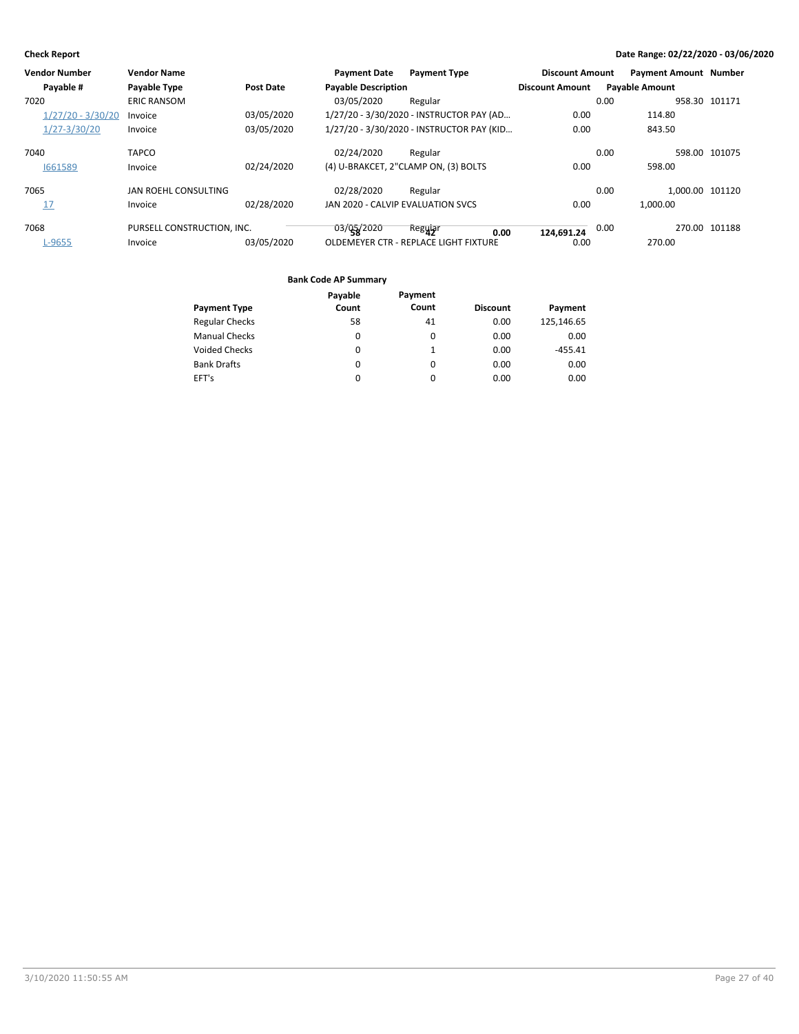**Check Report**

**Date Range: 02/22/2020 - 03/06/2020**

| Vendor Number | Vendor Name | | Payment Date | Payment Type | Discount Amount | Payment Amount | Number |
|---|---|---|---|---|---|---|---|
| Payable # | Payable Type | Post Date | Payable Description | | Discount Amount | Payable Amount | |
| 7020 | ERIC RANSOM | | 03/05/2020 | Regular | 0.00 | 958.30 | 101171 |
| 1/27/20 - 3/30/20 | Invoice | 03/05/2020 | 1/27/20 - 3/30/2020 - INSTRUCTOR PAY (AD… | | 0.00 | 114.80 | |
| 1/27-3/30/20 | Invoice | 03/05/2020 | 1/27/20 - 3/30/2020 - INSTRUCTOR PAY (KID… | | 0.00 | 843.50 | |
| 7040 | TAPCO | | 02/24/2020 | Regular | 0.00 | 598.00 | 101075 |
| I661589 | Invoice | 02/24/2020 | (4) U-BRAKCET, 2"CLAMP ON, (3) BOLTS | | 0.00 | 598.00 | |
| 7065 | JAN ROEHL CONSULTING | | 02/28/2020 | Regular | 0.00 | 1,000.00 | 101120 |
| 17 | Invoice | 02/28/2020 | JAN 2020 - CALVIP EVALUATION SVCS | | 0.00 | 1,000.00 | |
| 7068 | PURSELL CONSTRUCTION, INC. | | 03/05/2020 | Regular | 0.00 | 270.00 | 101188 |
| L-9655 | Invoice | 03/05/2020 | OLDEMEYER CTR - REPLACE LIGHT FIXTURE | | 0.00 | 270.00 | |

| Payable Count | Payment Count | Discount | Payment |
|---|---|---|---|
| 58 | 42 | 0.00 | 124,691.24 |

**Bank Code AP Summary**

| Payment Type | Payable Count | Payment Count | Discount | Payment |
|---|---|---|---|---|
| Regular Checks | 58 | 41 | 0.00 | 125,146.65 |
| Manual Checks | 0 | 0 | 0.00 | 0.00 |
| Voided Checks | 0 | 1 | 0.00 | -455.41 |
| Bank Drafts | 0 | 0 | 0.00 | 0.00 |
| EFT's | 0 | 0 | 0.00 | 0.00 |

3/10/2020 11:50:55 AM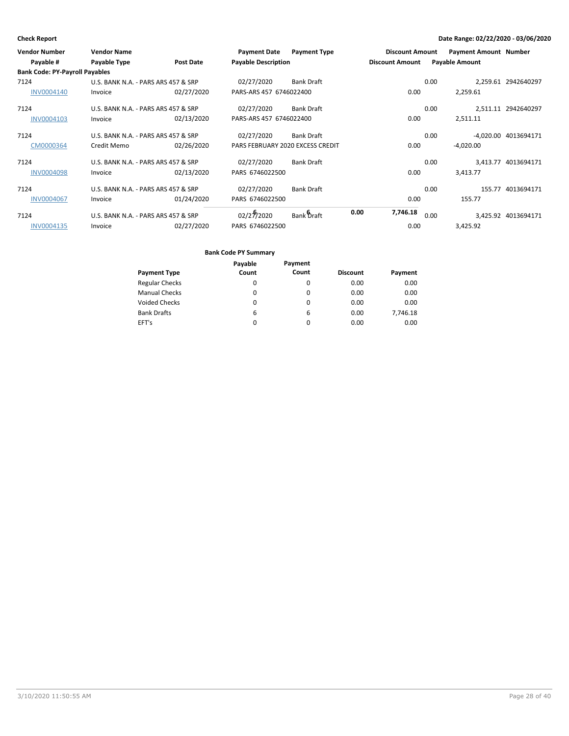**Check Report**

**Date Range: 02/22/2020 - 03/06/2020**

| Vendor Number | Vendor Name | | Payment Date | Payment Type | Discount Amount | Payment Amount | Number |
|---|---|---|---|---|---|---|---|
| Payable # | Payable Type | Post Date | Payable Description | | Discount Amount | Payable Amount | |
| **Bank Code: PY-Payroll Payables** | | | | | | | |
| 7124 | U.S. BANK N.A. - PARS ARS 457 & SRP | | 02/27/2020 | Bank Draft | 0.00 | 2,259.61 | 2942640297 |
| INV0004140 | Invoice | 02/27/2020 | PARS-ARS 457 6746022400 | | 0.00 | 2,259.61 | |
| 7124 | U.S. BANK N.A. - PARS ARS 457 & SRP | | 02/27/2020 | Bank Draft | 0.00 | 2,511.11 | 2942640297 |
| INV0004103 | Invoice | 02/13/2020 | PARS-ARS 457 6746022400 | | 0.00 | 2,511.11 | |
| 7124 | U.S. BANK N.A. - PARS ARS 457 & SRP | | 02/27/2020 | Bank Draft | 0.00 | -4,020.00 | 4013694171 |
| CM0000364 | Credit Memo | 02/26/2020 | PARS FEBRUARY 2020 EXCESS CREDIT | | 0.00 | -4,020.00 | |
| 7124 | U.S. BANK N.A. - PARS ARS 457 & SRP | | 02/27/2020 | Bank Draft | 0.00 | 3,413.77 | 4013694171 |
| INV0004098 | Invoice | 02/13/2020 | PARS 6746022500 | | 0.00 | 3,413.77 | |
| 7124 | U.S. BANK N.A. - PARS ARS 457 & SRP | | 02/27/2020 | Bank Draft | 0.00 | 155.77 | 4013694171 |
| INV0004067 | Invoice | 01/24/2020 | PARS 6746022500 | | 0.00 | 155.77 | |
| 7124 | U.S. BANK N.A. - PARS ARS 457 & SRP | | 02/27/2020 | Bank Draft | 0.00 | 3,425.92 | 4013694171 |
| INV0004135 | Invoice | 02/27/2020 | PARS 6746022500 | | 0.00 | 3,425.92 | |
| | | | 6 | 6 | 0.00 | 7,746.18 | |

**Bank Code PY Summary**

| Payment Type | Payable Count | Payment Count | Discount | Payment |
|---|---|---|---|---|
| Regular Checks | 0 | 0 | 0.00 | 0.00 |
| Manual Checks | 0 | 0 | 0.00 | 0.00 |
| Voided Checks | 0 | 0 | 0.00 | 0.00 |
| Bank Drafts | 6 | 6 | 0.00 | 7,746.18 |
| EFT's | 0 | 0 | 0.00 | 0.00 |

3/10/2020 11:50:55 AM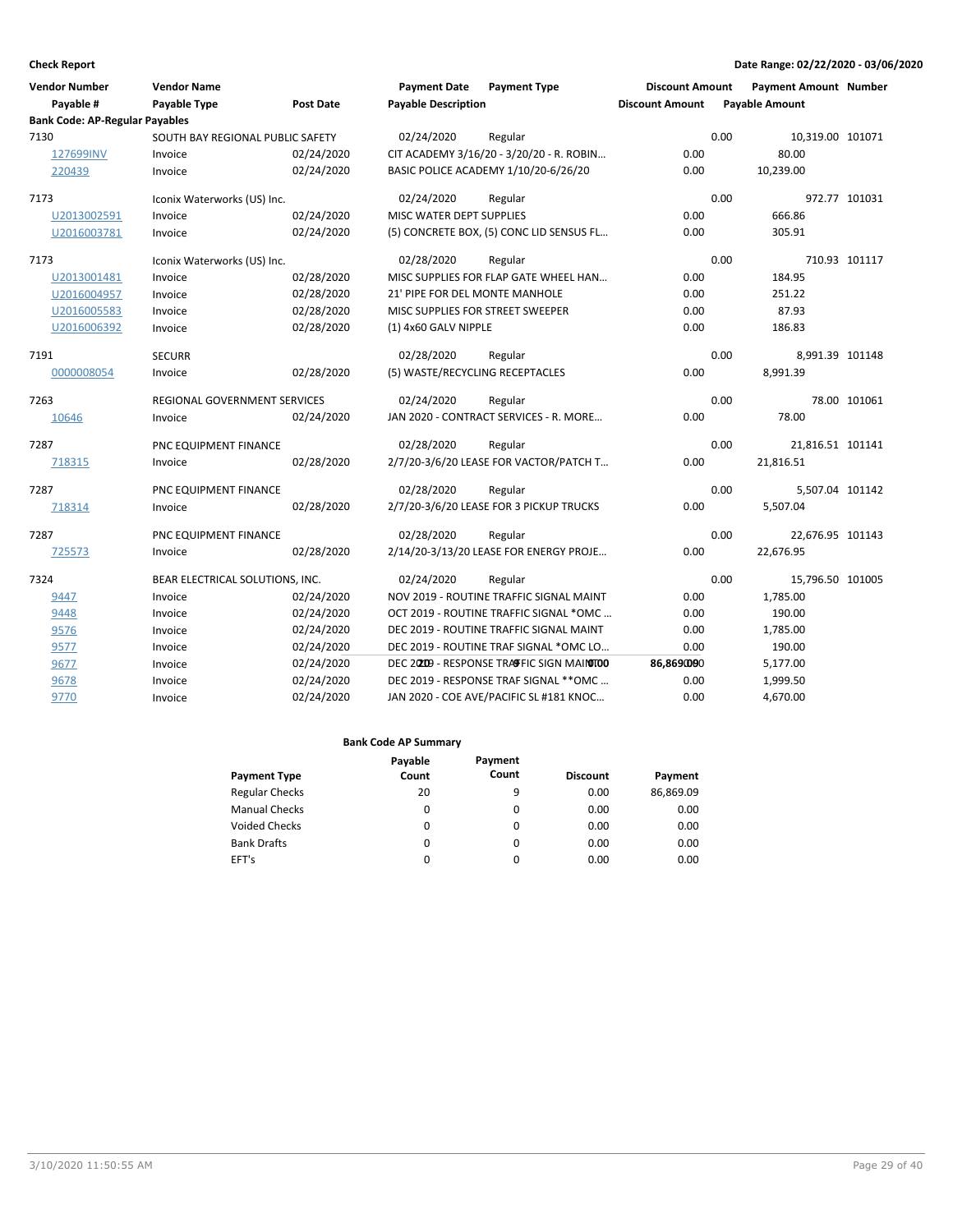**Check Report**

**Date Range: 02/22/2020 - 03/06/2020**

| Vendor Number | Vendor Name | | Payment Date | Payment Type | Discount Amount | Payment Amount | Number |
|---|---|---|---|---|---|---|---|
| Payable # | Payable Type | Post Date | Payable Description | | Discount Amount | Payable Amount | |
| **Bank Code: AP-Regular Payables** | | | | | | | |
| 7130 | SOUTH BAY REGIONAL PUBLIC SAFETY | | 02/24/2020 | Regular | 0.00 | 10,319.00 | 101071 |
| 127699INV | Invoice | 02/24/2020 | CIT ACADEMY 3/16/20 - 3/20/20 - R. ROBIN… | | 0.00 | 80.00 | |
| 220439 | Invoice | 02/24/2020 | BASIC POLICE ACADEMY 1/10/20-6/26/20 | | 0.00 | 10,239.00 | |
| 7173 | Iconix Waterworks (US) Inc. | | 02/24/2020 | Regular | 0.00 | 972.77 | 101031 |
| U2013002591 | Invoice | 02/24/2020 | MISC WATER DEPT SUPPLIES | | 0.00 | 666.86 | |
| U2016003781 | Invoice | 02/24/2020 | (5) CONCRETE BOX, (5) CONC LID SENSUS FL… | | 0.00 | 305.91 | |
| 7173 | Iconix Waterworks (US) Inc. | | 02/28/2020 | Regular | 0.00 | 710.93 | 101117 |
| U2013001481 | Invoice | 02/28/2020 | MISC SUPPLIES FOR FLAP GATE WHEEL HAN… | | 0.00 | 184.95 | |
| U2016004957 | Invoice | 02/28/2020 | 21' PIPE FOR DEL MONTE MANHOLE | | 0.00 | 251.22 | |
| U2016005583 | Invoice | 02/28/2020 | MISC SUPPLIES FOR STREET SWEEPER | | 0.00 | 87.93 | |
| U2016006392 | Invoice | 02/28/2020 | (1) 4x60 GALV NIPPLE | | 0.00 | 186.83 | |
| 7191 | SECURR | | 02/28/2020 | Regular | 0.00 | 8,991.39 | 101148 |
| 0000008054 | Invoice | 02/28/2020 | (5) WASTE/RECYCLING RECEPTACLES | | 0.00 | 8,991.39 | |
| 7263 | REGIONAL GOVERNMENT SERVICES | | 02/24/2020 | Regular | 0.00 | 78.00 | 101061 |
| 10646 | Invoice | 02/24/2020 | JAN 2020 - CONTRACT SERVICES - R. MORE… | | 0.00 | 78.00 | |
| 7287 | PNC EQUIPMENT FINANCE | | 02/28/2020 | Regular | 0.00 | 21,816.51 | 101141 |
| 718315 | Invoice | 02/28/2020 | 2/7/20-3/6/20 LEASE FOR VACTOR/PATCH T… | | 0.00 | 21,816.51 | |
| 7287 | PNC EQUIPMENT FINANCE | | 02/28/2020 | Regular | 0.00 | 5,507.04 | 101142 |
| 718314 | Invoice | 02/28/2020 | 2/7/20-3/6/20 LEASE FOR 3 PICKUP TRUCKS | | 0.00 | 5,507.04 | |
| 7287 | PNC EQUIPMENT FINANCE | | 02/28/2020 | Regular | 0.00 | 22,676.95 | 101143 |
| 725573 | Invoice | 02/28/2020 | 2/14/20-3/13/20 LEASE FOR ENERGY PROJE… | | 0.00 | 22,676.95 | |
| 7324 | BEAR ELECTRICAL SOLUTIONS, INC. | | 02/24/2020 | Regular | 0.00 | 15,796.50 | 101005 |
| 9447 | Invoice | 02/24/2020 | NOV 2019 - ROUTINE TRAFFIC SIGNAL MAINT | | 0.00 | 1,785.00 | |
| 9448 | Invoice | 02/24/2020 | OCT 2019 - ROUTINE TRAFFIC SIGNAL *OMC … | | 0.00 | 190.00 | |
| 9576 | Invoice | 02/24/2020 | DEC 2019 - ROUTINE TRAFFIC SIGNAL MAINT | | 0.00 | 1,785.00 | |
| 9577 | Invoice | 02/24/2020 | DEC 2019 - ROUTINE TRAF SIGNAL *OMC LO… | | 0.00 | 190.00 | |
| 9677 | Invoice | 02/24/2020 | DEC 2019 - RESPONSE TRAFFIC SIGN MAINT | | 0.00 | 5,177.00 | |
| 9678 | Invoice | 02/24/2020 | DEC 2019 - RESPONSE TRAF SIGNAL **OMC … | | 0.00 | 1,999.50 | |
| 9770 | Invoice | 02/24/2020 | JAN 2020 - COE AVE/PACIFIC SL #181 KNOC… | | 0.00 | 4,670.00 | |

**Bank Code AP Summary**

| Payment Type | Payable Count | Payment Count | Discount | Payment |
|---|---|---|---|---|
| Regular Checks | 20 | 9 | 0.00 | 86,869.09 |
| Manual Checks | 0 | 0 | 0.00 | 0.00 |
| Voided Checks | 0 | 0 | 0.00 | 0.00 |
| Bank Drafts | 0 | 0 | 0.00 | 0.00 |
| EFT's | 0 | 0 | 0.00 | 0.00 |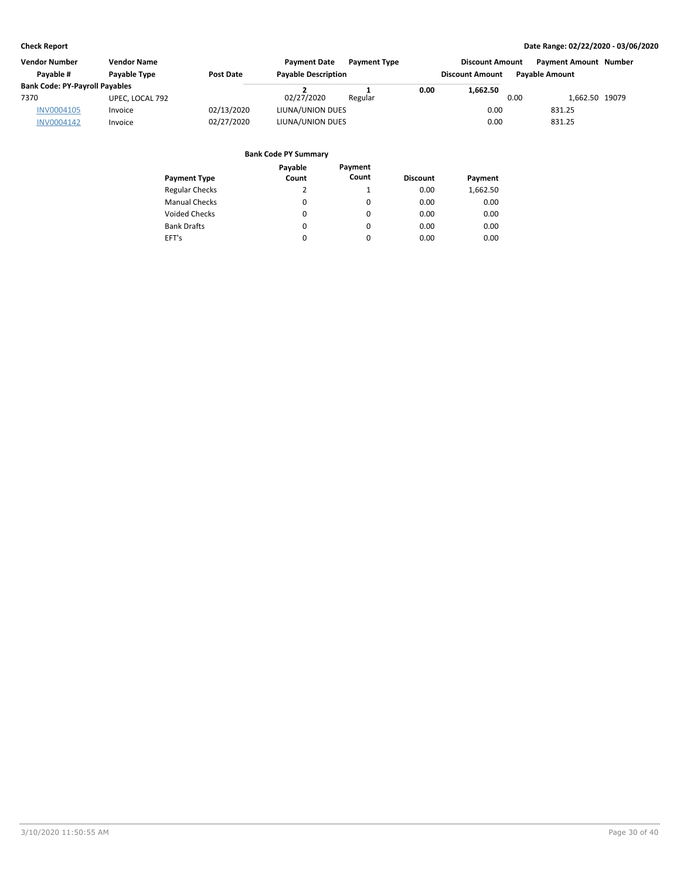**Check Report** — Date Range: 02/22/2020 - 03/06/2020

| Vendor Number | Vendor Name | | Payment Date | Payment Type | Discount Amount | Payment Amount | Number |
|---|---|---|---|---|---|---|---|
| Payable # | Payable Type | Post Date | Payable Description | | Discount Amount | Payable Amount | |
| **Bank Code: PY-Payroll Payables** | | | | | | | |
| 7370 | UPEC, LOCAL 792 | | 02/27/2020 | Regular | 0.00 | 1,662.50 | 19079 |
| INV0004105 | Invoice | 02/13/2020 | LIUNA/UNION DUES | | 0.00 | 831.25 | |
| INV0004142 | Invoice | 02/27/2020 | LIUNA/UNION DUES | | 0.00 | 831.25 | |
| | | | **2** | **1** | **0.00** | **1,662.50** | |

**Bank Code PY Summary**

| Payment Type | Payable Count | Payment Count | Discount | Payment |
|---|---|---|---|---|
| Regular Checks | 2 | 1 | 0.00 | 1,662.50 |
| Manual Checks | 0 | 0 | 0.00 | 0.00 |
| Voided Checks | 0 | 0 | 0.00 | 0.00 |
| Bank Drafts | 0 | 0 | 0.00 | 0.00 |
| EFT's | 0 | 0 | 0.00 | 0.00 |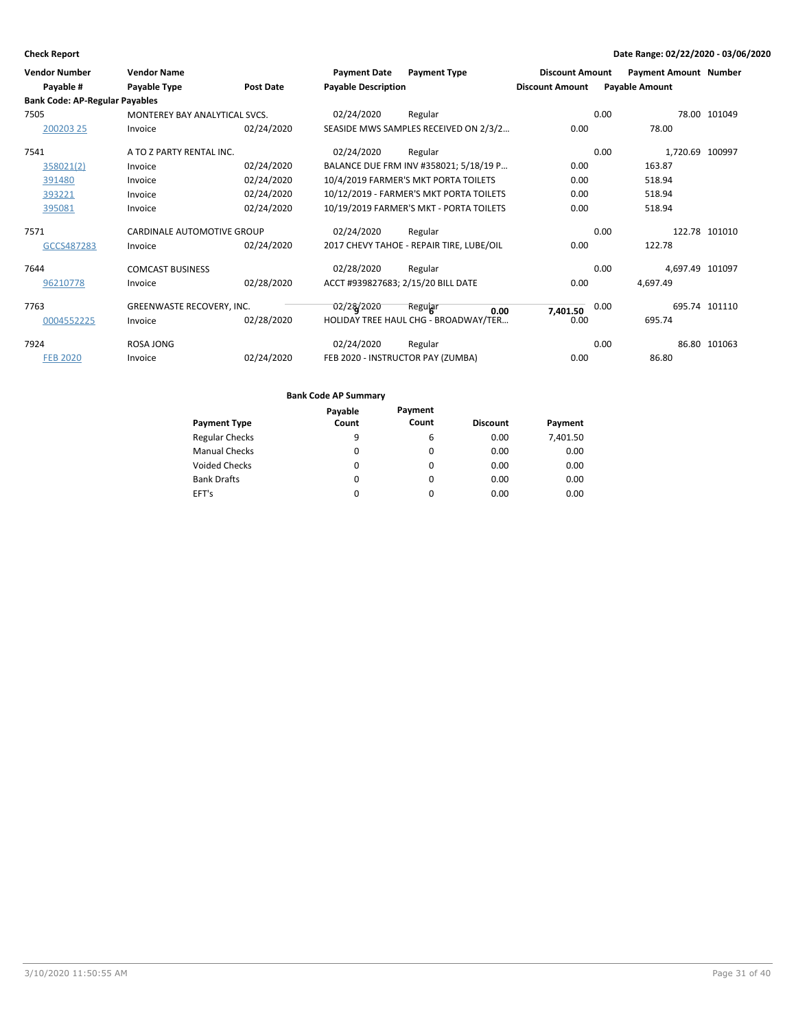**Check Report** | **Date Range: 02/22/2020 - 03/06/2020**

| Vendor Number | Vendor Name | | Payment Date | Payment Type | Discount Amount | Payment Amount | Number |
|---|---|---|---|---|---|---|---|
| Payable # | Payable Type | Post Date | Payable Description | | Discount Amount | Payable Amount | |
| **Bank Code: AP-Regular Payables** | | | | | | | |
| 7505 | MONTEREY BAY ANALYTICAL SVCS. | | 02/24/2020 | Regular | 0.00 | 78.00 | 101049 |
| 200203 25 | Invoice | 02/24/2020 | SEASIDE MWS SAMPLES RECEIVED ON 2/3/2… | | 0.00 | 78.00 | |
| 7541 | A TO Z PARTY RENTAL INC. | | 02/24/2020 | Regular | 0.00 | 1,720.69 | 100997 |
| 358021(2) | Invoice | 02/24/2020 | BALANCE DUE FRM INV #358021; 5/18/19 P… | | 0.00 | 163.87 | |
| 391480 | Invoice | 02/24/2020 | 10/4/2019 FARMER'S MKT PORTA TOILETS | | 0.00 | 518.94 | |
| 393221 | Invoice | 02/24/2020 | 10/12/2019 - FARMER'S MKT PORTA TOILETS | | 0.00 | 518.94 | |
| 395081 | Invoice | 02/24/2020 | 10/19/2019 FARMER'S MKT - PORTA TOILETS | | 0.00 | 518.94 | |
| 7571 | CARDINALE AUTOMOTIVE GROUP | | 02/24/2020 | Regular | 0.00 | 122.78 | 101010 |
| GCCS487283 | Invoice | 02/24/2020 | 2017 CHEVY TAHOE - REPAIR TIRE, LUBE/OIL | | 0.00 | 122.78 | |
| 7644 | COMCAST BUSINESS | | 02/28/2020 | Regular | 0.00 | 4,697.49 | 101097 |
| 96210778 | Invoice | 02/28/2020 | ACCT #939827683; 2/15/20 BILL DATE | | 0.00 | 4,697.49 | |
| 7763 | GREENWASTE RECOVERY, INC. | | 02/28/2020 | Regular | 0.00 | 695.74 | 101110 |
| 0004552225 | Invoice | 02/28/2020 | HOLIDAY TREE HAUL CHG - BROADWAY/TER… | | 0.00 | 695.74 | |
| 7924 | ROSA JONG | | 02/24/2020 | Regular | 0.00 | 86.80 | 101063 |
| FEB 2020 | Invoice | 02/24/2020 | FEB 2020 - INSTRUCTOR PAY (ZUMBA) | | 0.00 | 86.80 | |

| | 9 | 6 | 0.00 | 7,401.50 |
|---|---|---|---|---|

**Bank Code AP Summary**

| Payment Type | Payable Count | Payment Count | Discount | Payment |
|---|---|---|---|---|
| Regular Checks | 9 | 6 | 0.00 | 7,401.50 |
| Manual Checks | 0 | 0 | 0.00 | 0.00 |
| Voided Checks | 0 | 0 | 0.00 | 0.00 |
| Bank Drafts | 0 | 0 | 0.00 | 0.00 |
| EFT's | 0 | 0 | 0.00 | 0.00 |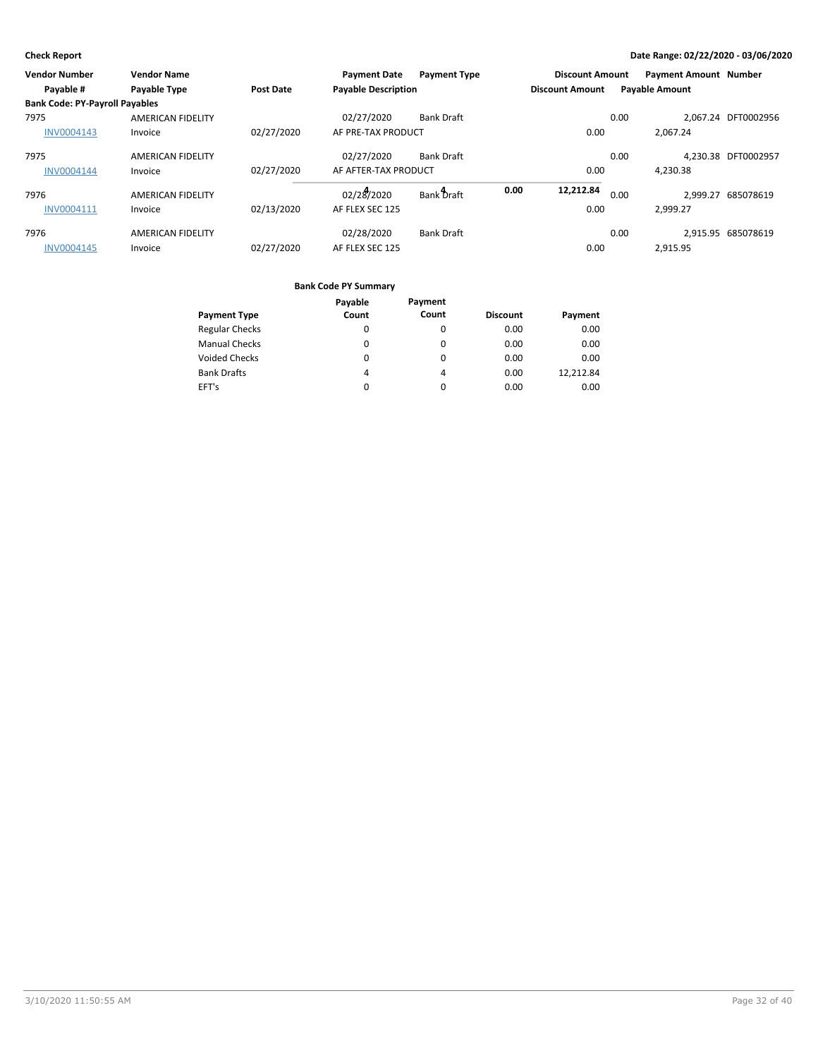**Check Report** | **Date Range: 02/22/2020 - 03/06/2020**

| Vendor Number | Vendor Name | | Payment Date | Payment Type | Discount Amount | Payment Amount | Number |
|---|---|---|---|---|---|---|---|
| Payable # | Payable Type | Post Date | Payable Description | | Discount Amount | Payable Amount | |
| **Bank Code: PY-Payroll Payables** | | | | | | | |
| 7975 | AMERICAN FIDELITY | | 02/27/2020 | Bank Draft | 0.00 | 2,067.24 | DFT0002956 |
| INV0004143 | Invoice | 02/27/2020 | AF PRE-TAX PRODUCT | | 0.00 | 2,067.24 | |
| 7975 | AMERICAN FIDELITY | | 02/27/2020 | Bank Draft | 0.00 | 4,230.38 | DFT0002957 |
| INV0004144 | Invoice | 02/27/2020 | AF AFTER-TAX PRODUCT | | 0.00 | 4,230.38 | |
| 7976 | AMERICAN FIDELITY | | 02/28/2020 | Bank Draft | 0.00 | 2,999.27 | 685078619 |
| INV0004111 | Invoice | 02/13/2020 | AF FLEX SEC 125 | | 0.00 | 2,999.27 | |
| 7976 | AMERICAN FIDELITY | | 02/28/2020 | Bank Draft | 0.00 | 2,915.95 | 685078619 |
| INV0004145 | Invoice | 02/27/2020 | AF FLEX SEC 125 | | 0.00 | 2,915.95 | |
| | | | 4 | 4 | 0.00 | 12,212.84 | |

**Bank Code PY Summary**

| Payment Type | Payable Count | Payment Count | Discount | Payment |
|---|---|---|---|---|
| Regular Checks | 0 | 0 | 0.00 | 0.00 |
| Manual Checks | 0 | 0 | 0.00 | 0.00 |
| Voided Checks | 0 | 0 | 0.00 | 0.00 |
| Bank Drafts | 4 | 4 | 0.00 | 12,212.84 |
| EFT's | 0 | 0 | 0.00 | 0.00 |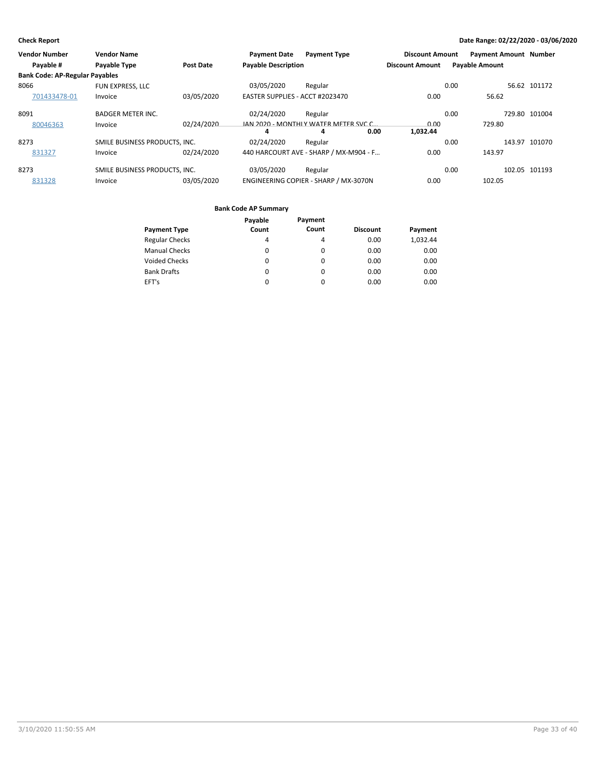**Check Report** | **Date Range: 02/22/2020 - 03/06/2020**

| Vendor Number | Vendor Name | | Payment Date | Payment Type | Discount Amount | Payment Amount | Number |
|---|---|---|---|---|---|---|---|
| Payable # | Payable Type | Post Date | Payable Description | | Discount Amount | Payable Amount | |
| **Bank Code: AP-Regular Payables** | | | | | | | |
| 8066 | FUN EXPRESS, LLC | | 03/05/2020 | Regular | 0.00 | 56.62 | 101172 |
| 701433478-01 | Invoice | 03/05/2020 | EASTER SUPPLIES - ACCT #2023470 | | 0.00 | 56.62 | |
| 8091 | BADGER METER INC. | | 02/24/2020 | Regular | 0.00 | 729.80 | 101004 |
| 80046363 | Invoice | 02/24/2020 | JAN 2020 - MONTHLY WATER METER SVC C... | | 0.00 | 729.80 | |
| 8273 | SMILE BUSINESS PRODUCTS, INC. | | 02/24/2020 | Regular | 0.00 | 143.97 | 101070 |
| 831327 | Invoice | 02/24/2020 | 440 HARCOURT AVE - SHARP / MX-M904 - F... | | 0.00 | 143.97 | |
| 8273 | SMILE BUSINESS PRODUCTS, INC. | | 03/05/2020 | Regular | 0.00 | 102.05 | 101193 |
| 831328 | Invoice | 03/05/2020 | ENGINEERING COPIER - SHARP / MX-3070N | | 0.00 | 102.05 | |

**Bank Code AP Summary**

| Payment Type | Payable Count | Payment Count | Discount | Payment |
|---|---|---|---|---|
| Regular Checks | 4 | 4 | 0.00 | 1,032.44 |
| Manual Checks | 0 | 0 | 0.00 | 0.00 |
| Voided Checks | 0 | 0 | 0.00 | 0.00 |
| Bank Drafts | 0 | 0 | 0.00 | 0.00 |
| EFT's | 0 | 0 | 0.00 | 0.00 |
| | **4** | **4** | **0.00** | **1,032.44** |

3/10/2020 11:50:55 AM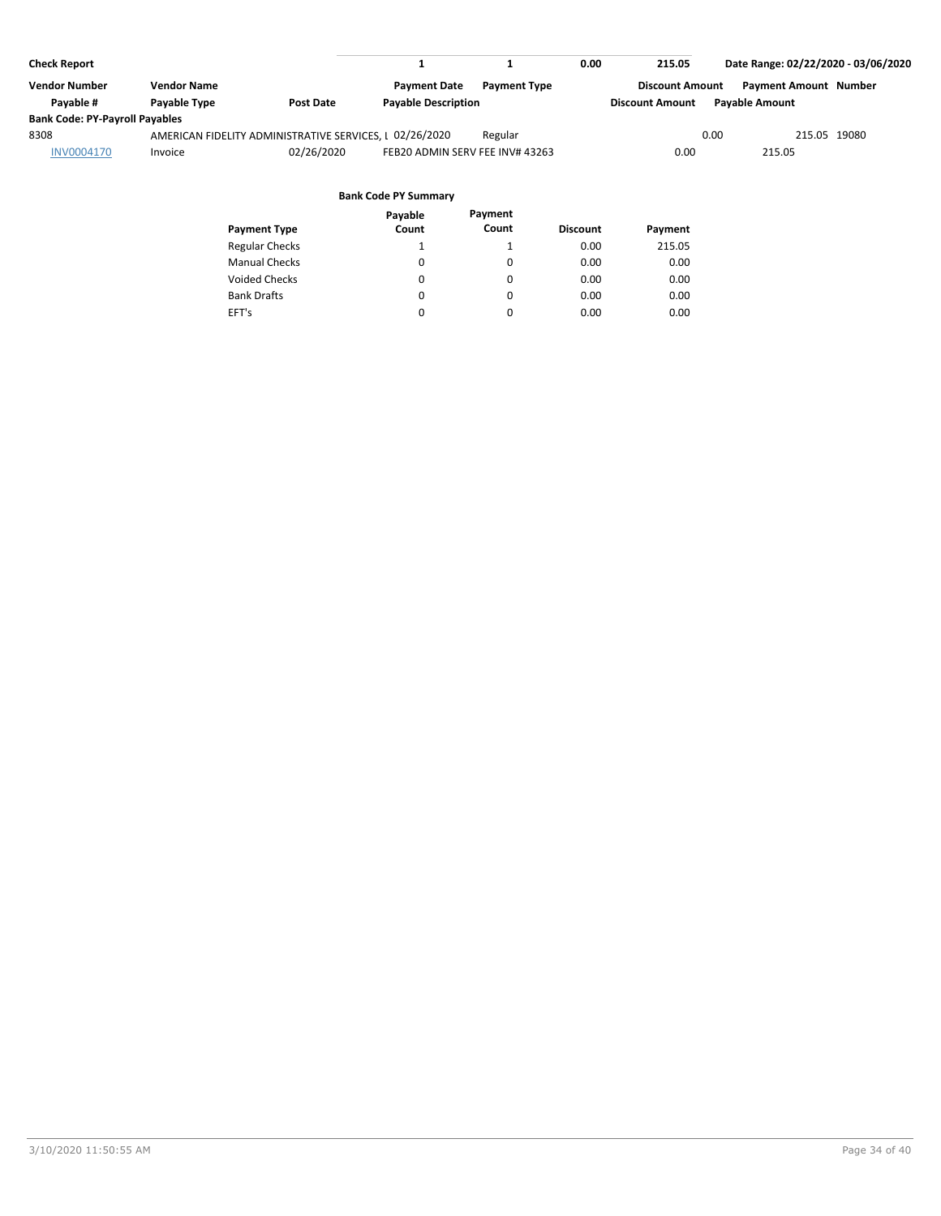**Check Report** | 1 | 1 | 0.00 | 215.05 | Date Range: 02/22/2020 - 03/06/2020

| Vendor Number | Vendor Name | | Payment Date | Payment Type | Discount Amount | Payment Amount | Number |
|---|---|---|---|---|---|---|---|
| Payable # | Payable Type | Post Date | Payable Description | | Discount Amount | Payable Amount | |
| **Bank Code: PY-Payroll Payables** | | | | | | | |
| 8308 | AMERICAN FIDELITY ADMINISTRATIVE SERVICES, L | | 02/26/2020 | Regular | 0.00 | 215.05 | 19080 |
| INV0004170 | Invoice | 02/26/2020 | FEB20 ADMIN SERV FEE INV# 43263 | | 0.00 | 215.05 | |

**Bank Code PY Summary**

| Payment Type | Payable Count | Payment Count | Discount | Payment |
|---|---|---|---|---|
| Regular Checks | 1 | 1 | 0.00 | 215.05 |
| Manual Checks | 0 | 0 | 0.00 | 0.00 |
| Voided Checks | 0 | 0 | 0.00 | 0.00 |
| Bank Drafts | 0 | 0 | 0.00 | 0.00 |
| EFT's | 0 | 0 | 0.00 | 0.00 |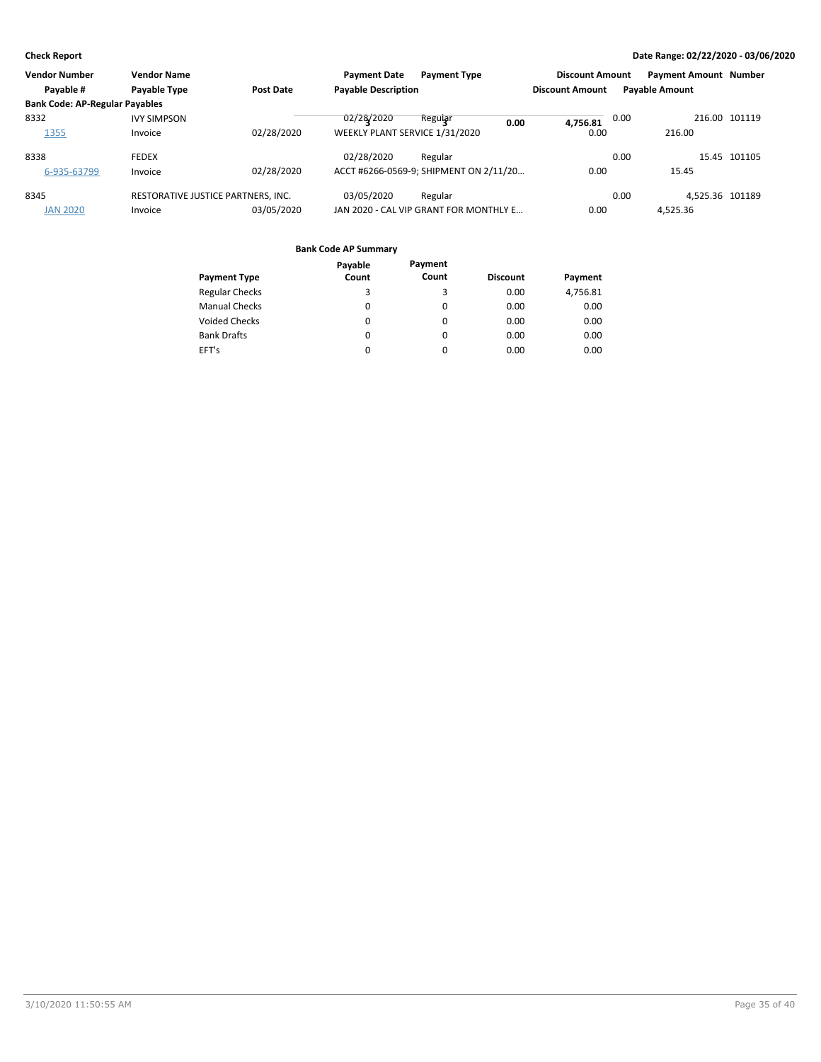**Check Report** | **Date Range: 02/22/2020 - 03/06/2020**

| Vendor Number | Vendor Name | | Payment Date | Payment Type | Discount Amount | Payment Amount | Number |
|---|---|---|---|---|---|---|---|
| Payable # | Payable Type | Post Date | Payable Description | | Discount Amount | Payable Amount | |
| **Bank Code: AP-Regular Payables** | | | | | | | |
| 8332 | IVY SIMPSON | | 02/28/2020 | Regular | 0.00 | 216.00 | 101119 |
| 1355 | Invoice | 02/28/2020 | WEEKLY PLANT SERVICE 1/31/2020 | | 0.00 | 216.00 | |
| 8338 | FEDEX | | 02/28/2020 | Regular | 0.00 | 15.45 | 101105 |
| 6-935-63799 | Invoice | 02/28/2020 | ACCT #6266-0569-9; SHIPMENT ON 2/11/20… | | 0.00 | 15.45 | |
| 8345 | RESTORATIVE JUSTICE PARTNERS, INC. | | 03/05/2020 | Regular | 0.00 | 4,525.36 | 101189 |
| JAN 2020 | Invoice | 03/05/2020 | JAN 2020 - CAL VIP GRANT FOR MONTHLY E… | | 0.00 | 4,525.36 | |

**Bank Code AP Summary**

| Payment Type | Payable Count | Payment Count | Discount | Payment |
|---|---|---|---|---|
| Regular Checks | 3 | 3 | 0.00 | 4,756.81 |
| Manual Checks | 0 | 0 | 0.00 | 0.00 |
| Voided Checks | 0 | 0 | 0.00 | 0.00 |
| Bank Drafts | 0 | 0 | 0.00 | 0.00 |
| EFT's | 0 | 0 | 0.00 | 0.00 |
| | **3** | **3** | **0.00** | **4,756.81** |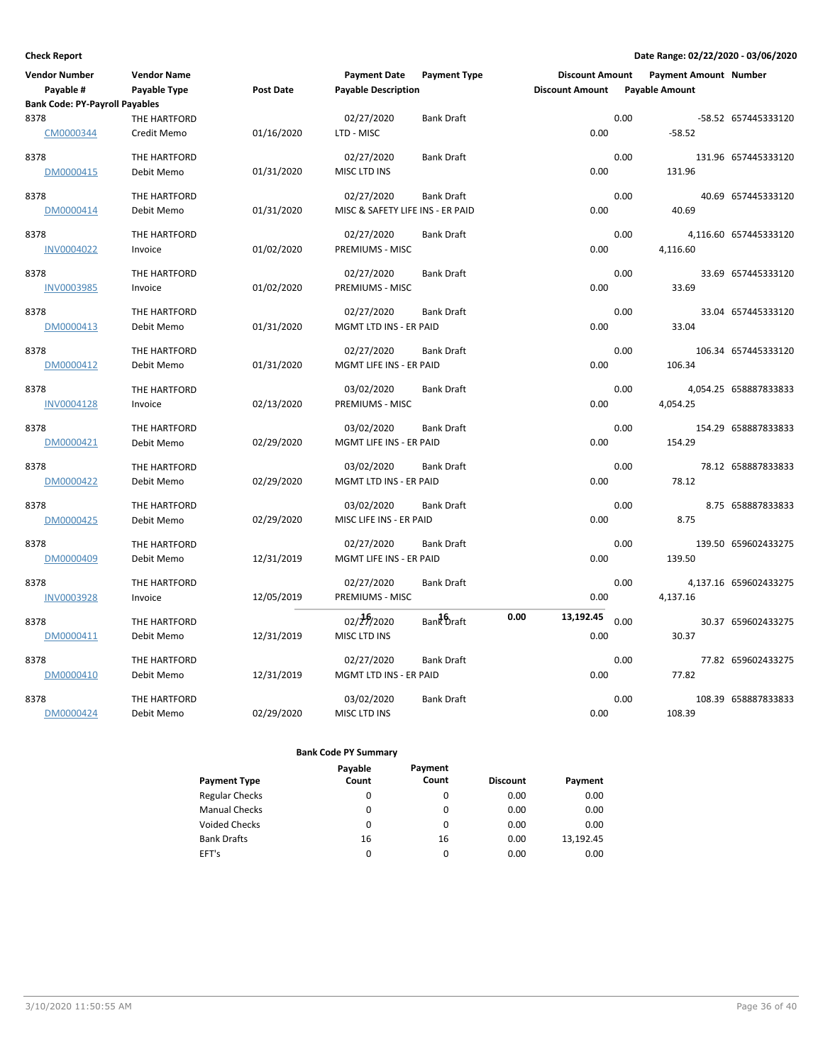**Check Report**

**Date Range: 02/22/2020 - 03/06/2020**

| Vendor Number / Payable # | Vendor Name / Payable Type | Post Date | Payment Date / Payable Description | Payment Type | Discount Amount / Discount Amount | Payment Amount / Payable Amount | Number |
|---|---|---|---|---|---|---|---|
| **Bank Code: PY-Payroll Payables** | | | | | | | |
| 8378 | THE HARTFORD | | 02/27/2020 | Bank Draft | 0.00 | -58.52 | 657445333120 |
| CM0000344 | Credit Memo | 01/16/2020 | LTD - MISC | | 0.00 | -58.52 | |
| 8378 | THE HARTFORD | | 02/27/2020 | Bank Draft | 0.00 | 131.96 | 657445333120 |
| DM0000415 | Debit Memo | 01/31/2020 | MISC LTD INS | | 0.00 | 131.96 | |
| 8378 | THE HARTFORD | | 02/27/2020 | Bank Draft | 0.00 | 40.69 | 657445333120 |
| DM0000414 | Debit Memo | 01/31/2020 | MISC & SAFETY LIFE INS - ER PAID | | 0.00 | 40.69 | |
| 8378 | THE HARTFORD | | 02/27/2020 | Bank Draft | 0.00 | 4,116.60 | 657445333120 |
| INV0004022 | Invoice | 01/02/2020 | PREMIUMS - MISC | | 0.00 | 4,116.60 | |
| 8378 | THE HARTFORD | | 02/27/2020 | Bank Draft | 0.00 | 33.69 | 657445333120 |
| INV0003985 | Invoice | 01/02/2020 | PREMIUMS - MISC | | 0.00 | 33.69 | |
| 8378 | THE HARTFORD | | 02/27/2020 | Bank Draft | 0.00 | 33.04 | 657445333120 |
| DM0000413 | Debit Memo | 01/31/2020 | MGMT LTD INS - ER PAID | | 0.00 | 33.04 | |
| 8378 | THE HARTFORD | | 02/27/2020 | Bank Draft | 0.00 | 106.34 | 657445333120 |
| DM0000412 | Debit Memo | 01/31/2020 | MGMT LIFE INS - ER PAID | | 0.00 | 106.34 | |
| 8378 | THE HARTFORD | | 03/02/2020 | Bank Draft | 0.00 | 4,054.25 | 658887833833 |
| INV0004128 | Invoice | 02/13/2020 | PREMIUMS - MISC | | 0.00 | 4,054.25 | |
| 8378 | THE HARTFORD | | 03/02/2020 | Bank Draft | 0.00 | 154.29 | 658887833833 |
| DM0000421 | Debit Memo | 02/29/2020 | MGMT LIFE INS - ER PAID | | 0.00 | 154.29 | |
| 8378 | THE HARTFORD | | 03/02/2020 | Bank Draft | 0.00 | 78.12 | 658887833833 |
| DM0000422 | Debit Memo | 02/29/2020 | MGMT LTD INS - ER PAID | | 0.00 | 78.12 | |
| 8378 | THE HARTFORD | | 03/02/2020 | Bank Draft | 0.00 | 8.75 | 658887833833 |
| DM0000425 | Debit Memo | 02/29/2020 | MISC LIFE INS - ER PAID | | 0.00 | 8.75 | |
| 8378 | THE HARTFORD | | 02/27/2020 | Bank Draft | 0.00 | 139.50 | 659602433275 |
| DM0000409 | Debit Memo | 12/31/2019 | MGMT LIFE INS - ER PAID | | 0.00 | 139.50 | |
| 8378 | THE HARTFORD | | 02/27/2020 | Bank Draft | 0.00 | 4,137.16 | 659602433275 |
| INV0003928 | Invoice | 12/05/2019 | PREMIUMS - MISC | | 0.00 | 4,137.16 | |
| 8378 | THE HARTFORD | | 02/27/2020 | Bank Draft | 0.00 | 30.37 | 659602433275 |
| DM0000411 | Debit Memo | 12/31/2019 | MISC LTD INS | | 0.00 | 30.37 | |
| 8378 | THE HARTFORD | | 02/27/2020 | Bank Draft | 0.00 | 77.82 | 659602433275 |
| DM0000410 | Debit Memo | 12/31/2019 | MGMT LTD INS - ER PAID | | 0.00 | 77.82 | |
| 8378 | THE HARTFORD | | 03/02/2020 | Bank Draft | 0.00 | 108.39 | 658887833833 |
| DM0000424 | Debit Memo | 02/29/2020 | MISC LTD INS | | 0.00 | 108.39 | |
| | | | 16 | 16 | 0.00 | 13,192.45 | |

**Bank Code PY Summary**

| Payment Type | Payable Count | Payment Count | Discount | Payment |
|---|---|---|---|---|
| Regular Checks | 0 | 0 | 0.00 | 0.00 |
| Manual Checks | 0 | 0 | 0.00 | 0.00 |
| Voided Checks | 0 | 0 | 0.00 | 0.00 |
| Bank Drafts | 16 | 16 | 0.00 | 13,192.45 |
| EFT's | 0 | 0 | 0.00 | 0.00 |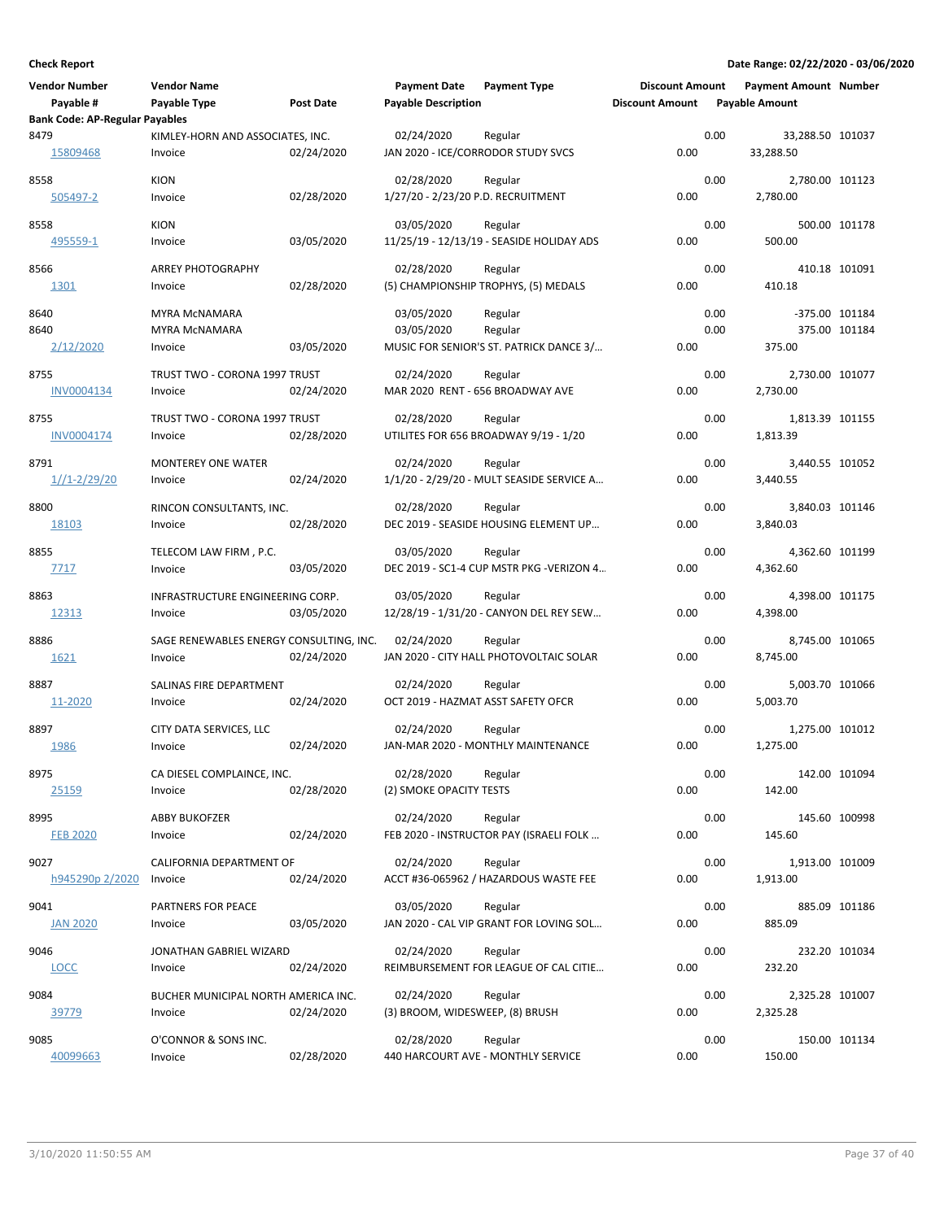**Check Report** — Date Range: 02/22/2020 - 03/06/2020

| Vendor Number / Payable # | Vendor Name / Payable Type | Post Date | Payment Date / Payable Description | Payment Type | Discount Amount | Payment Amount / Payable Amount | Number |
|---|---|---|---|---|---|---|---|
| **Bank Code: AP-Regular Payables** | | | | | | | |
| 8479 | KIMLEY-HORN AND ASSOCIATES, INC. | | 02/24/2020 | Regular | 0.00 | 33,288.50 | 101037 |
| 15809468 | Invoice | 02/24/2020 | JAN 2020 - ICE/CORRODOR STUDY SVCS | | 0.00 | 33,288.50 | |
| 8558 | KION | | 02/28/2020 | Regular | 0.00 | 2,780.00 | 101123 |
| 505497-2 | Invoice | 02/28/2020 | 1/27/20 - 2/23/20 P.D. RECRUITMENT | | 0.00 | 2,780.00 | |
| 8558 | KION | | 03/05/2020 | Regular | 0.00 | 500.00 | 101178 |
| 495559-1 | Invoice | 03/05/2020 | 11/25/19 - 12/13/19 - SEASIDE HOLIDAY ADS | | 0.00 | 500.00 | |
| 8566 | ARREY PHOTOGRAPHY | | 02/28/2020 | Regular | 0.00 | 410.18 | 101091 |
| 1301 | Invoice | 02/28/2020 | (5) CHAMPIONSHIP TROPHYS, (5) MEDALS | | 0.00 | 410.18 | |
| 8640 | MYRA McNAMARA | | 03/05/2020 | Regular | 0.00 | -375.00 | 101184 |
| 8640 | MYRA McNAMARA | | 03/05/2020 | Regular | 0.00 | 375.00 | 101184 |
| 2/12/2020 | Invoice | 03/05/2020 | MUSIC FOR SENIOR'S ST. PATRICK DANCE 3/... | | 0.00 | 375.00 | |
| 8755 | TRUST TWO - CORONA 1997 TRUST | | 02/24/2020 | Regular | 0.00 | 2,730.00 | 101077 |
| INV0004134 | Invoice | 02/24/2020 | MAR 2020 RENT - 656 BROADWAY AVE | | 0.00 | 2,730.00 | |
| 8755 | TRUST TWO - CORONA 1997 TRUST | | 02/28/2020 | Regular | 0.00 | 1,813.39 | 101155 |
| INV0004174 | Invoice | 02/28/2020 | UTILITES FOR 656 BROADWAY 9/19 - 1/20 | | 0.00 | 1,813.39 | |
| 8791 | MONTEREY ONE WATER | | 02/24/2020 | Regular | 0.00 | 3,440.55 | 101052 |
| 1//1-2/29/20 | Invoice | 02/24/2020 | 1/1/20 - 2/29/20 - MULT SEASIDE SERVICE A... | | 0.00 | 3,440.55 | |
| 8800 | RINCON CONSULTANTS, INC. | | 02/28/2020 | Regular | 0.00 | 3,840.03 | 101146 |
| 18103 | Invoice | 02/28/2020 | DEC 2019 - SEASIDE HOUSING ELEMENT UP... | | 0.00 | 3,840.03 | |
| 8855 | TELECOM LAW FIRM , P.C. | | 03/05/2020 | Regular | 0.00 | 4,362.60 | 101199 |
| 7717 | Invoice | 03/05/2020 | DEC 2019 - SC1-4 CUP MSTR PKG -VERIZON 4... | | 0.00 | 4,362.60 | |
| 8863 | INFRASTRUCTURE ENGINEERING CORP. | | 03/05/2020 | Regular | 0.00 | 4,398.00 | 101175 |
| 12313 | Invoice | 03/05/2020 | 12/28/19 - 1/31/20 - CANYON DEL REY SEW... | | 0.00 | 4,398.00 | |
| 8886 | SAGE RENEWABLES ENERGY CONSULTING, INC. | | 02/24/2020 | Regular | 0.00 | 8,745.00 | 101065 |
| 1621 | Invoice | 02/24/2020 | JAN 2020 - CITY HALL PHOTOVOLTAIC SOLAR | | 0.00 | 8,745.00 | |
| 8887 | SALINAS FIRE DEPARTMENT | | 02/24/2020 | Regular | 0.00 | 5,003.70 | 101066 |
| 11-2020 | Invoice | 02/24/2020 | OCT 2019 - HAZMAT ASST SAFETY OFCR | | 0.00 | 5,003.70 | |
| 8897 | CITY DATA SERVICES, LLC | | 02/24/2020 | Regular | 0.00 | 1,275.00 | 101012 |
| 1986 | Invoice | 02/24/2020 | JAN-MAR 2020 - MONTHLY MAINTENANCE | | 0.00 | 1,275.00 | |
| 8975 | CA DIESEL COMPLAINCE, INC. | | 02/28/2020 | Regular | 0.00 | 142.00 | 101094 |
| 25159 | Invoice | 02/28/2020 | (2) SMOKE OPACITY TESTS | | 0.00 | 142.00 | |
| 8995 | ABBY BUKOFZER | | 02/24/2020 | Regular | 0.00 | 145.60 | 100998 |
| FEB 2020 | Invoice | 02/24/2020 | FEB 2020 - INSTRUCTOR PAY (ISRAELI FOLK ... | | 0.00 | 145.60 | |
| 9027 | CALIFORNIA DEPARTMENT OF | | 02/24/2020 | Regular | 0.00 | 1,913.00 | 101009 |
| h945290p 2/2020 | Invoice | 02/24/2020 | ACCT #36-065962 / HAZARDOUS WASTE FEE | | 0.00 | 1,913.00 | |
| 9041 | PARTNERS FOR PEACE | | 03/05/2020 | Regular | 0.00 | 885.09 | 101186 |
| JAN 2020 | Invoice | 03/05/2020 | JAN 2020 - CAL VIP GRANT FOR LOVING SOL... | | 0.00 | 885.09 | |
| 9046 | JONATHAN GABRIEL WIZARD | | 02/24/2020 | Regular | 0.00 | 232.20 | 101034 |
| LOCC | Invoice | 02/24/2020 | REIMBURSEMENT FOR LEAGUE OF CAL CITIE... | | 0.00 | 232.20 | |
| 9084 | BUCHER MUNICIPAL NORTH AMERICA INC. | | 02/24/2020 | Regular | 0.00 | 2,325.28 | 101007 |
| 39779 | Invoice | 02/24/2020 | (3) BROOM, WIDESWEEP, (8) BRUSH | | 0.00 | 2,325.28 | |
| 9085 | O'CONNOR & SONS INC. | | 02/28/2020 | Regular | 0.00 | 150.00 | 101134 |
| 40099663 | Invoice | 02/28/2020 | 440 HARCOURT AVE - MONTHLY SERVICE | | 0.00 | 150.00 | |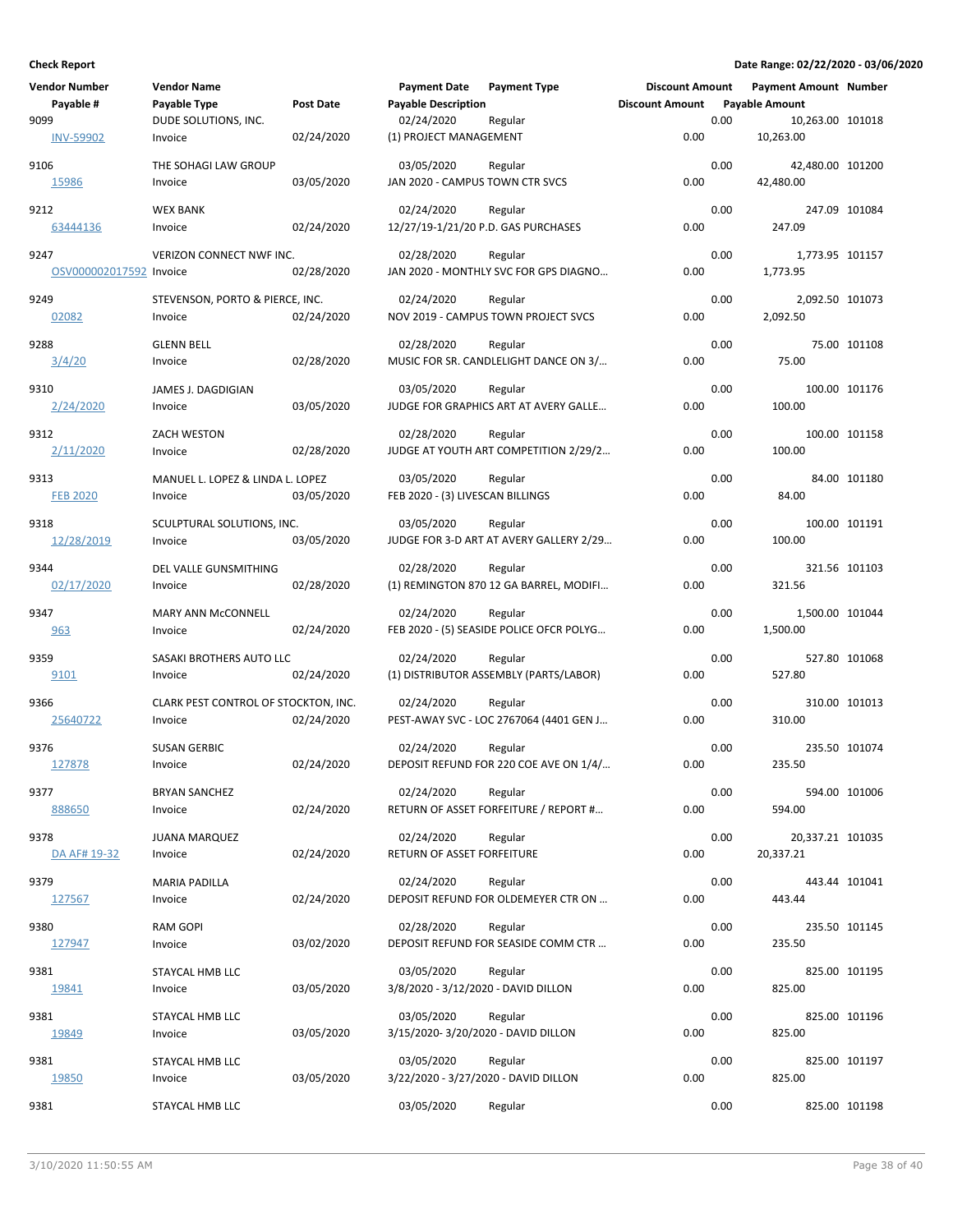**Check Report** — Date Range: 02/22/2020 - 03/06/2020

| Vendor Number | Vendor Name | | Payment Date | Payment Type | Discount Amount | Payment Amount | Number |
|---|---|---|---|---|---|---|---|
| Payable # | Payable Type | Post Date | Payable Description | | Discount Amount | Payable Amount | |
| 9099 | DUDE SOLUTIONS, INC. | | 02/24/2020 | Regular | 0.00 | 10,263.00 | 101018 |
| INV-59902 | Invoice | 02/24/2020 | (1) PROJECT MANAGEMENT | | 0.00 | 10,263.00 | |
| 9106 | THE SOHAGI LAW GROUP | | 03/05/2020 | Regular | 0.00 | 42,480.00 | 101200 |
| 15986 | Invoice | 03/05/2020 | JAN 2020 - CAMPUS TOWN CTR SVCS | | 0.00 | 42,480.00 | |
| 9212 | WEX BANK | | 02/24/2020 | Regular | 0.00 | 247.09 | 101084 |
| 63444136 | Invoice | 02/24/2020 | 12/27/19-1/21/20 P.D. GAS PURCHASES | | 0.00 | 247.09 | |
| 9247 | VERIZON CONNECT NWF INC. | | 02/28/2020 | Regular | 0.00 | 1,773.95 | 101157 |
| OSV000002017592 | Invoice | 02/28/2020 | JAN 2020 - MONTHLY SVC FOR GPS DIAGNO... | | 0.00 | 1,773.95 | |
| 9249 | STEVENSON, PORTO & PIERCE, INC. | | 02/24/2020 | Regular | 0.00 | 2,092.50 | 101073 |
| 02082 | Invoice | 02/24/2020 | NOV 2019 - CAMPUS TOWN PROJECT SVCS | | 0.00 | 2,092.50 | |
| 9288 | GLENN BELL | | 02/28/2020 | Regular | 0.00 | 75.00 | 101108 |
| 3/4/20 | Invoice | 02/28/2020 | MUSIC FOR SR. CANDLELIGHT DANCE ON 3/... | | 0.00 | 75.00 | |
| 9310 | JAMES J. DAGDIGIAN | | 03/05/2020 | Regular | 0.00 | 100.00 | 101176 |
| 2/24/2020 | Invoice | 03/05/2020 | JUDGE FOR GRAPHICS ART AT AVERY GALLE... | | 0.00 | 100.00 | |
| 9312 | ZACH WESTON | | 02/28/2020 | Regular | 0.00 | 100.00 | 101158 |
| 2/11/2020 | Invoice | 02/28/2020 | JUDGE AT YOUTH ART COMPETITION 2/29/2... | | 0.00 | 100.00 | |
| 9313 | MANUEL L. LOPEZ & LINDA L. LOPEZ | | 03/05/2020 | Regular | 0.00 | 84.00 | 101180 |
| FEB 2020 | Invoice | 03/05/2020 | FEB 2020 - (3) LIVESCAN BILLINGS | | 0.00 | 84.00 | |
| 9318 | SCULPTURAL SOLUTIONS, INC. | | 03/05/2020 | Regular | 0.00 | 100.00 | 101191 |
| 12/28/2019 | Invoice | 03/05/2020 | JUDGE FOR 3-D ART AT AVERY GALLERY 2/29... | | 0.00 | 100.00 | |
| 9344 | DEL VALLE GUNSMITHING | | 02/28/2020 | Regular | 0.00 | 321.56 | 101103 |
| 02/17/2020 | Invoice | 02/28/2020 | (1) REMINGTON 870 12 GA BARREL, MODIFI... | | 0.00 | 321.56 | |
| 9347 | MARY ANN McCONNELL | | 02/24/2020 | Regular | 0.00 | 1,500.00 | 101044 |
| 963 | Invoice | 02/24/2020 | FEB 2020 - (5) SEASIDE POLICE OFCR POLYG... | | 0.00 | 1,500.00 | |
| 9359 | SASAKI BROTHERS AUTO LLC | | 02/24/2020 | Regular | 0.00 | 527.80 | 101068 |
| 9101 | Invoice | 02/24/2020 | (1) DISTRIBUTOR ASSEMBLY (PARTS/LABOR) | | 0.00 | 527.80 | |
| 9366 | CLARK PEST CONTROL OF STOCKTON, INC. | | 02/24/2020 | Regular | 0.00 | 310.00 | 101013 |
| 25640722 | Invoice | 02/24/2020 | PEST-AWAY SVC - LOC 2767064 (4401 GEN J... | | 0.00 | 310.00 | |
| 9376 | SUSAN GERBIC | | 02/24/2020 | Regular | 0.00 | 235.50 | 101074 |
| 127878 | Invoice | 02/24/2020 | DEPOSIT REFUND FOR 220 COE AVE ON 1/4/... | | 0.00 | 235.50 | |
| 9377 | BRYAN SANCHEZ | | 02/24/2020 | Regular | 0.00 | 594.00 | 101006 |
| 888650 | Invoice | 02/24/2020 | RETURN OF ASSET FORFEITURE / REPORT #... | | 0.00 | 594.00 | |
| 9378 | JUANA MARQUEZ | | 02/24/2020 | Regular | 0.00 | 20,337.21 | 101035 |
| DA AF# 19-32 | Invoice | 02/24/2020 | RETURN OF ASSET FORFEITURE | | 0.00 | 20,337.21 | |
| 9379 | MARIA PADILLA | | 02/24/2020 | Regular | 0.00 | 443.44 | 101041 |
| 127567 | Invoice | 02/24/2020 | DEPOSIT REFUND FOR OLDEMEYER CTR ON ... | | 0.00 | 443.44 | |
| 9380 | RAM GOPI | | 02/28/2020 | Regular | 0.00 | 235.50 | 101145 |
| 127947 | Invoice | 03/02/2020 | DEPOSIT REFUND FOR SEASIDE COMM CTR ... | | 0.00 | 235.50 | |
| 9381 | STAYCAL HMB LLC | | 03/05/2020 | Regular | 0.00 | 825.00 | 101195 |
| 19841 | Invoice | 03/05/2020 | 3/8/2020 - 3/12/2020 - DAVID DILLON | | 0.00 | 825.00 | |
| 9381 | STAYCAL HMB LLC | | 03/05/2020 | Regular | 0.00 | 825.00 | 101196 |
| 19849 | Invoice | 03/05/2020 | 3/15/2020- 3/20/2020 - DAVID DILLON | | 0.00 | 825.00 | |
| 9381 | STAYCAL HMB LLC | | 03/05/2020 | Regular | 0.00 | 825.00 | 101197 |
| 19850 | Invoice | 03/05/2020 | 3/22/2020 - 3/27/2020 - DAVID DILLON | | 0.00 | 825.00 | |
| 9381 | STAYCAL HMB LLC | | 03/05/2020 | Regular | 0.00 | 825.00 | 101198 |

3/10/2020 11:50:55 AM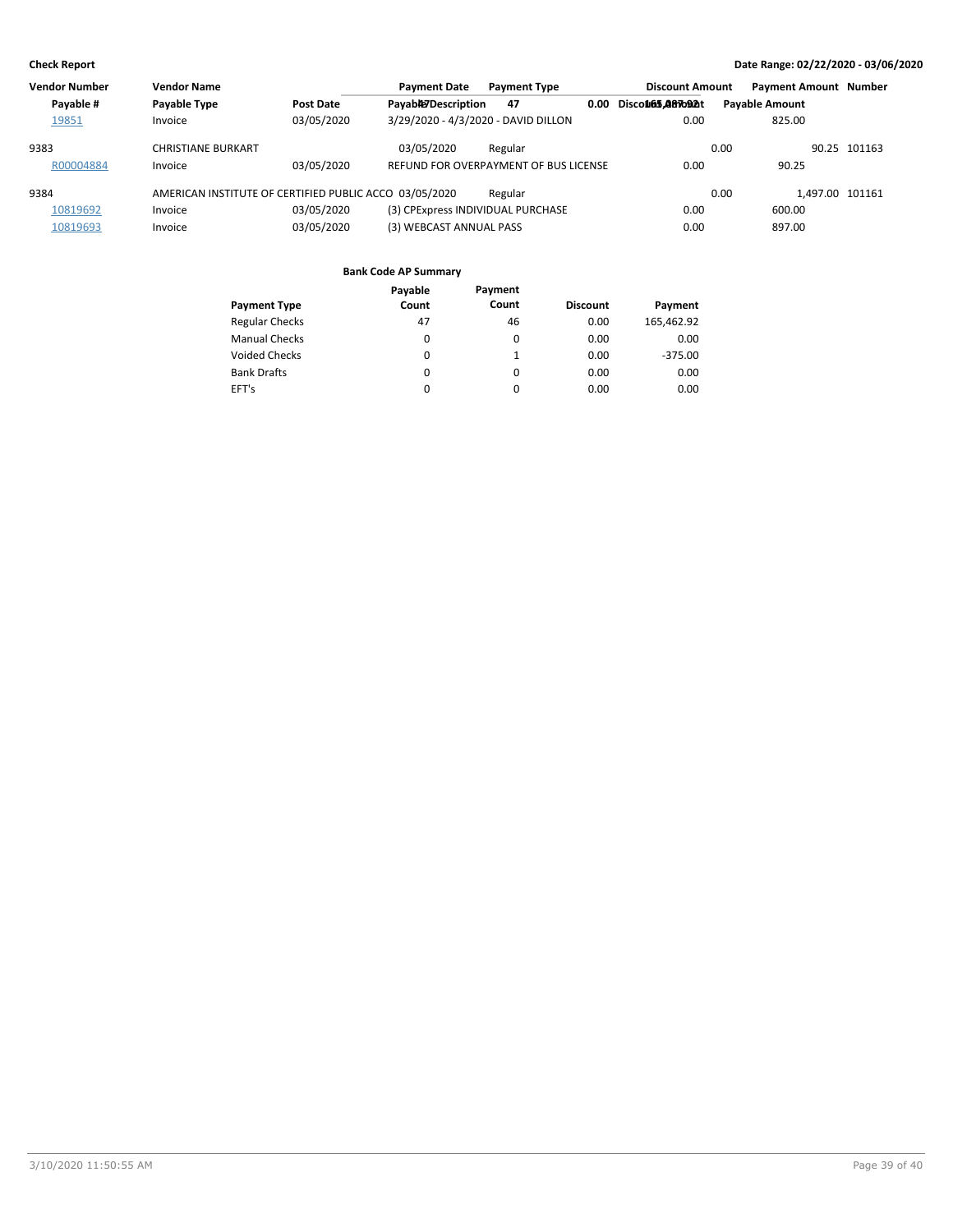**Check Report** | **Date Range: 02/22/2020 - 03/06/2020**

| Vendor Number | Vendor Name | | Payment Date | Payment Type | Discount Amount | Payment Amount | Number |
|---|---|---|---|---|---|---|---|
| Payable # | Payable Type | Post Date | Payable Description | | Discount Amount | Payable Amount | |
| 19851 | Invoice | 03/05/2020 | 3/29/2020 - 4/3/2020 - DAVID DILLON | | 0.00 | 825.00 | |
| 9383 | CHRISTIANE BURKART | | 03/05/2020 | Regular | 0.00 | 90.25 | 101163 |
| R00004884 | Invoice | 03/05/2020 | REFUND FOR OVERPAYMENT OF BUS LICENSE | | 0.00 | 90.25 | |
| 9384 | AMERICAN INSTITUTE OF CERTIFIED PUBLIC ACCO | | 03/05/2020 | Regular | 0.00 | 1,497.00 | 101161 |
| 10819692 | Invoice | 03/05/2020 | (3) CPExpress INDIVIDUAL PURCHASE | | 0.00 | 600.00 | |
| 10819693 | Invoice | 03/05/2020 | (3) WEBCAST ANNUAL PASS | | 0.00 | 897.00 | |

**Bank Code AP Summary**

| Payment Type | Payable Count | Payment Count | Discount | Payment |
|---|---|---|---|---|
| Regular Checks | 47 | 46 | 0.00 | 165,462.92 |
| Manual Checks | 0 | 0 | 0.00 | 0.00 |
| Voided Checks | 0 | 1 | 0.00 | -375.00 |
| Bank Drafts | 0 | 0 | 0.00 | 0.00 |
| EFT's | 0 | 0 | 0.00 | 0.00 |
| | 47 | 47 | 0.00 | 165,087.92 |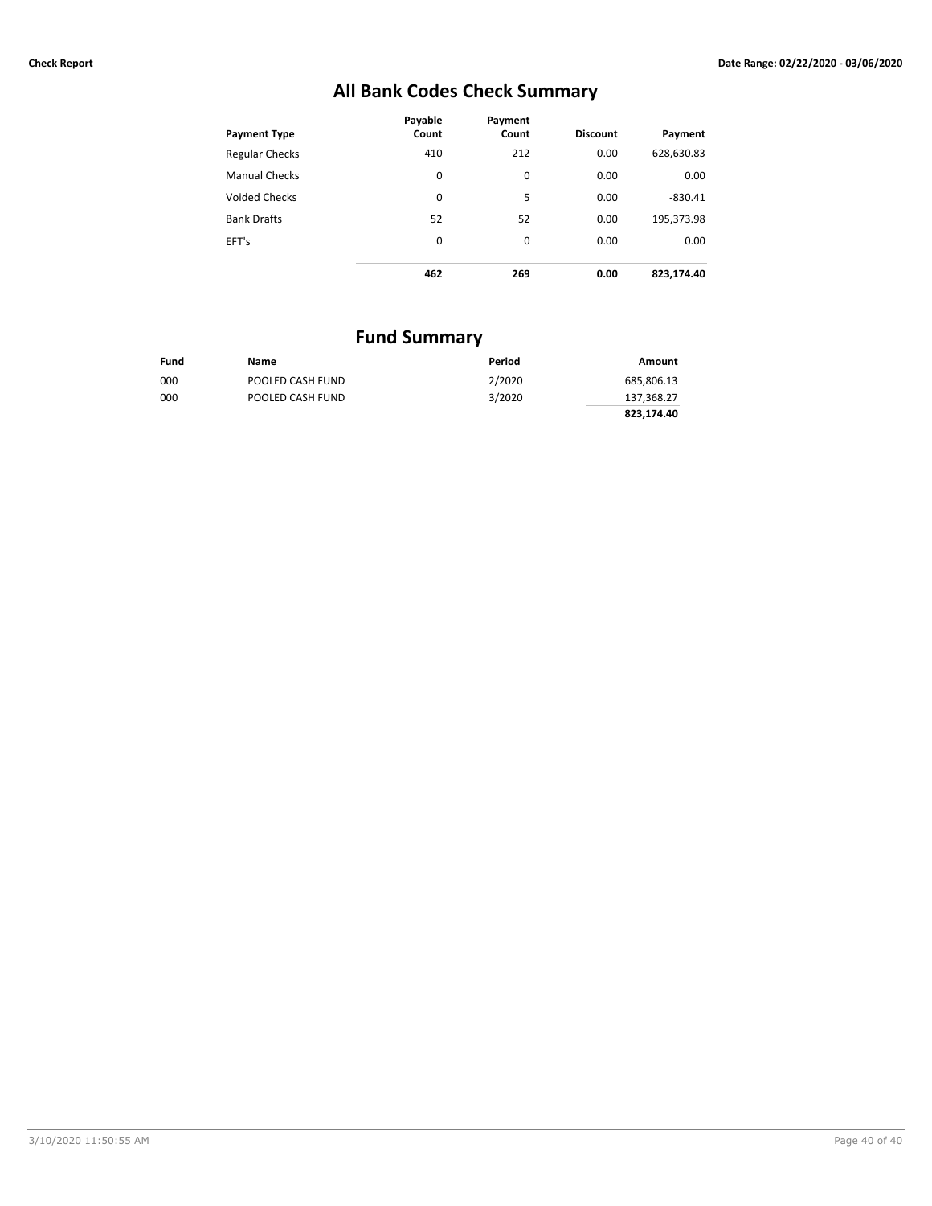## All Bank Codes Check Summary

| Payment Type | Payable Count | Payment Count | Discount | Payment |
|---|---|---|---|---|
| Regular Checks | 410 | 212 | 0.00 | 628,630.83 |
| Manual Checks | 0 | 0 | 0.00 | 0.00 |
| Voided Checks | 0 | 5 | 0.00 | -830.41 |
| Bank Drafts | 52 | 52 | 0.00 | 195,373.98 |
| EFT's | 0 | 0 | 0.00 | 0.00 |
| | **462** | **269** | **0.00** | **823,174.40** |

## Fund Summary

| Fund | Name | Period | Amount |
|---|---|---|---|
| 000 | POOLED CASH FUND | 2/2020 | 685,806.13 |
| 000 | POOLED CASH FUND | 3/2020 | 137,368.27 |
| | | | **823,174.40** |